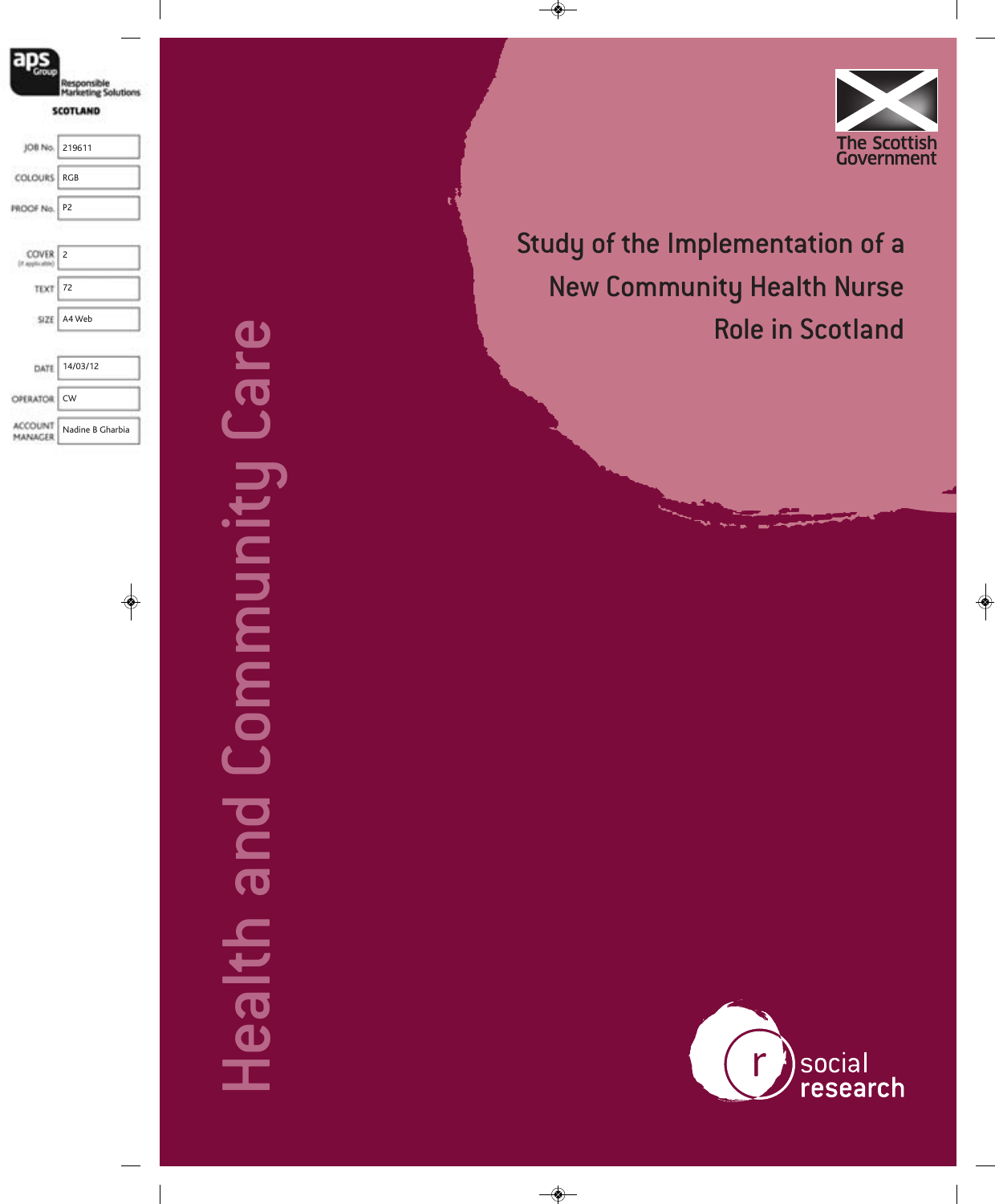The Scottish Government

# Study of the Implementation of a New Community Health Nurse Role in Scotland

Health and Community Care

social research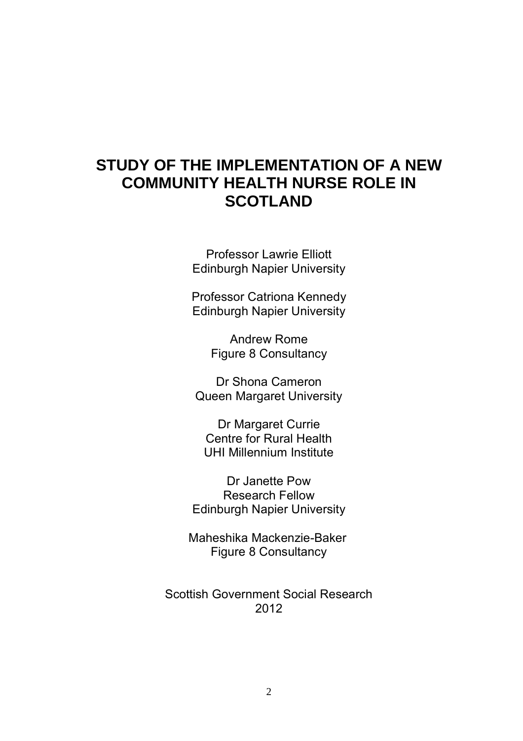# STUDY OF THE IMPLEMENTATION OF A NEW COMMUNITY HEALTH NURSE ROLE IN SCOTLAND

Professor Lawrie Elliott
Edinburgh Napier University

Professor Catriona Kennedy
Edinburgh Napier University

Andrew Rome
Figure 8 Consultancy

Dr Shona Cameron
Queen Margaret University

Dr Margaret Currie
Centre for Rural Health
UHI Millennium Institute

Dr Janette Pow
Research Fellow
Edinburgh Napier University

Maheshika Mackenzie-Baker
Figure 8 Consultancy

Scottish Government Social Research
2012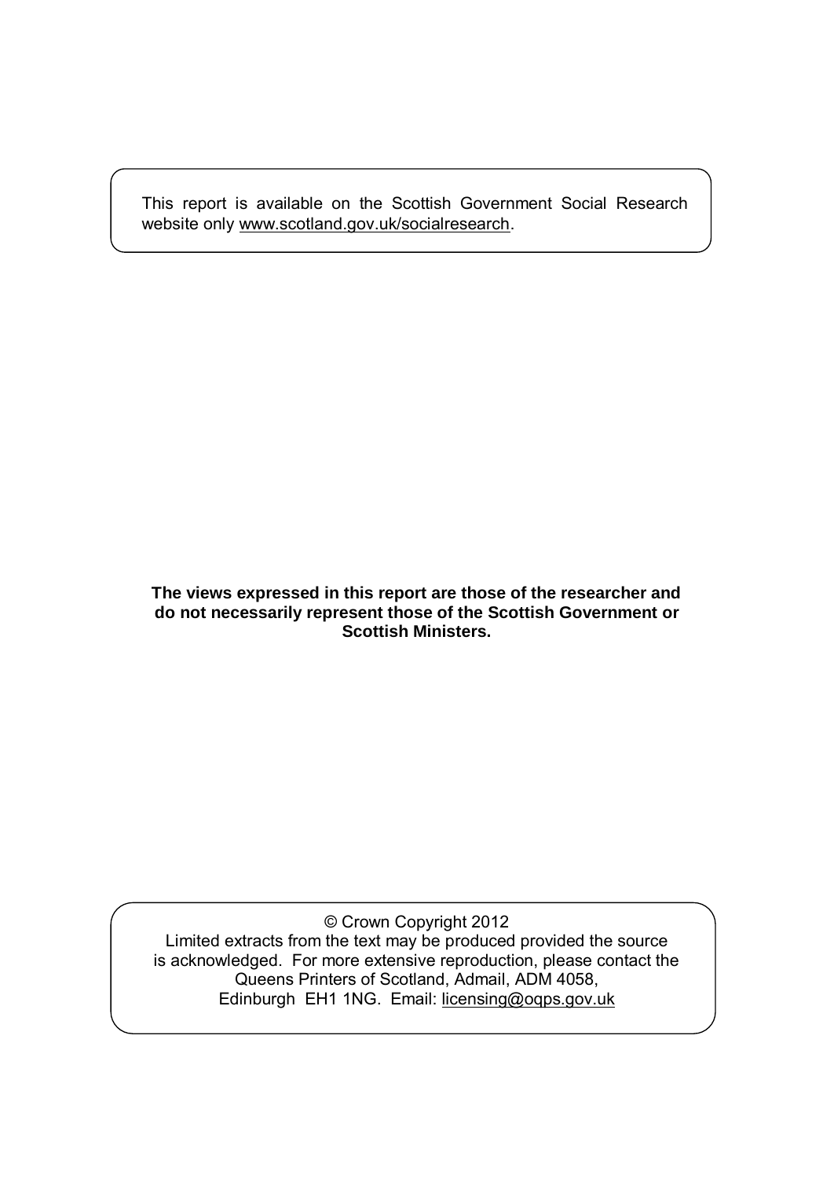This report is available on the Scottish Government Social Research website only www.scotland.gov.uk/socialresearch.

**The views expressed in this report are those of the researcher and do not necessarily represent those of the Scottish Government or Scottish Ministers.**

© Crown Copyright 2012
Limited extracts from the text may be produced provided the source is acknowledged. For more extensive reproduction, please contact the Queens Printers of Scotland, Admail, ADM 4058, Edinburgh EH1 1NG. Email: licensing@oqps.gov.uk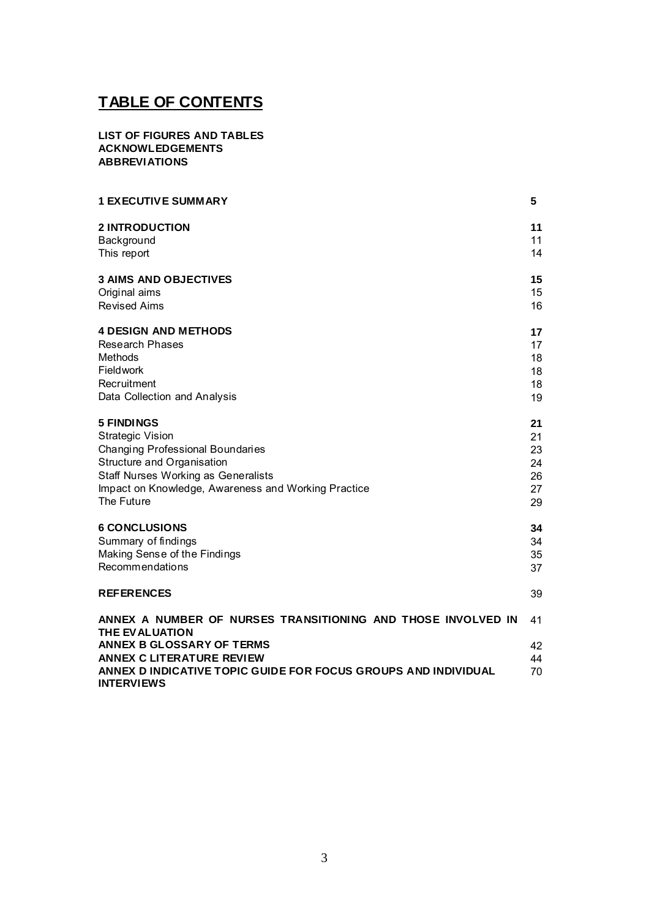# TABLE OF CONTENTS

**LIST OF FIGURES AND TABLES**
**ACKNOWLEDGEMENTS**
**ABBREVIATIONS**

| | |
|---|---|
| **1 EXECUTIVE SUMMARY** | **5** |
| **2 INTRODUCTION** | **11** |
| Background | 11 |
| This report | 14 |
| **3 AIMS AND OBJECTIVES** | **15** |
| Original aims | 15 |
| Revised Aims | 16 |
| **4 DESIGN AND METHODS** | **17** |
| Research Phases | 17 |
| Methods | 18 |
| Fieldwork | 18 |
| Recruitment | 18 |
| Data Collection and Analysis | 19 |
| **5 FINDINGS** | **21** |
| Strategic Vision | 21 |
| Changing Professional Boundaries | 23 |
| Structure and Organisation | 24 |
| Staff Nurses Working as Generalists | 26 |
| Impact on Knowledge, Awareness and Working Practice | 27 |
| The Future | 29 |
| **6 CONCLUSIONS** | **34** |
| Summary of findings | 34 |
| Making Sense of the Findings | 35 |
| Recommendations | 37 |
| **REFERENCES** | 39 |
| **ANNEX A NUMBER OF NURSES TRANSITIONING AND THOSE INVOLVED IN THE EVALUATION** | 41 |
| **ANNEX B GLOSSARY OF TERMS** | 42 |
| **ANNEX C LITERATURE REVIEW** | 44 |
| **ANNEX D INDICATIVE TOPIC GUIDE FOR FOCUS GROUPS AND INDIVIDUAL INTERVIEWS** | 70 |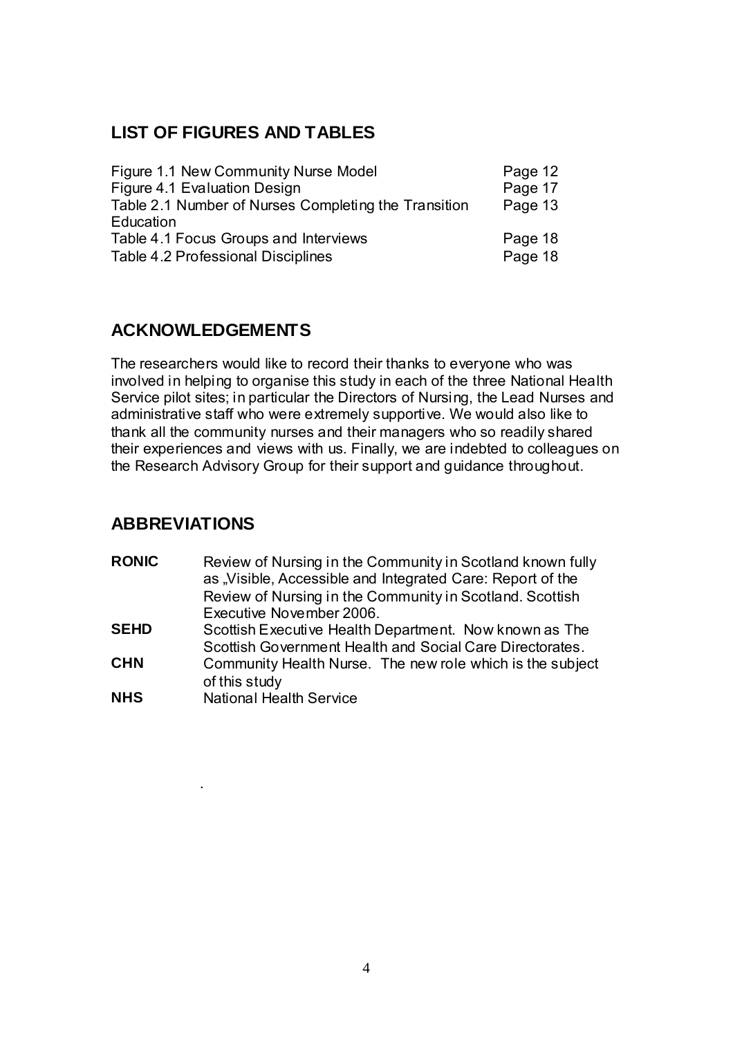## LIST OF FIGURES AND TABLES

| | |
|---|---|
| Figure 1.1 New Community Nurse Model | Page 12 |
| Figure 4.1 Evaluation Design | Page 17 |
| Table 2.1 Number of Nurses Completing the Transition Education | Page 13 |
| Table 4.1 Focus Groups and Interviews | Page 18 |
| Table 4.2 Professional Disciplines | Page 18 |

## ACKNOWLEDGEMENTS

The researchers would like to record their thanks to everyone who was involved in helping to organise this study in each of the three National Health Service pilot sites; in particular the Directors of Nursing, the Lead Nurses and administrative staff who were extremely supportive. We would also like to thank all the community nurses and their managers who so readily shared their experiences and views with us. Finally, we are indebted to colleagues on the Research Advisory Group for their support and guidance throughout.

## ABBREVIATIONS

**RONIC** Review of Nursing in the Community in Scotland known fully as „Visible, Accessible and Integrated Care: Report of the Review of Nursing in the Community in Scotland. Scottish Executive November 2006.

**SEHD** Scottish Executive Health Department. Now known as The Scottish Government Health and Social Care Directorates.

**CHN** Community Health Nurse. The new role which is the subject of this study

**NHS** National Health Service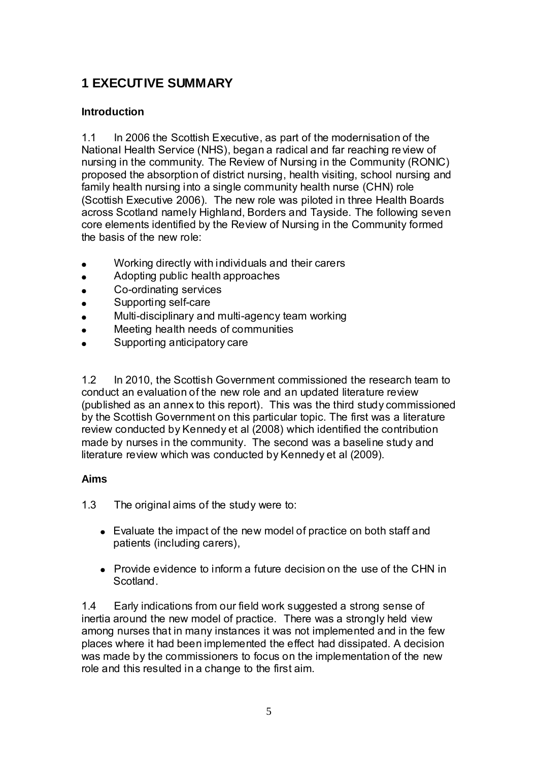# 1 EXECUTIVE SUMMARY

### Introduction

1.1 In 2006 the Scottish Executive, as part of the modernisation of the National Health Service (NHS), began a radical and far reaching review of nursing in the community. The Review of Nursing in the Community (RONIC) proposed the absorption of district nursing, health visiting, school nursing and family health nursing into a single community health nurse (CHN) role (Scottish Executive 2006). The new role was piloted in three Health Boards across Scotland namely Highland, Borders and Tayside. The following seven core elements identified by the Review of Nursing in the Community formed the basis of the new role:

- Working directly with individuals and their carers
- Adopting public health approaches
- Co-ordinating services
- Supporting self-care
- Multi-disciplinary and multi-agency team working
- Meeting health needs of communities
- Supporting anticipatory care

1.2 In 2010, the Scottish Government commissioned the research team to conduct an evaluation of the new role and an updated literature review (published as an annex to this report). This was the third study commissioned by the Scottish Government on this particular topic. The first was a literature review conducted by Kennedy et al (2008) which identified the contribution made by nurses in the community. The second was a baseline study and literature review which was conducted by Kennedy et al (2009).

### Aims

1.3 The original aims of the study were to:

- Evaluate the impact of the new model of practice on both staff and patients (including carers),
- Provide evidence to inform a future decision on the use of the CHN in Scotland.

1.4 Early indications from our field work suggested a strong sense of inertia around the new model of practice. There was a strongly held view among nurses that in many instances it was not implemented and in the few places where it had been implemented the effect had dissipated. A decision was made by the commissioners to focus on the implementation of the new role and this resulted in a change to the first aim.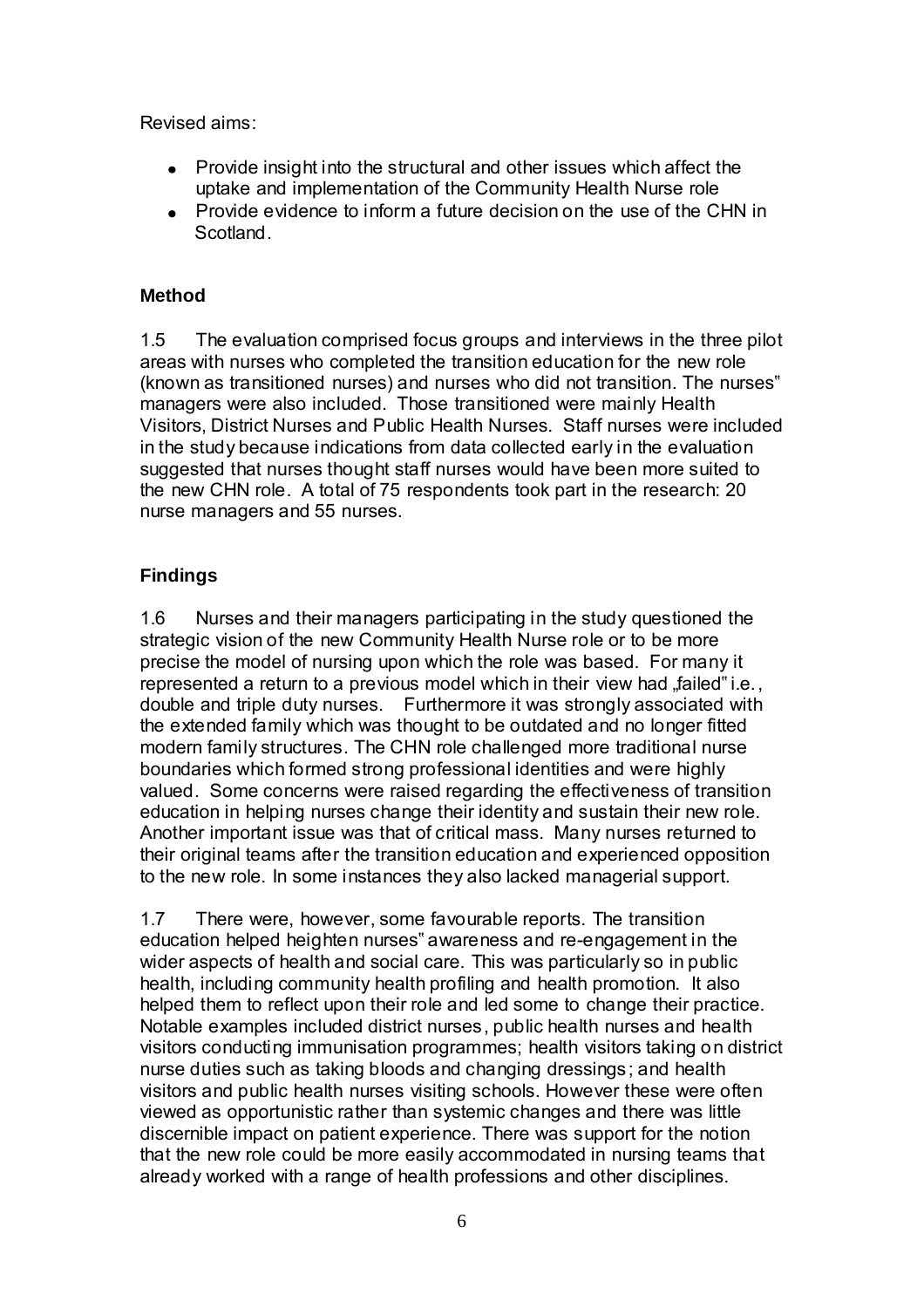Revised aims:

- Provide insight into the structural and other issues which affect the uptake and implementation of the Community Health Nurse role
- Provide evidence to inform a future decision on the use of the CHN in Scotland.

**Method**

1.5 The evaluation comprised focus groups and interviews in the three pilot areas with nurses who completed the transition education for the new role (known as transitioned nurses) and nurses who did not transition. The nurses" managers were also included. Those transitioned were mainly Health Visitors, District Nurses and Public Health Nurses. Staff nurses were included in the study because indications from data collected early in the evaluation suggested that nurses thought staff nurses would have been more suited to the new CHN role. A total of 75 respondents took part in the research: 20 nurse managers and 55 nurses.

**Findings**

1.6 Nurses and their managers participating in the study questioned the strategic vision of the new Community Health Nurse role or to be more precise the model of nursing upon which the role was based. For many it represented a return to a previous model which in their view had „failed" i.e., double and triple duty nurses. Furthermore it was strongly associated with the extended family which was thought to be outdated and no longer fitted modern family structures. The CHN role challenged more traditional nurse boundaries which formed strong professional identities and were highly valued. Some concerns were raised regarding the effectiveness of transition education in helping nurses change their identity and sustain their new role. Another important issue was that of critical mass. Many nurses returned to their original teams after the transition education and experienced opposition to the new role. In some instances they also lacked managerial support.

1.7 There were, however, some favourable reports. The transition education helped heighten nurses" awareness and re-engagement in the wider aspects of health and social care. This was particularly so in public health, including community health profiling and health promotion. It also helped them to reflect upon their role and led some to change their practice. Notable examples included district nurses, public health nurses and health visitors conducting immunisation programmes; health visitors taking on district nurse duties such as taking bloods and changing dressings; and health visitors and public health nurses visiting schools. However these were often viewed as opportunistic rather than systemic changes and there was little discernible impact on patient experience. There was support for the notion that the new role could be more easily accommodated in nursing teams that already worked with a range of health professions and other disciplines.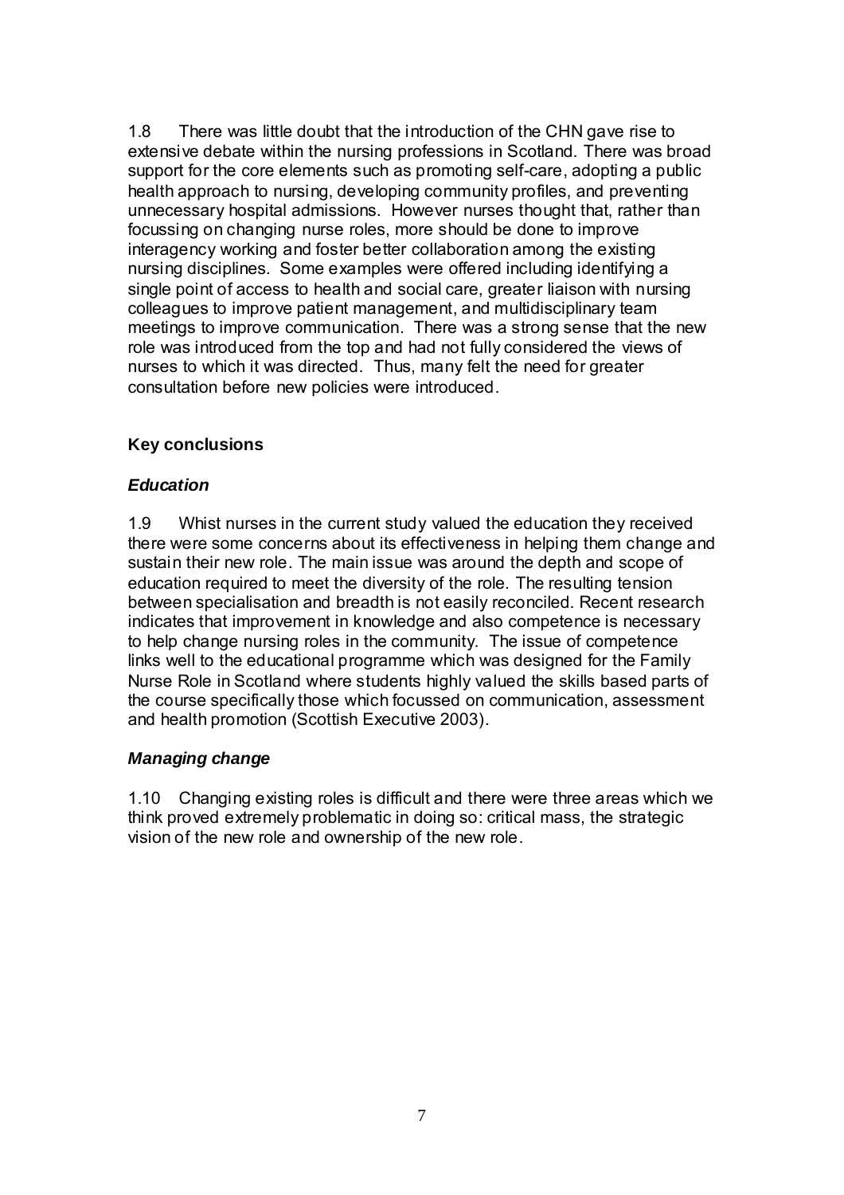1.8 There was little doubt that the introduction of the CHN gave rise to extensive debate within the nursing professions in Scotland. There was broad support for the core elements such as promoting self-care, adopting a public health approach to nursing, developing community profiles, and preventing unnecessary hospital admissions. However nurses thought that, rather than focussing on changing nurse roles, more should be done to improve interagency working and foster better collaboration among the existing nursing disciplines. Some examples were offered including identifying a single point of access to health and social care, greater liaison with nursing colleagues to improve patient management, and multidisciplinary team meetings to improve communication. There was a strong sense that the new role was introduced from the top and had not fully considered the views of nurses to which it was directed. Thus, many felt the need for greater consultation before new policies were introduced.

### Key conclusions

#### *Education*

1.9 Whist nurses in the current study valued the education they received there were some concerns about its effectiveness in helping them change and sustain their new role. The main issue was around the depth and scope of education required to meet the diversity of the role. The resulting tension between specialisation and breadth is not easily reconciled. Recent research indicates that improvement in knowledge and also competence is necessary to help change nursing roles in the community. The issue of competence links well to the educational programme which was designed for the Family Nurse Role in Scotland where students highly valued the skills based parts of the course specifically those which focussed on communication, assessment and health promotion (Scottish Executive 2003).

#### *Managing change*

1.10 Changing existing roles is difficult and there were three areas which we think proved extremely problematic in doing so: critical mass, the strategic vision of the new role and ownership of the new role.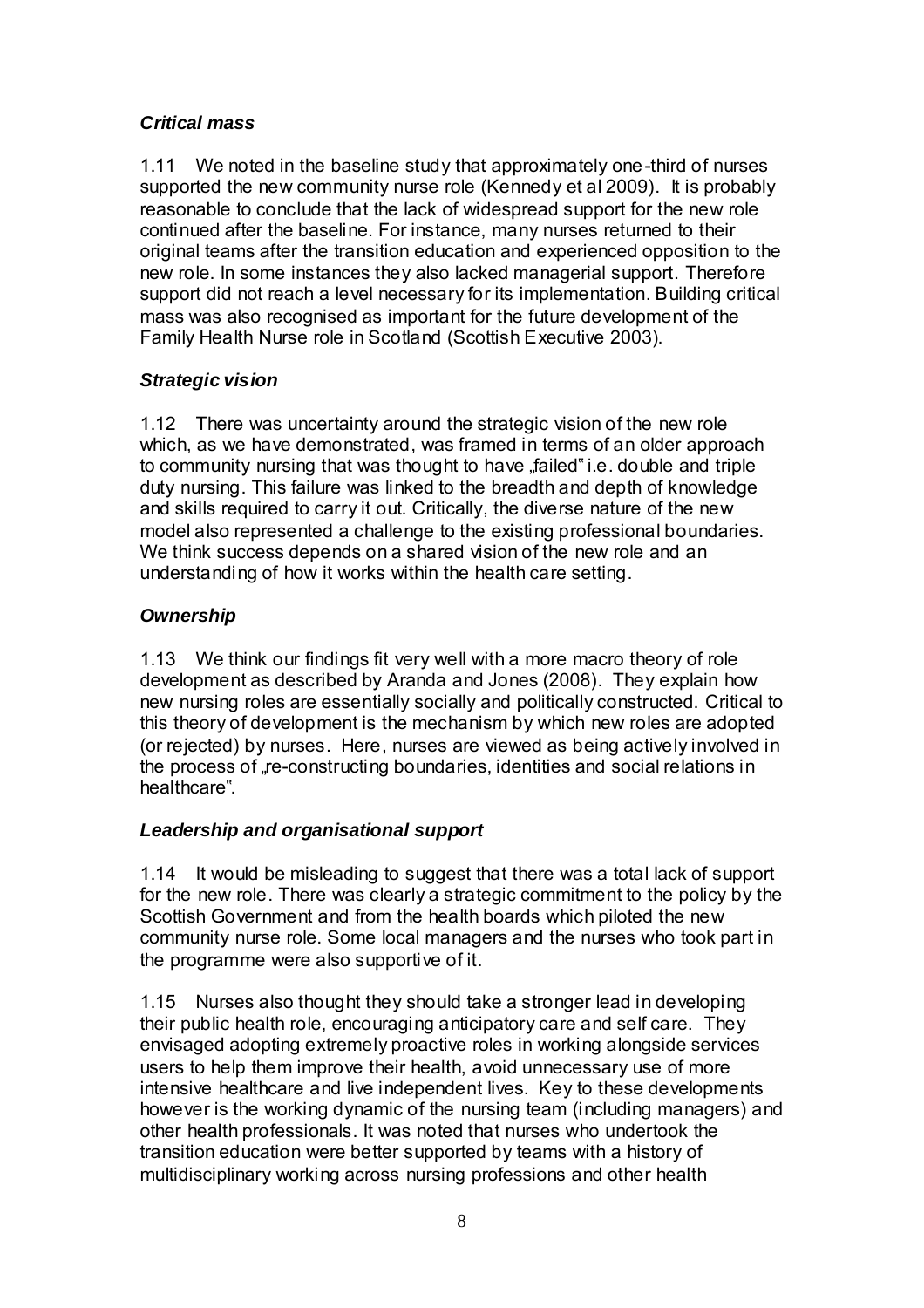***Critical mass***

1.11 We noted in the baseline study that approximately one-third of nurses supported the new community nurse role (Kennedy et al 2009). It is probably reasonable to conclude that the lack of widespread support for the new role continued after the baseline. For instance, many nurses returned to their original teams after the transition education and experienced opposition to the new role. In some instances they also lacked managerial support. Therefore support did not reach a level necessary for its implementation. Building critical mass was also recognised as important for the future development of the Family Health Nurse role in Scotland (Scottish Executive 2003).

***Strategic vision***

1.12 There was uncertainty around the strategic vision of the new role which, as we have demonstrated, was framed in terms of an older approach to community nursing that was thought to have „failed" i.e. double and triple duty nursing. This failure was linked to the breadth and depth of knowledge and skills required to carry it out. Critically, the diverse nature of the new model also represented a challenge to the existing professional boundaries. We think success depends on a shared vision of the new role and an understanding of how it works within the health care setting.

***Ownership***

1.13 We think our findings fit very well with a more macro theory of role development as described by Aranda and Jones (2008). They explain how new nursing roles are essentially socially and politically constructed. Critical to this theory of development is the mechanism by which new roles are adopted (or rejected) by nurses. Here, nurses are viewed as being actively involved in the process of „re-constructing boundaries, identities and social relations in healthcare".

***Leadership and organisational support***

1.14 It would be misleading to suggest that there was a total lack of support for the new role. There was clearly a strategic commitment to the policy by the Scottish Government and from the health boards which piloted the new community nurse role. Some local managers and the nurses who took part in the programme were also supportive of it.

1.15 Nurses also thought they should take a stronger lead in developing their public health role, encouraging anticipatory care and self care. They envisaged adopting extremely proactive roles in working alongside services users to help them improve their health, avoid unnecessary use of more intensive healthcare and live independent lives. Key to these developments however is the working dynamic of the nursing team (including managers) and other health professionals. It was noted that nurses who undertook the transition education were better supported by teams with a history of multidisciplinary working across nursing professions and other health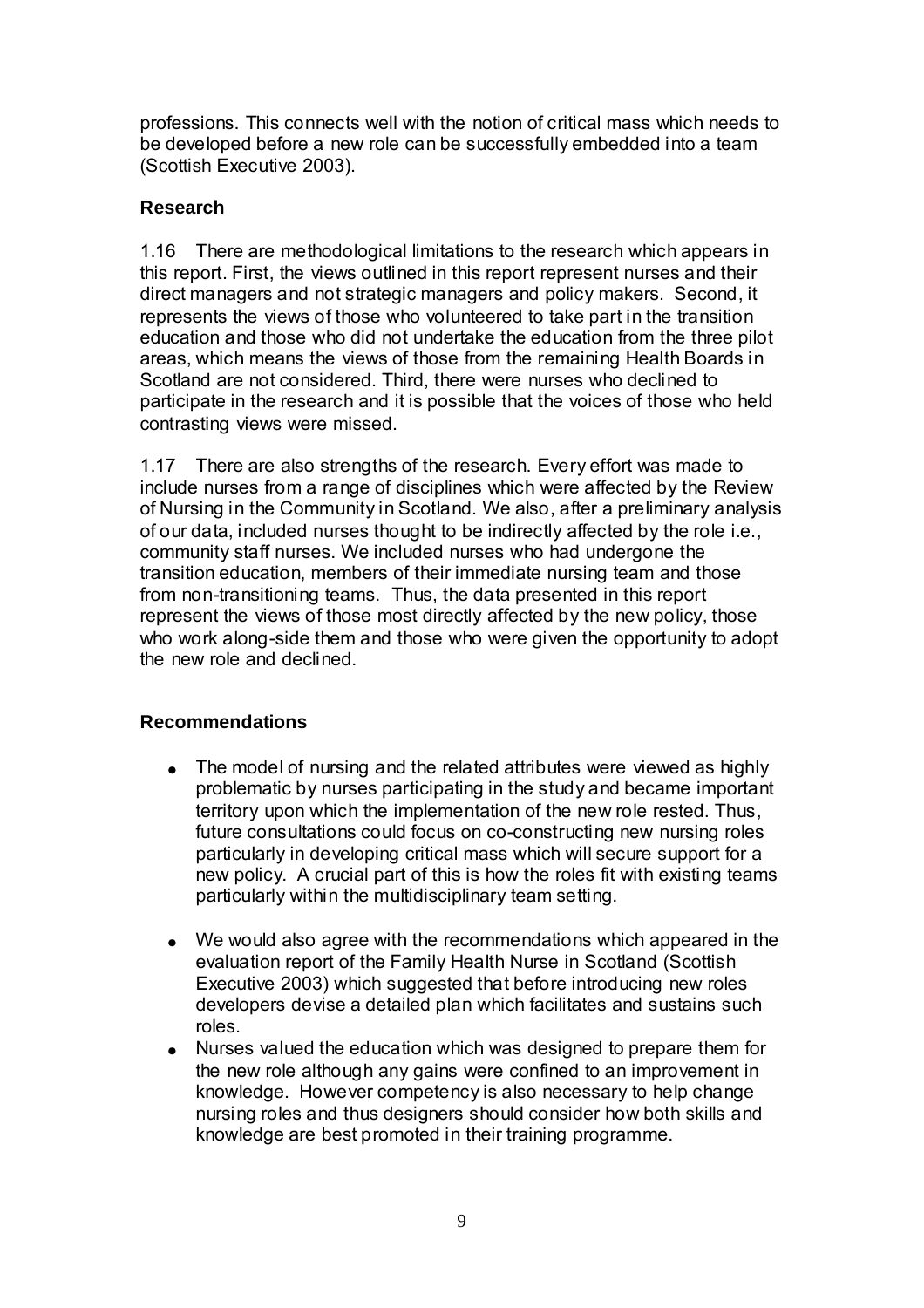professions. This connects well with the notion of critical mass which needs to be developed before a new role can be successfully embedded into a team (Scottish Executive 2003).

### Research

1.16 There are methodological limitations to the research which appears in this report. First, the views outlined in this report represent nurses and their direct managers and not strategic managers and policy makers. Second, it represents the views of those who volunteered to take part in the transition education and those who did not undertake the education from the three pilot areas, which means the views of those from the remaining Health Boards in Scotland are not considered. Third, there were nurses who declined to participate in the research and it is possible that the voices of those who held contrasting views were missed.

1.17 There are also strengths of the research. Every effort was made to include nurses from a range of disciplines which were affected by the Review of Nursing in the Community in Scotland. We also, after a preliminary analysis of our data, included nurses thought to be indirectly affected by the role i.e., community staff nurses. We included nurses who had undergone the transition education, members of their immediate nursing team and those from non-transitioning teams. Thus, the data presented in this report represent the views of those most directly affected by the new policy, those who work along-side them and those who were given the opportunity to adopt the new role and declined.

### Recommendations

- The model of nursing and the related attributes were viewed as highly problematic by nurses participating in the study and became important territory upon which the implementation of the new role rested. Thus, future consultations could focus on co-constructing new nursing roles particularly in developing critical mass which will secure support for a new policy. A crucial part of this is how the roles fit with existing teams particularly within the multidisciplinary team setting.

- We would also agree with the recommendations which appeared in the evaluation report of the Family Health Nurse in Scotland (Scottish Executive 2003) which suggested that before introducing new roles developers devise a detailed plan which facilitates and sustains such roles.
- Nurses valued the education which was designed to prepare them for the new role although any gains were confined to an improvement in knowledge. However competency is also necessary to help change nursing roles and thus designers should consider how both skills and knowledge are best promoted in their training programme.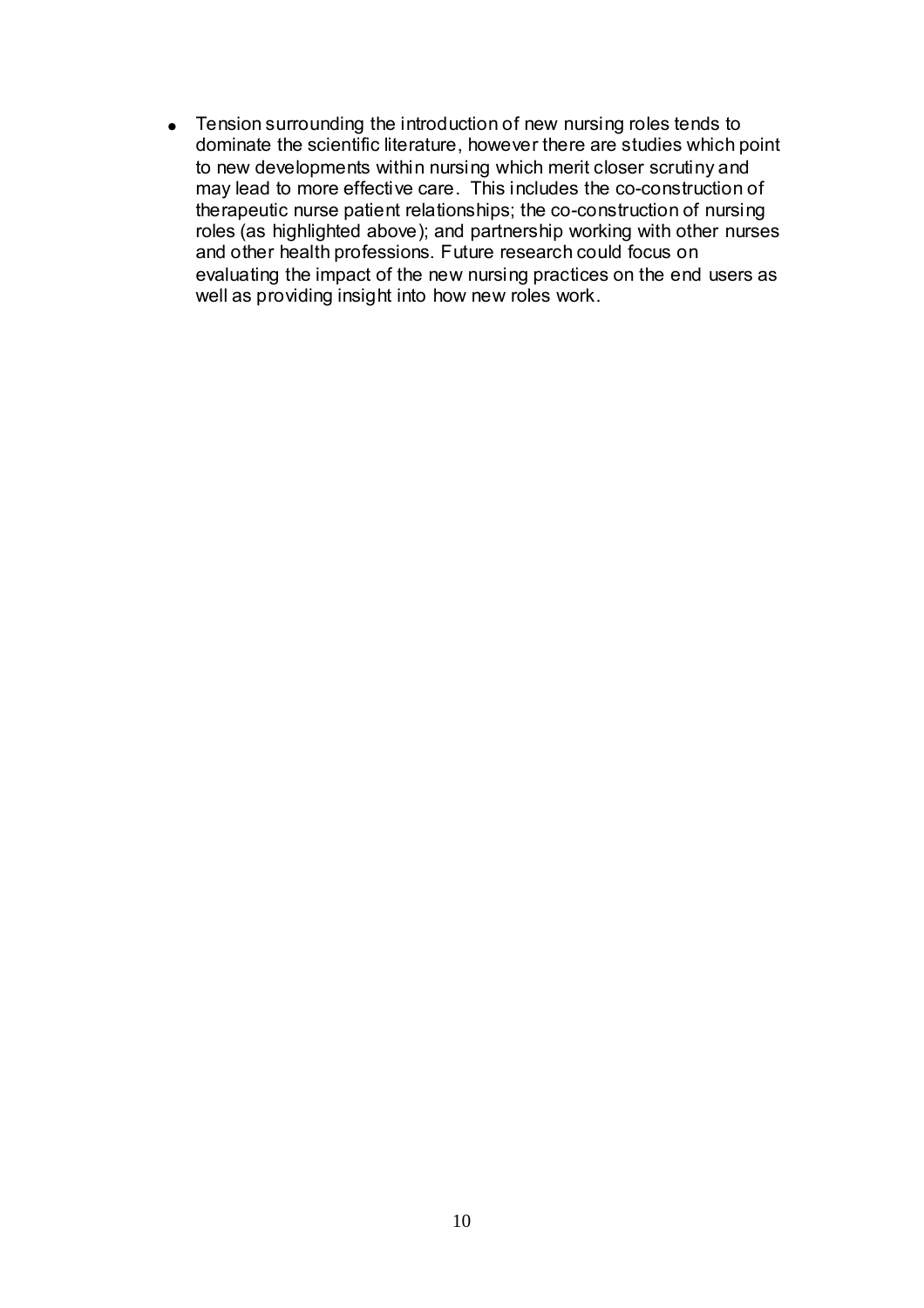- Tension surrounding the introduction of new nursing roles tends to dominate the scientific literature, however there are studies which point to new developments within nursing which merit closer scrutiny and may lead to more effective care. This includes the co-construction of therapeutic nurse patient relationships; the co-construction of nursing roles (as highlighted above); and partnership working with other nurses and other health professions. Future research could focus on evaluating the impact of the new nursing practices on the end users as well as providing insight into how new roles work.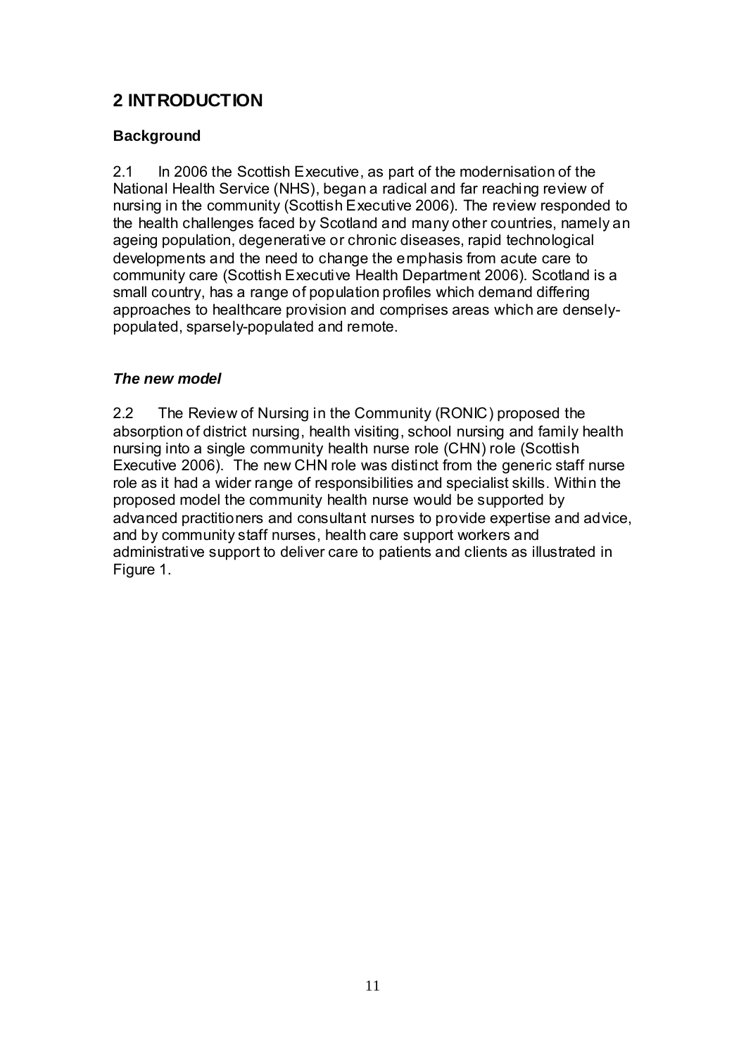## 2 INTRODUCTION

### Background

2.1 In 2006 the Scottish Executive, as part of the modernisation of the National Health Service (NHS), began a radical and far reaching review of nursing in the community (Scottish Executive 2006). The review responded to the health challenges faced by Scotland and many other countries, namely an ageing population, degenerative or chronic diseases, rapid technological developments and the need to change the emphasis from acute care to community care (Scottish Executive Health Department 2006). Scotland is a small country, has a range of population profiles which demand differing approaches to healthcare provision and comprises areas which are densely-populated, sparsely-populated and remote.

#### *The new model*

2.2 The Review of Nursing in the Community (RONIC) proposed the absorption of district nursing, health visiting, school nursing and family health nursing into a single community health nurse role (CHN) role (Scottish Executive 2006). The new CHN role was distinct from the generic staff nurse role as it had a wider range of responsibilities and specialist skills. Within the proposed model the community health nurse would be supported by advanced practitioners and consultant nurses to provide expertise and advice, and by community staff nurses, health care support workers and administrative support to deliver care to patients and clients as illustrated in Figure 1.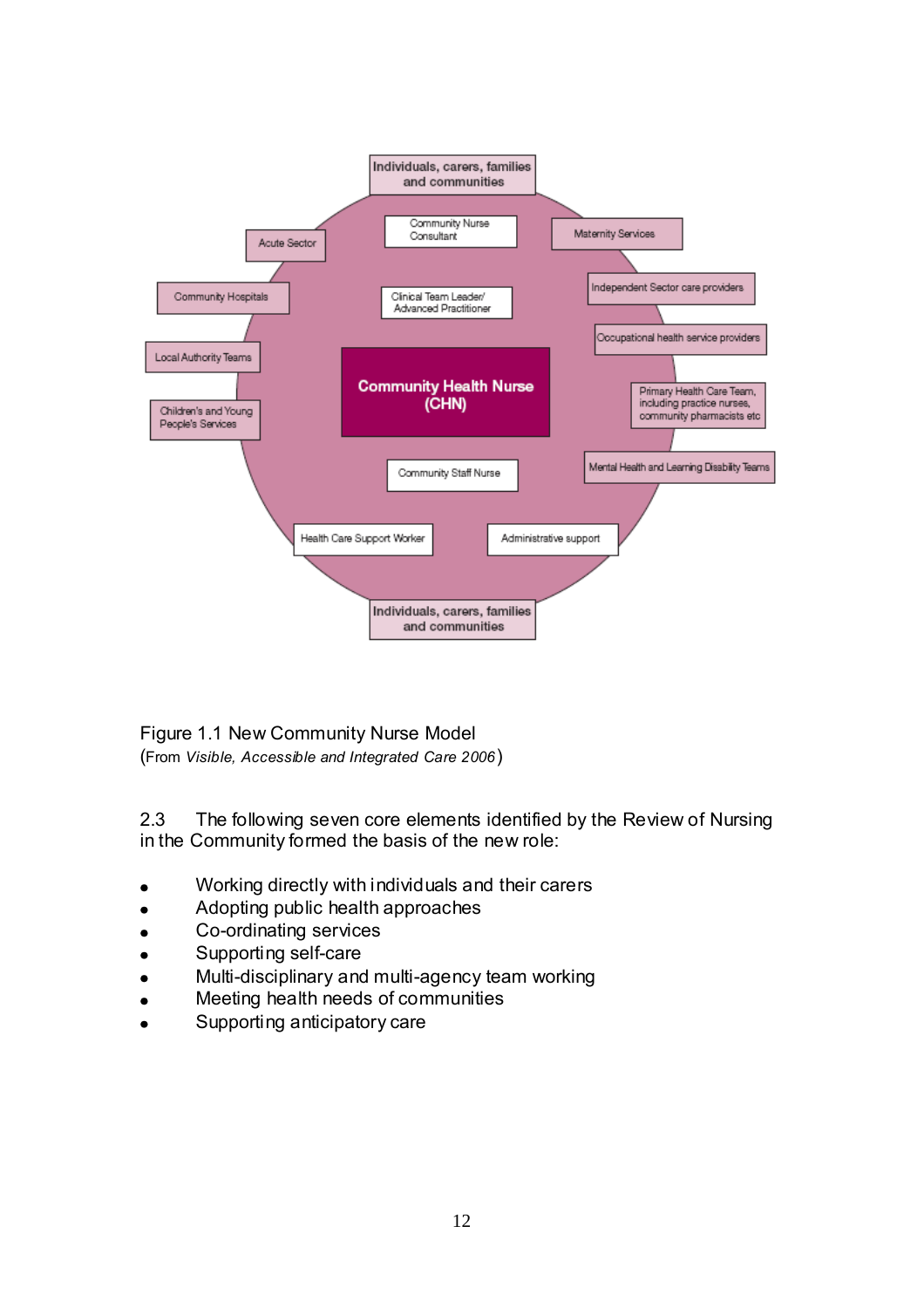Individuals, carers, families and communities

Community Nurse Consultant

Acute Sector

Maternity Services

Community Hospitals

Clinical Team Leader/ Advanced Practitioner

Independent Sector care providers

Occupational health service providers

Local Authority Teams

**Community Health Nurse (CHN)**

Children's and Young People's Services

Primary Health Care Team, including practice nurses, community pharmacists etc

Community Staff Nurse

Mental Health and Learning Disability Teams

Health Care Support Worker

Administrative support

Individuals, carers, families and communities

Figure 1.1 New Community Nurse Model
(From *Visible, Accessible and Integrated Care 2006*)

2.3 The following seven core elements identified by the Review of Nursing in the Community formed the basis of the new role:

- Working directly with individuals and their carers
- Adopting public health approaches
- Co-ordinating services
- Supporting self-care
- Multi-disciplinary and multi-agency team working
- Meeting health needs of communities
- Supporting anticipatory care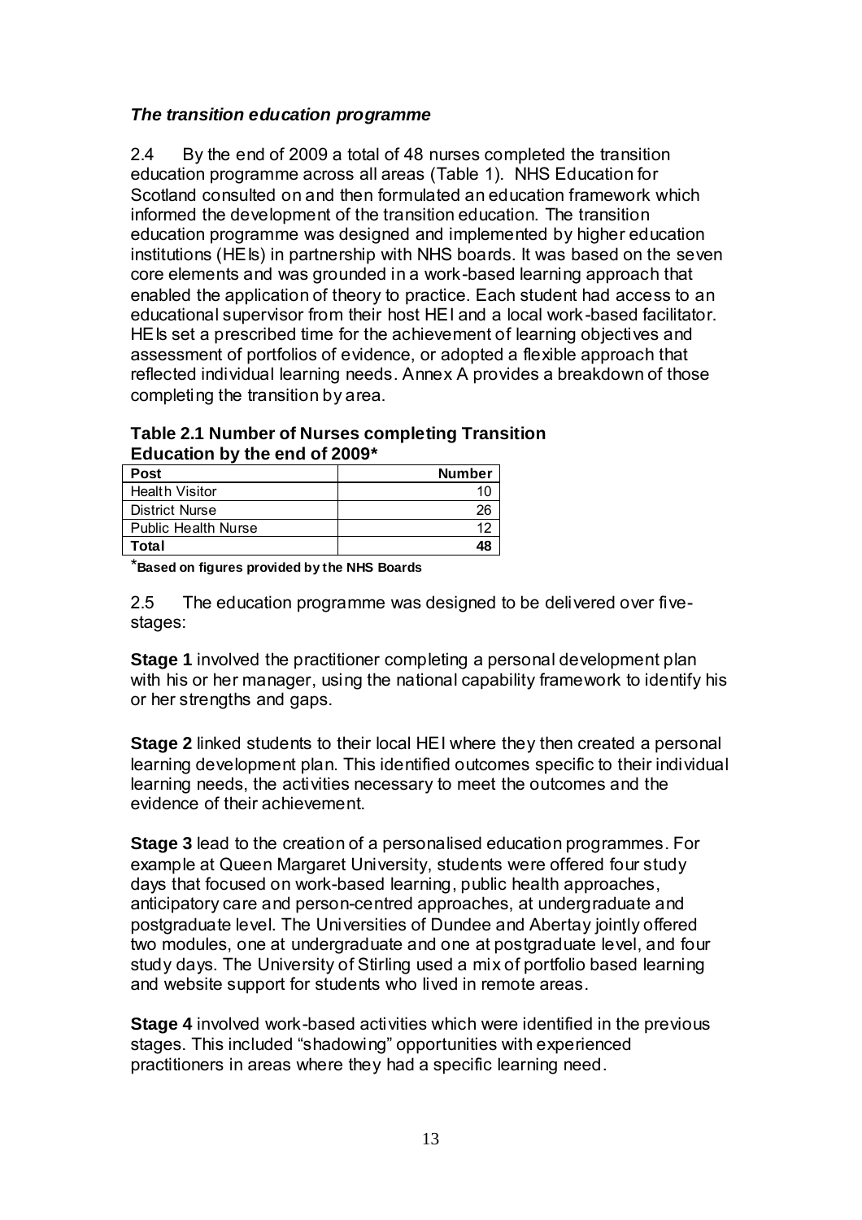### *The transition education programme*

2.4 By the end of 2009 a total of 48 nurses completed the transition education programme across all areas (Table 1). NHS Education for Scotland consulted on and then formulated an education framework which informed the development of the transition education. The transition education programme was designed and implemented by higher education institutions (HEIs) in partnership with NHS boards. It was based on the seven core elements and was grounded in a work-based learning approach that enabled the application of theory to practice. Each student had access to an educational supervisor from their host HEI and a local work-based facilitator. HEIs set a prescribed time for the achievement of learning objectives and assessment of portfolios of evidence, or adopted a flexible approach that reflected individual learning needs. Annex A provides a breakdown of those completing the transition by area.

**Table 2.1 Number of Nurses completing Transition Education by the end of 2009***

| Post | Number |
|---|---|
| Health Visitor | 10 |
| District Nurse | 26 |
| Public Health Nurse | 12 |
| **Total** | **48** |

***Based on figures provided by the NHS Boards**

2.5 The education programme was designed to be delivered over five-stages:

**Stage 1** involved the practitioner completing a personal development plan with his or her manager, using the national capability framework to identify his or her strengths and gaps.

**Stage 2** linked students to their local HEI where they then created a personal learning development plan. This identified outcomes specific to their individual learning needs, the activities necessary to meet the outcomes and the evidence of their achievement.

**Stage 3** lead to the creation of a personalised education programmes. For example at Queen Margaret University, students were offered four study days that focused on work-based learning, public health approaches, anticipatory care and person-centred approaches, at undergraduate and postgraduate level. The Universities of Dundee and Abertay jointly offered two modules, one at undergraduate and one at postgraduate level, and four study days. The University of Stirling used a mix of portfolio based learning and website support for students who lived in remote areas.

**Stage 4** involved work-based activities which were identified in the previous stages. This included "shadowing" opportunities with experienced practitioners in areas where they had a specific learning need.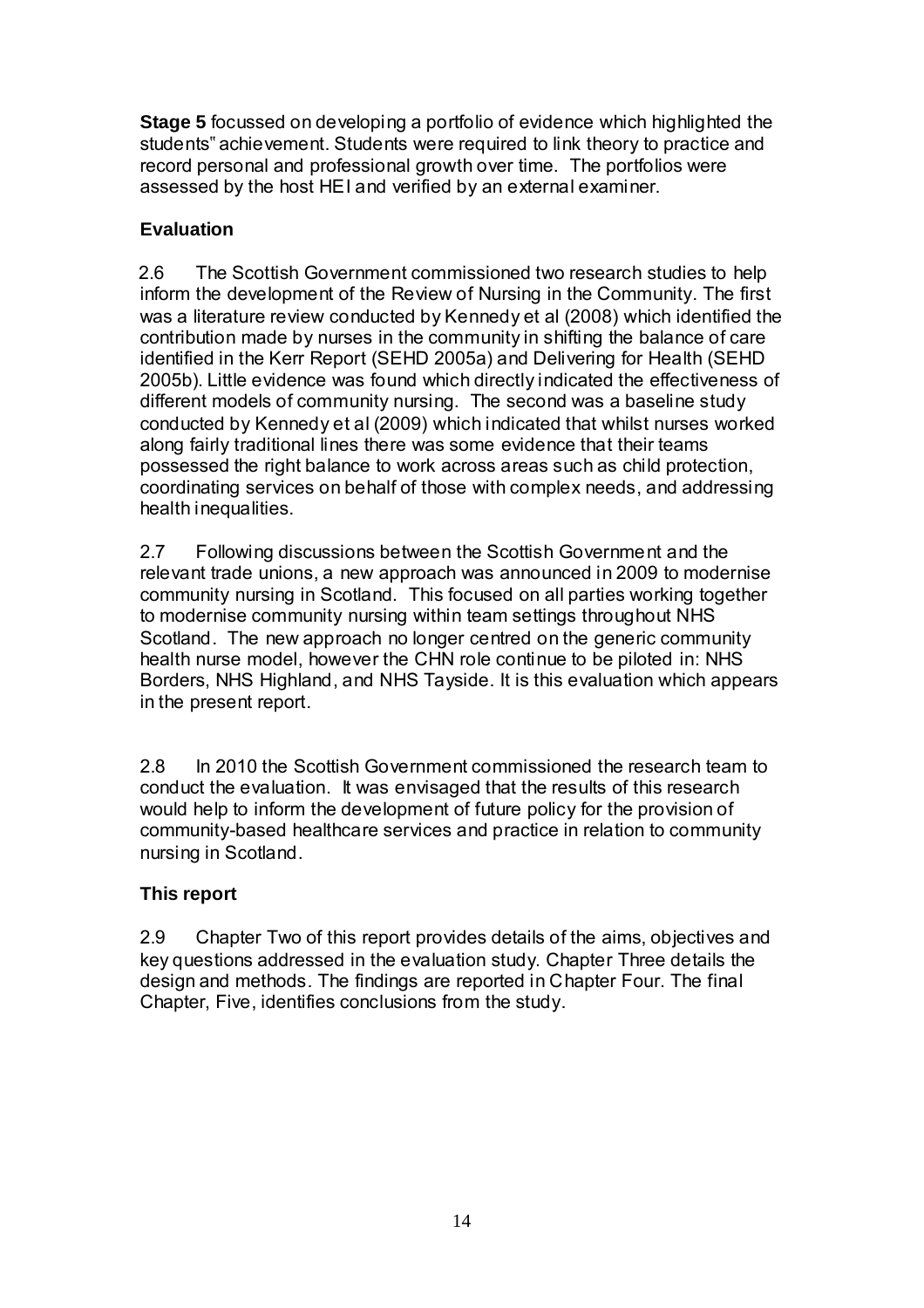**Stage 5** focussed on developing a portfolio of evidence which highlighted the students" achievement. Students were required to link theory to practice and record personal and professional growth over time. The portfolios were assessed by the host HEI and verified by an external examiner.

### Evaluation

2.6 The Scottish Government commissioned two research studies to help inform the development of the Review of Nursing in the Community. The first was a literature review conducted by Kennedy et al (2008) which identified the contribution made by nurses in the community in shifting the balance of care identified in the Kerr Report (SEHD 2005a) and Delivering for Health (SEHD 2005b). Little evidence was found which directly indicated the effectiveness of different models of community nursing. The second was a baseline study conducted by Kennedy et al (2009) which indicated that whilst nurses worked along fairly traditional lines there was some evidence that their teams possessed the right balance to work across areas such as child protection, coordinating services on behalf of those with complex needs, and addressing health inequalities.

2.7 Following discussions between the Scottish Government and the relevant trade unions, a new approach was announced in 2009 to modernise community nursing in Scotland. This focused on all parties working together to modernise community nursing within team settings throughout NHS Scotland. The new approach no longer centred on the generic community health nurse model, however the CHN role continue to be piloted in: NHS Borders, NHS Highland, and NHS Tayside. It is this evaluation which appears in the present report.

2.8 In 2010 the Scottish Government commissioned the research team to conduct the evaluation. It was envisaged that the results of this research would help to inform the development of future policy for the provision of community-based healthcare services and practice in relation to community nursing in Scotland.

### This report

2.9 Chapter Two of this report provides details of the aims, objectives and key questions addressed in the evaluation study. Chapter Three details the design and methods. The findings are reported in Chapter Four. The final Chapter, Five, identifies conclusions from the study.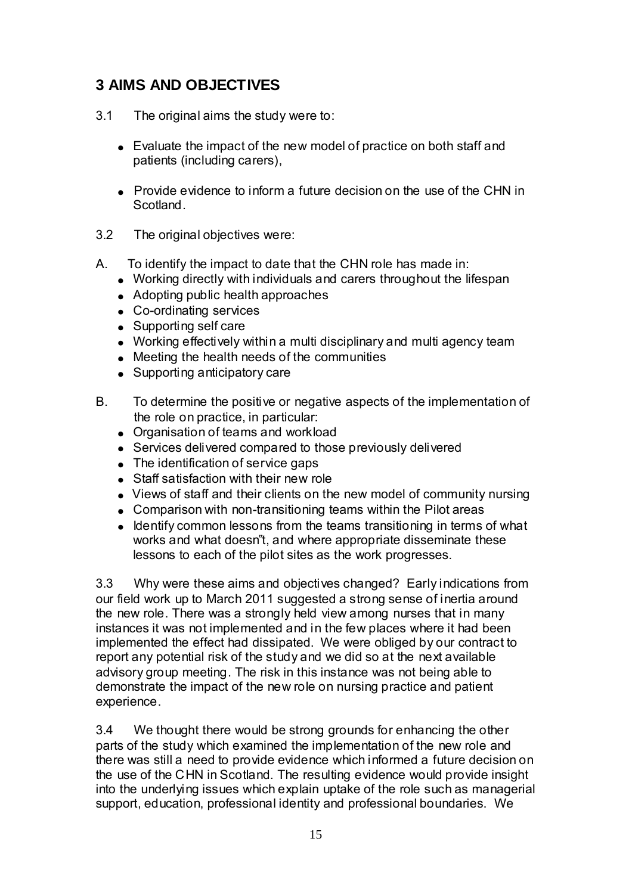## 3 AIMS AND OBJECTIVES

3.1 The original aims the study were to:

- Evaluate the impact of the new model of practice on both staff and patients (including carers),
- Provide evidence to inform a future decision on the use of the CHN in Scotland.

3.2 The original objectives were:

A. To identify the impact to date that the CHN role has made in:

- Working directly with individuals and carers throughout the lifespan
- Adopting public health approaches
- Co-ordinating services
- Supporting self care
- Working effectively within a multi disciplinary and multi agency team
- Meeting the health needs of the communities
- Supporting anticipatory care

B. To determine the positive or negative aspects of the implementation of the role on practice, in particular:

- Organisation of teams and workload
- Services delivered compared to those previously delivered
- The identification of service gaps
- Staff satisfaction with their new role
- Views of staff and their clients on the new model of community nursing
- Comparison with non-transitioning teams within the Pilot areas
- Identify common lessons from the teams transitioning in terms of what works and what doesn"t, and where appropriate disseminate these lessons to each of the pilot sites as the work progresses.

3.3 Why were these aims and objectives changed? Early indications from our field work up to March 2011 suggested a strong sense of inertia around the new role. There was a strongly held view among nurses that in many instances it was not implemented and in the few places where it had been implemented the effect had dissipated. We were obliged by our contract to report any potential risk of the study and we did so at the next available advisory group meeting. The risk in this instance was not being able to demonstrate the impact of the new role on nursing practice and patient experience.

3.4 We thought there would be strong grounds for enhancing the other parts of the study which examined the implementation of the new role and there was still a need to provide evidence which informed a future decision on the use of the CHN in Scotland. The resulting evidence would provide insight into the underlying issues which explain uptake of the role such as managerial support, education, professional identity and professional boundaries. We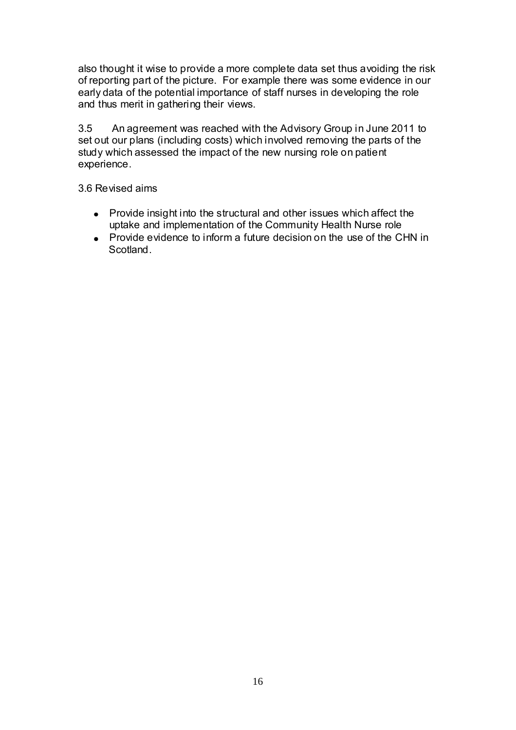also thought it wise to provide a more complete data set thus avoiding the risk of reporting part of the picture. For example there was some evidence in our early data of the potential importance of staff nurses in developing the role and thus merit in gathering their views.

3.5 An agreement was reached with the Advisory Group in June 2011 to set out our plans (including costs) which involved removing the parts of the study which assessed the impact of the new nursing role on patient experience.

3.6 Revised aims

- Provide insight into the structural and other issues which affect the uptake and implementation of the Community Health Nurse role
- Provide evidence to inform a future decision on the use of the CHN in Scotland.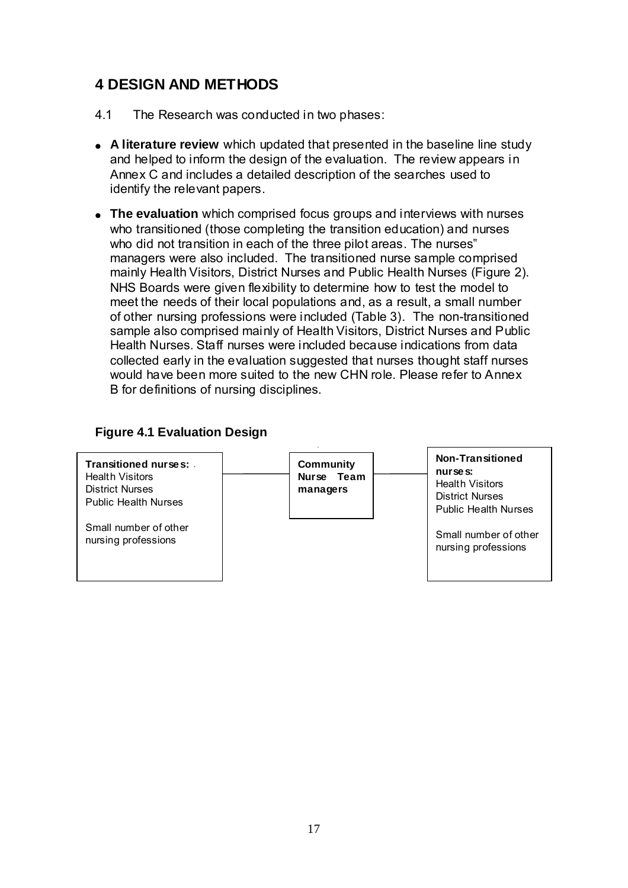## 4 DESIGN AND METHODS

4.1 The Research was conducted in two phases:

- **A literature review** which updated that presented in the baseline line study and helped to inform the design of the evaluation. The review appears in Annex C and includes a detailed description of the searches used to identify the relevant papers.
- **The evaluation** which comprised focus groups and interviews with nurses who transitioned (those completing the transition education) and nurses who did not transition in each of the three pilot areas. The nurses" managers were also included. The transitioned nurse sample comprised mainly Health Visitors, District Nurses and Public Health Nurses (Figure 2). NHS Boards were given flexibility to determine how to test the model to meet the needs of their local populations and, as a result, a small number of other nursing professions were included (Table 3). The non-transitioned sample also comprised mainly of Health Visitors, District Nurses and Public Health Nurses. Staff nurses were included because indications from data collected early in the evaluation suggested that nurses thought staff nurses would have been more suited to the new CHN role. Please refer to Annex B for definitions of nursing disciplines.

**Figure 4.1 Evaluation Design**

| Transitioned nurses: | Community Nurse Team managers | Non-Transitioned nurses: |
|---|---|---|
| Health Visitors<br>District Nurses<br>Public Health Nurses<br><br>Small number of other nursing professions | | Health Visitors<br>District Nurses<br>Public Health Nurses<br><br>Small number of other nursing professions |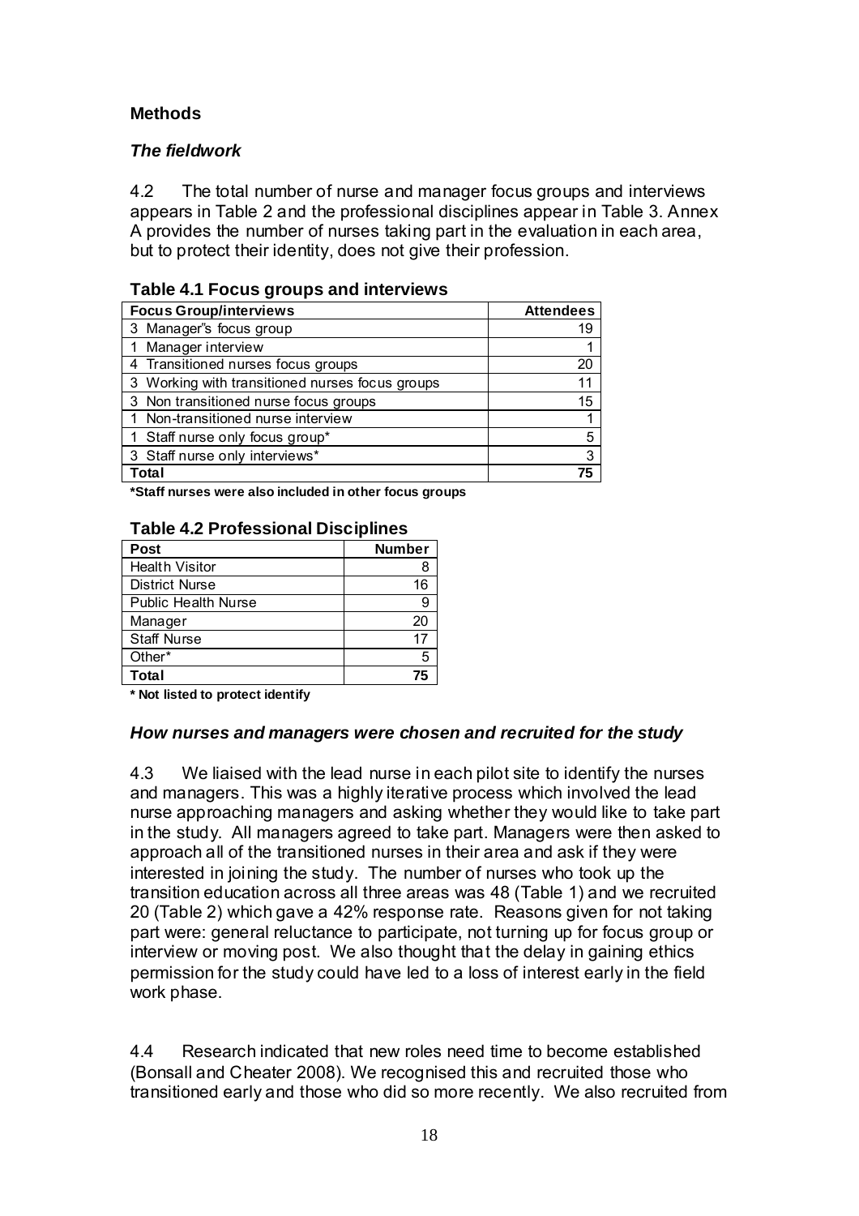## Methods

### *The fieldwork*

4.2 The total number of nurse and manager focus groups and interviews appears in Table 2 and the professional disciplines appear in Table 3. Annex A provides the number of nurses taking part in the evaluation in each area, but to protect their identity, does not give their profession.

**Table 4.1 Focus groups and interviews**

| Focus Group/interviews | Attendees |
|---|---|
| 3 Manager"s focus group | 19 |
| 1 Manager interview | 1 |
| 4 Transitioned nurses focus groups | 20 |
| 3 Working with transitioned nurses focus groups | 11 |
| 3 Non transitioned nurse focus groups | 15 |
| 1 Non-transitioned nurse interview | 1 |
| 1 Staff nurse only focus group* | 5 |
| 3 Staff nurse only interviews* | 3 |
| **Total** | **75** |

**\*Staff nurses were also included in other focus groups**

**Table 4.2 Professional Disciplines**

| Post | Number |
|---|---|
| Health Visitor | 8 |
| District Nurse | 16 |
| Public Health Nurse | 9 |
| Manager | 20 |
| Staff Nurse | 17 |
| Other* | 5 |
| **Total** | **75** |

**\* Not listed to protect identify**

### *How nurses and managers were chosen and recruited for the study*

4.3 We liaised with the lead nurse in each pilot site to identify the nurses and managers. This was a highly iterative process which involved the lead nurse approaching managers and asking whether they would like to take part in the study. All managers agreed to take part. Managers were then asked to approach all of the transitioned nurses in their area and ask if they were interested in joining the study. The number of nurses who took up the transition education across all three areas was 48 (Table 1) and we recruited 20 (Table 2) which gave a 42% response rate. Reasons given for not taking part were: general reluctance to participate, not turning up for focus group or interview or moving post. We also thought that the delay in gaining ethics permission for the study could have led to a loss of interest early in the field work phase.

4.4 Research indicated that new roles need time to become established (Bonsall and Cheater 2008). We recognised this and recruited those who transitioned early and those who did so more recently. We also recruited from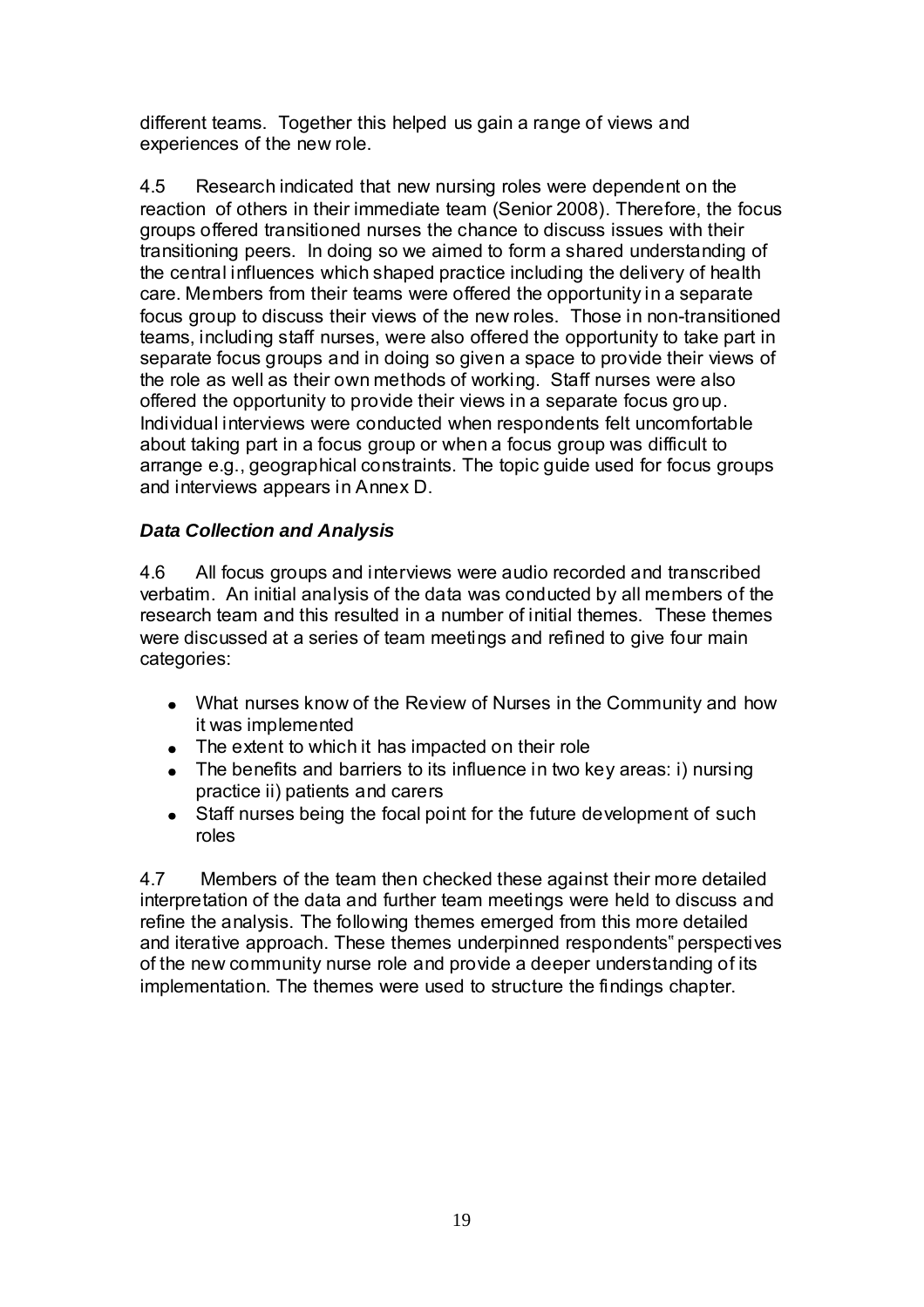different teams. Together this helped us gain a range of views and experiences of the new role.

4.5 Research indicated that new nursing roles were dependent on the reaction of others in their immediate team (Senior 2008). Therefore, the focus groups offered transitioned nurses the chance to discuss issues with their transitioning peers. In doing so we aimed to form a shared understanding of the central influences which shaped practice including the delivery of health care. Members from their teams were offered the opportunity in a separate focus group to discuss their views of the new roles. Those in non-transitioned teams, including staff nurses, were also offered the opportunity to take part in separate focus groups and in doing so given a space to provide their views of the role as well as their own methods of working. Staff nurses were also offered the opportunity to provide their views in a separate focus group. Individual interviews were conducted when respondents felt uncomfortable about taking part in a focus group or when a focus group was difficult to arrange e.g., geographical constraints. The topic guide used for focus groups and interviews appears in Annex D.

### *Data Collection and Analysis*

4.6 All focus groups and interviews were audio recorded and transcribed verbatim. An initial analysis of the data was conducted by all members of the research team and this resulted in a number of initial themes. These themes were discussed at a series of team meetings and refined to give four main categories:

- What nurses know of the Review of Nurses in the Community and how it was implemented
- The extent to which it has impacted on their role
- The benefits and barriers to its influence in two key areas: i) nursing practice ii) patients and carers
- Staff nurses being the focal point for the future development of such roles

4.7 Members of the team then checked these against their more detailed interpretation of the data and further team meetings were held to discuss and refine the analysis. The following themes emerged from this more detailed and iterative approach. These themes underpinned respondents" perspectives of the new community nurse role and provide a deeper understanding of its implementation. The themes were used to structure the findings chapter.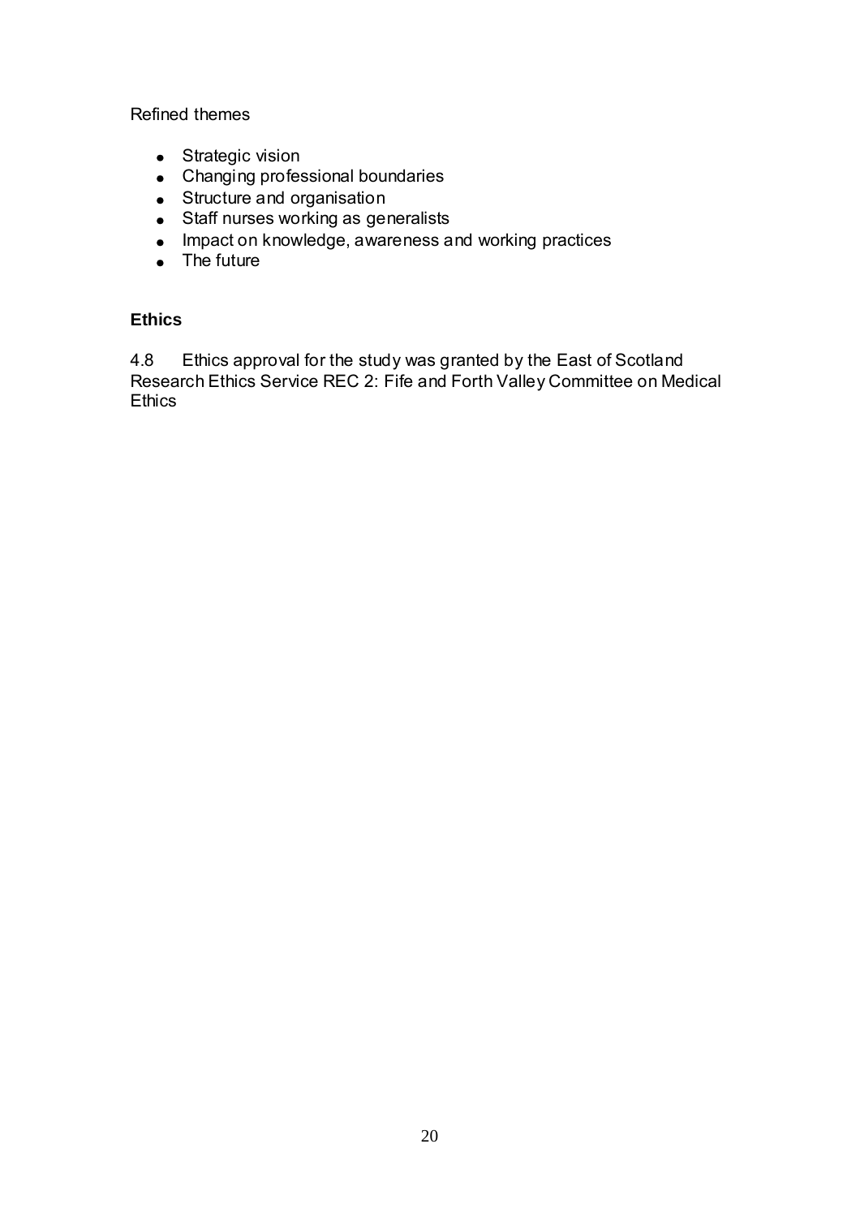Refined themes

- Strategic vision
- Changing professional boundaries
- Structure and organisation
- Staff nurses working as generalists
- Impact on knowledge, awareness and working practices
- The future

### Ethics

4.8 Ethics approval for the study was granted by the East of Scotland Research Ethics Service REC 2: Fife and Forth Valley Committee on Medical Ethics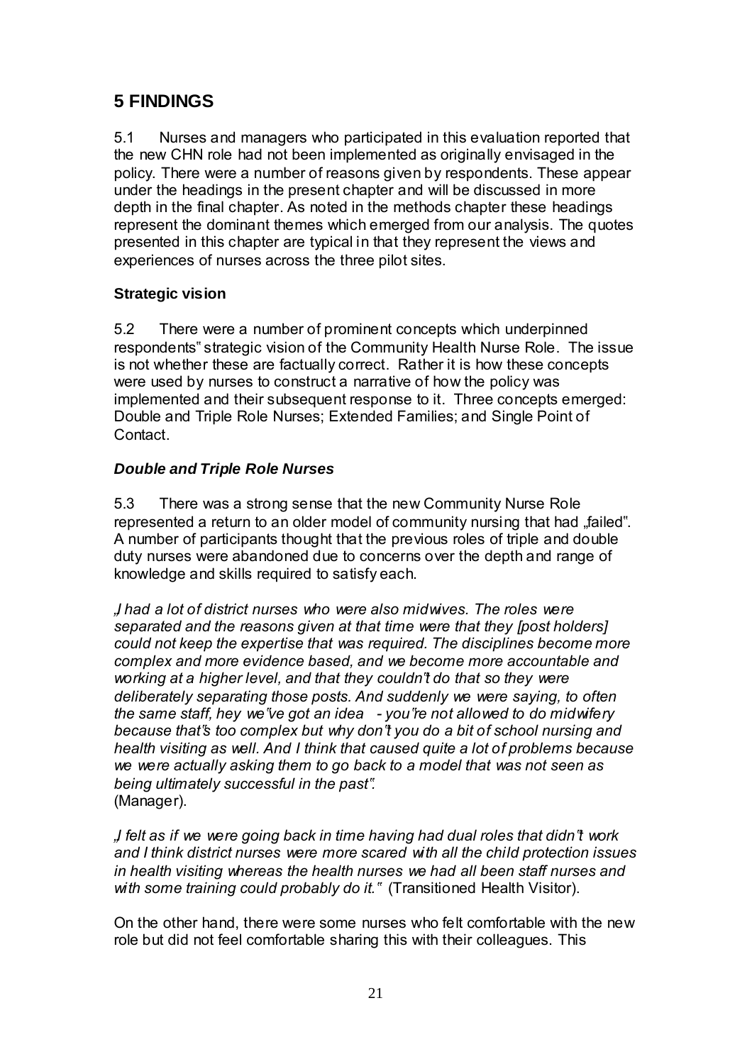## 5 FINDINGS

5.1 Nurses and managers who participated in this evaluation reported that the new CHN role had not been implemented as originally envisaged in the policy. There were a number of reasons given by respondents. These appear under the headings in the present chapter and will be discussed in more depth in the final chapter. As noted in the methods chapter these headings represent the dominant themes which emerged from our analysis. The quotes presented in this chapter are typical in that they represent the views and experiences of nurses across the three pilot sites.

### Strategic vision

5.2 There were a number of prominent concepts which underpinned respondents" strategic vision of the Community Health Nurse Role. The issue is not whether these are factually correct. Rather it is how these concepts were used by nurses to construct a narrative of how the policy was implemented and their subsequent response to it. Three concepts emerged: Double and Triple Role Nurses; Extended Families; and Single Point of Contact.

#### *Double and Triple Role Nurses*

5.3 There was a strong sense that the new Community Nurse Role represented a return to an older model of community nursing that had „failed". A number of participants thought that the previous roles of triple and double duty nurses were abandoned due to concerns over the depth and range of knowledge and skills required to satisfy each.

*„I had a lot of district nurses who were also midwives. The roles were separated and the reasons given at that time were that they [post holders] could not keep the expertise that was required. The disciplines become more complex and more evidence based, and we become more accountable and working at a higher level, and that they couldn"t do that so they were deliberately separating those posts. And suddenly we were saying, to often the same staff, hey we"ve got an idea - you"re not allowed to do midwifery because that"s too complex but why don"t you do a bit of school nursing and health visiting as well. And I think that caused quite a lot of problems because we were actually asking them to go back to a model that was not seen as being ultimately successful in the past".*
(Manager).

*„I felt as if we were going back in time having had dual roles that didn"t work and I think district nurses were more scared with all the child protection issues in health visiting whereas the health nurses we had all been staff nurses and with some training could probably do it."* (Transitioned Health Visitor).

On the other hand, there were some nurses who felt comfortable with the new role but did not feel comfortable sharing this with their colleagues. This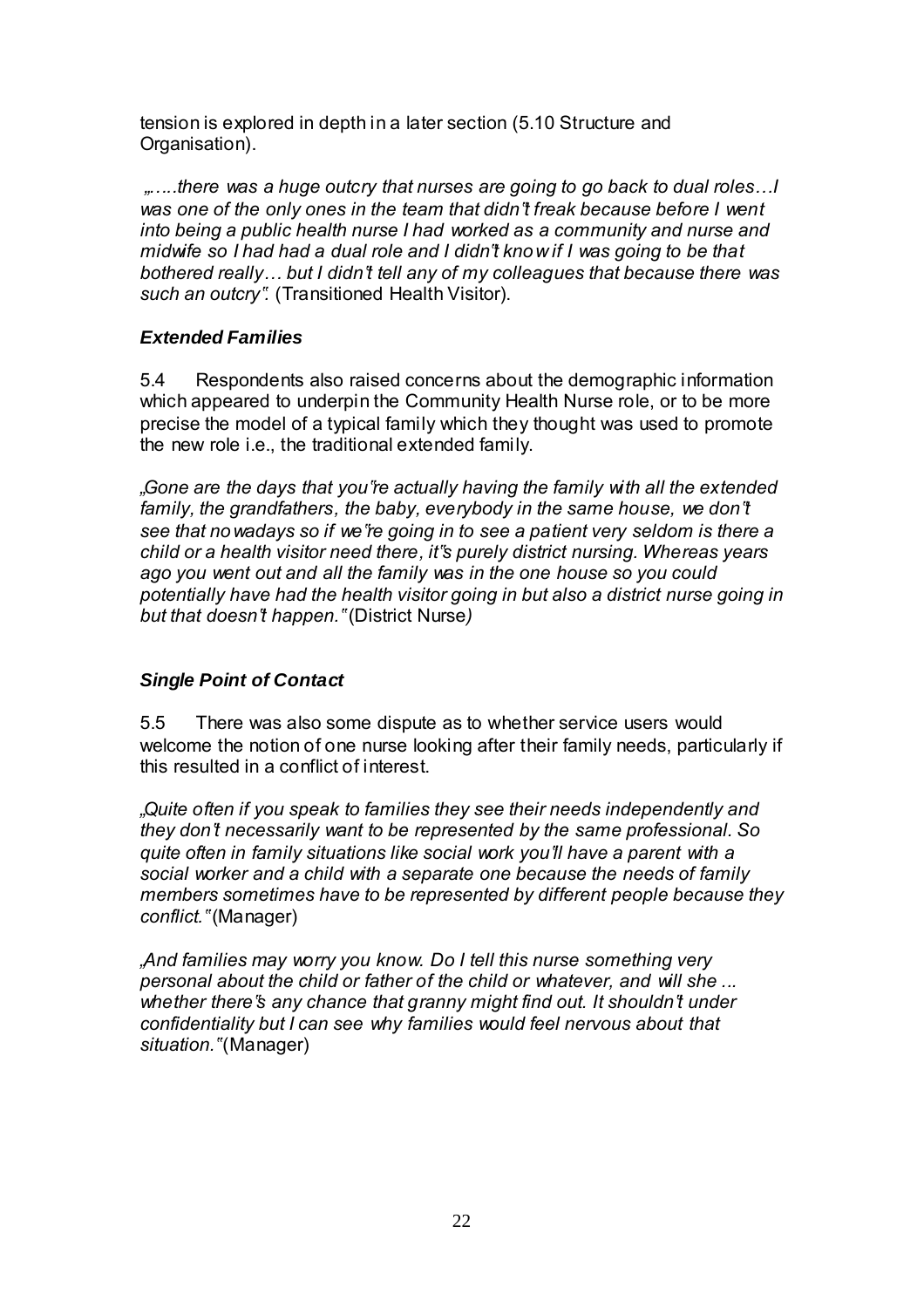tension is explored in depth in a later section (5.10 Structure and Organisation).

*„.....there was a huge outcry that nurses are going to go back to dual roles…I was one of the only ones in the team that didn't freak because before I went into being a public health nurse I had worked as a community and nurse and midwife so I had had a dual role and I didn't know if I was going to be that bothered really… but I didn't tell any of my colleagues that because there was such an outcry".* (Transitioned Health Visitor).

***Extended Families***

5.4 Respondents also raised concerns about the demographic information which appeared to underpin the Community Health Nurse role, or to be more precise the model of a typical family which they thought was used to promote the new role i.e., the traditional extended family.

*„Gone are the days that you're actually having the family with all the extended family, the grandfathers, the baby, everybody in the same house, we don't see that nowadays so if we're going in to see a patient very seldom is there a child or a health visitor need there, it's purely district nursing. Whereas years ago you went out and all the family was in the one house so you could potentially have had the health visitor going in but also a district nurse going in but that doesn't happen."* (District Nurse*)*

***Single Point of Contact***

5.5 There was also some dispute as to whether service users would welcome the notion of one nurse looking after their family needs, particularly if this resulted in a conflict of interest.

*„Quite often if you speak to families they see their needs independently and they don't necessarily want to be represented by the same professional. So quite often in family situations like social work you'll have a parent with a social worker and a child with a separate one because the needs of family members sometimes have to be represented by different people because they conflict."* (Manager)

*„And families may worry you know. Do I tell this nurse something very personal about the child or father of the child or whatever, and will she ... whether there's any chance that granny might find out. It shouldn't under confidentiality but I can see why families would feel nervous about that situation."* (Manager)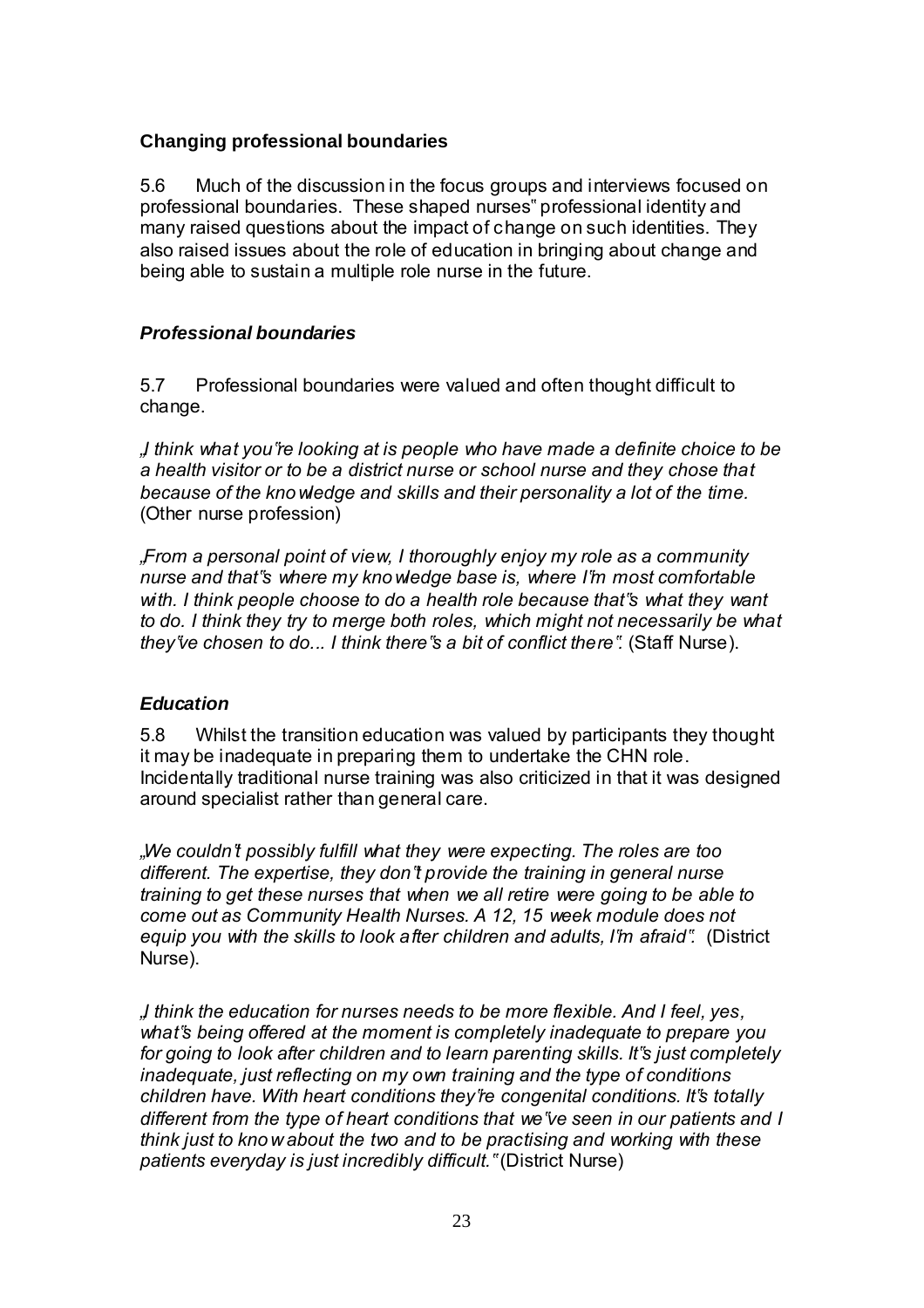### Changing professional boundaries

5.6 Much of the discussion in the focus groups and interviews focused on professional boundaries. These shaped nurses" professional identity and many raised questions about the impact of change on such identities. They also raised issues about the role of education in bringing about change and being able to sustain a multiple role nurse in the future.

#### *Professional boundaries*

5.7 Professional boundaries were valued and often thought difficult to change.

*„I think what you"re looking at is people who have made a definite choice to be a health visitor or to be a district nurse or school nurse and they chose that because of the knowledge and skills and their personality a lot of the time.* (Other nurse profession)

*„From a personal point of view, I thoroughly enjoy my role as a community nurse and that"s where my knowledge base is, where I"m most comfortable with. I think people choose to do a health role because that"s what they want to do. I think they try to merge both roles, which might not necessarily be what they"ve chosen to do... I think there"s a bit of conflict there"*. (Staff Nurse).

#### *Education*

5.8 Whilst the transition education was valued by participants they thought it may be inadequate in preparing them to undertake the CHN role. Incidentally traditional nurse training was also criticized in that it was designed around specialist rather than general care.

*„We couldn"t possibly fulfill what they were expecting. The roles are too different. The expertise, they don"t provide the training in general nurse training to get these nurses that when we all retire were going to be able to come out as Community Health Nurses. A 12, 15 week module does not equip you with the skills to look after children and adults, I"m afraid"*. (District Nurse).

*„I think the education for nurses needs to be more flexible. And I feel, yes, what"s being offered at the moment is completely inadequate to prepare you for going to look after children and to learn parenting skills. It"s just completely inadequate, just reflecting on my own training and the type of conditions children have. With heart conditions they"re congenital conditions. It"s totally different from the type of heart conditions that we"ve seen in our patients and I think just to know about the two and to be practising and working with these patients everyday is just incredibly difficult."* (District Nurse)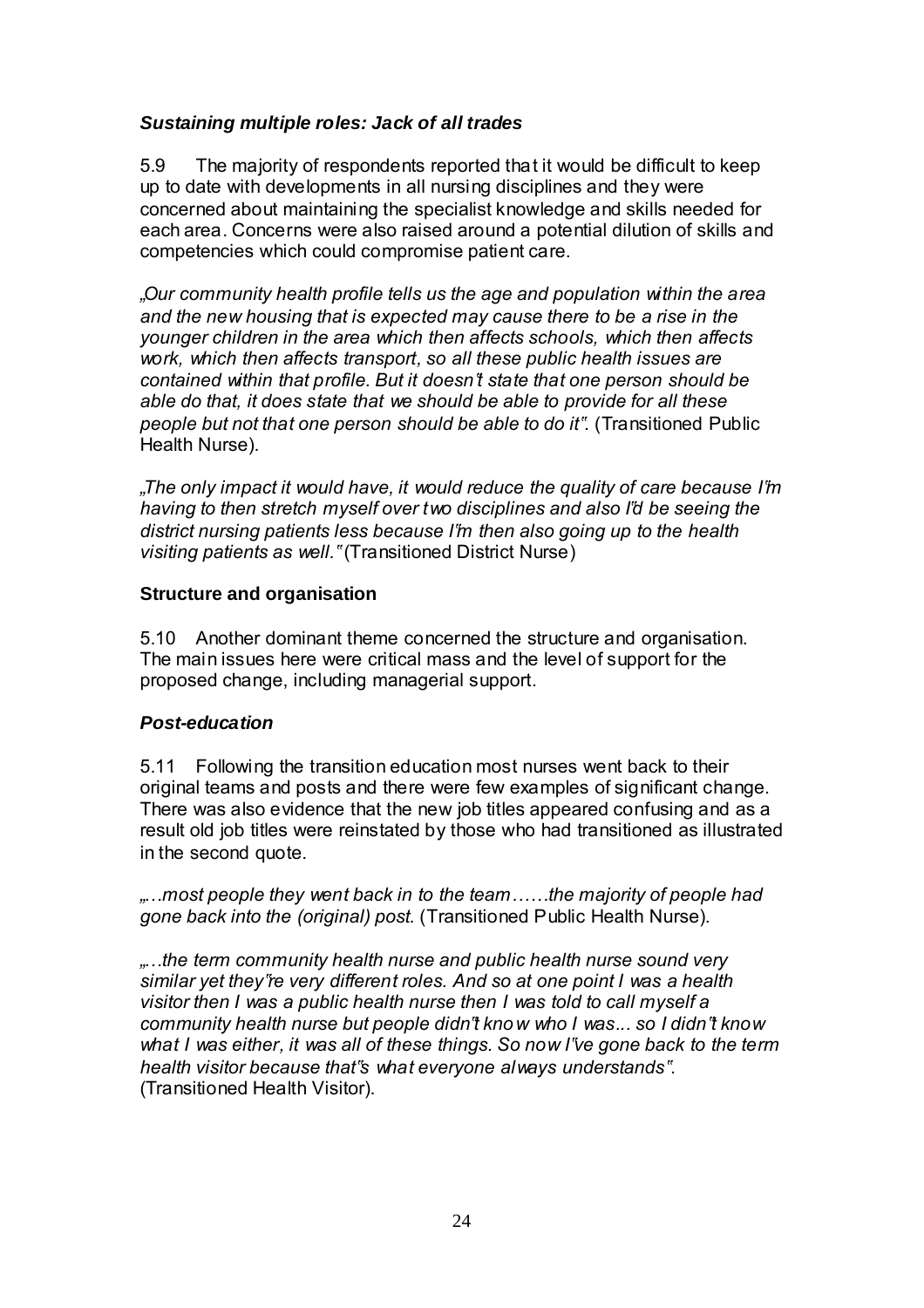### *Sustaining multiple roles: Jack of all trades*

5.9 The majority of respondents reported that it would be difficult to keep up to date with developments in all nursing disciplines and they were concerned about maintaining the specialist knowledge and skills needed for each area. Concerns were also raised around a potential dilution of skills and competencies which could compromise patient care.

*„Our community health profile tells us the age and population within the area and the new housing that is expected may cause there to be a rise in the younger children in the area which then affects schools, which then affects work, which then affects transport, so all these public health issues are contained within that profile. But it doesn't state that one person should be able do that, it does state that we should be able to provide for all these people but not that one person should be able to do it"*. (Transitioned Public Health Nurse).

*„The only impact it would have, it would reduce the quality of care because I'm having to then stretch myself over two disciplines and also I'd be seeing the district nursing patients less because I'm then also going up to the health visiting patients as well."* (Transitioned District Nurse)

### Structure and organisation

5.10 Another dominant theme concerned the structure and organisation. The main issues here were critical mass and the level of support for the proposed change, including managerial support.

### *Post-education*

5.11 Following the transition education most nurses went back to their original teams and posts and there were few examples of significant change. There was also evidence that the new job titles appeared confusing and as a result old job titles were reinstated by those who had transitioned as illustrated in the second quote.

*„…most people they went back in to the team……the majority of people had gone back into the (original) post.* (Transitioned Public Health Nurse).

*„…the term community health nurse and public health nurse sound very similar yet they're very different roles. And so at one point I was a health visitor then I was a public health nurse then I was told to call myself a community health nurse but people didn't know who I was... so I didn't know what I was either, it was all of these things. So now I've gone back to the term health visitor because that's what everyone always understands"*. (Transitioned Health Visitor).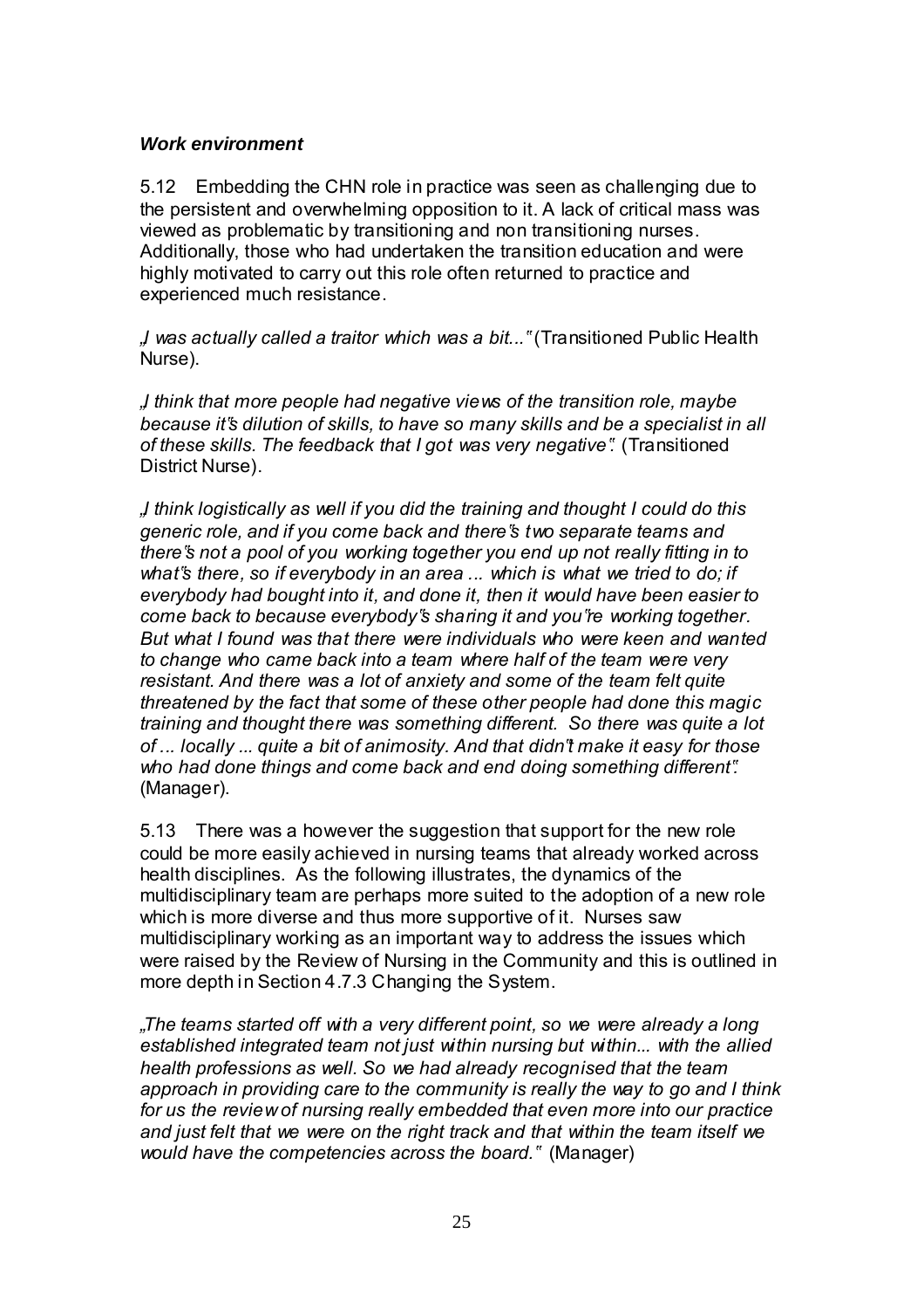***Work environment***

5.12 Embedding the CHN role in practice was seen as challenging due to the persistent and overwhelming opposition to it. A lack of critical mass was viewed as problematic by transitioning and non transitioning nurses. Additionally, those who had undertaken the transition education and were highly motivated to carry out this role often returned to practice and experienced much resistance.

*„I was actually called a traitor which was a bit..."* (Transitioned Public Health Nurse).

*„I think that more people had negative views of the transition role, maybe because it's dilution of skills, to have so many skills and be a specialist in all of these skills. The feedback that I got was very negative".* (Transitioned District Nurse).

*„I think logistically as well if you did the training and thought I could do this generic role, and if you come back and there's two separate teams and there's not a pool of you working together you end up not really fitting in to what's there, so if everybody in an area ... which is what we tried to do; if everybody had bought into it, and done it, then it would have been easier to come back to because everybody's sharing it and you're working together. But what I found was that there were individuals who were keen and wanted to change who came back into a team where half of the team were very resistant. And there was a lot of anxiety and some of the team felt quite threatened by the fact that some of these other people had done this magic training and thought there was something different. So there was quite a lot of ... locally ... quite a bit of animosity. And that didn't make it easy for those who had done things and come back and end doing something different".* (Manager).

5.13 There was a however the suggestion that support for the new role could be more easily achieved in nursing teams that already worked across health disciplines. As the following illustrates, the dynamics of the multidisciplinary team are perhaps more suited to the adoption of a new role which is more diverse and thus more supportive of it. Nurses saw multidisciplinary working as an important way to address the issues which were raised by the Review of Nursing in the Community and this is outlined in more depth in Section 4.7.3 Changing the System.

*„The teams started off with a very different point, so we were already a long established integrated team not just within nursing but within... with the allied health professions as well. So we had already recognised that the team approach in providing care to the community is really the way to go and I think for us the review of nursing really embedded that even more into our practice and just felt that we were on the right track and that within the team itself we would have the competencies across the board."* (Manager)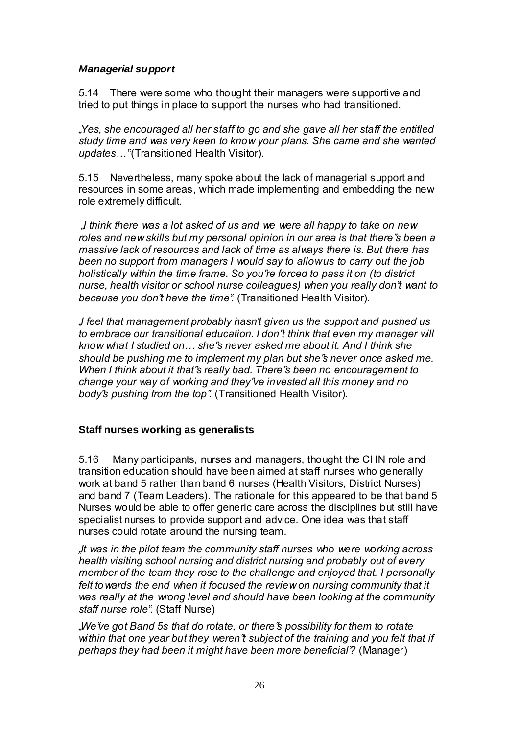***Managerial support***

5.14 There were some who thought their managers were supportive and tried to put things in place to support the nurses who had transitioned.

*„Yes, she encouraged all her staff to go and she gave all her staff the entitled study time and was very keen to know your plans. She came and she wanted updates…"*(Transitioned Health Visitor).

5.15 Nevertheless, many spoke about the lack of managerial support and resources in some areas, which made implementing and embedding the new role extremely difficult.

*„I think there was a lot asked of us and we were all happy to take on new roles and new skills but my personal opinion in our area is that there"s been a massive lack of resources and lack of time as always there is. But there has been no support from managers I would say to allow us to carry out the job holistically within the time frame. So you"re forced to pass it on (to district nurse, health visitor or school nurse colleagues) when you really don"t want to because you don"t have the time".* (Transitioned Health Visitor).

*„I feel that management probably hasn"t given us the support and pushed us to embrace our transitional education. I don"t think that even my manager will know what I studied on… she"s never asked me about it. And I think she should be pushing me to implement my plan but she"s never once asked me. When I think about it that"s really bad. There"s been no encouragement to change your way of working and they"ve invested all this money and no body"s pushing from the top".* (Transitioned Health Visitor).

**Staff nurses working as generalists**

5.16 Many participants, nurses and managers, thought the CHN role and transition education should have been aimed at staff nurses who generally work at band 5 rather than band 6 nurses (Health Visitors, District Nurses) and band 7 (Team Leaders). The rationale for this appeared to be that band 5 Nurses would be able to offer generic care across the disciplines but still have specialist nurses to provide support and advice. One idea was that staff nurses could rotate around the nursing team.

*„It was in the pilot team the community staff nurses who were working across health visiting school nursing and district nursing and probably out of every member of the team they rose to the challenge and enjoyed that. I personally felt towards the end when it focused the review on nursing community that it was really at the wrong level and should have been looking at the community staff nurse role".* (Staff Nurse)

*„We"ve got Band 5s that do rotate, or there"s possibility for them to rotate within that one year but they weren"t subject of the training and you felt that if perhaps they had been it might have been more beneficial"?* (Manager)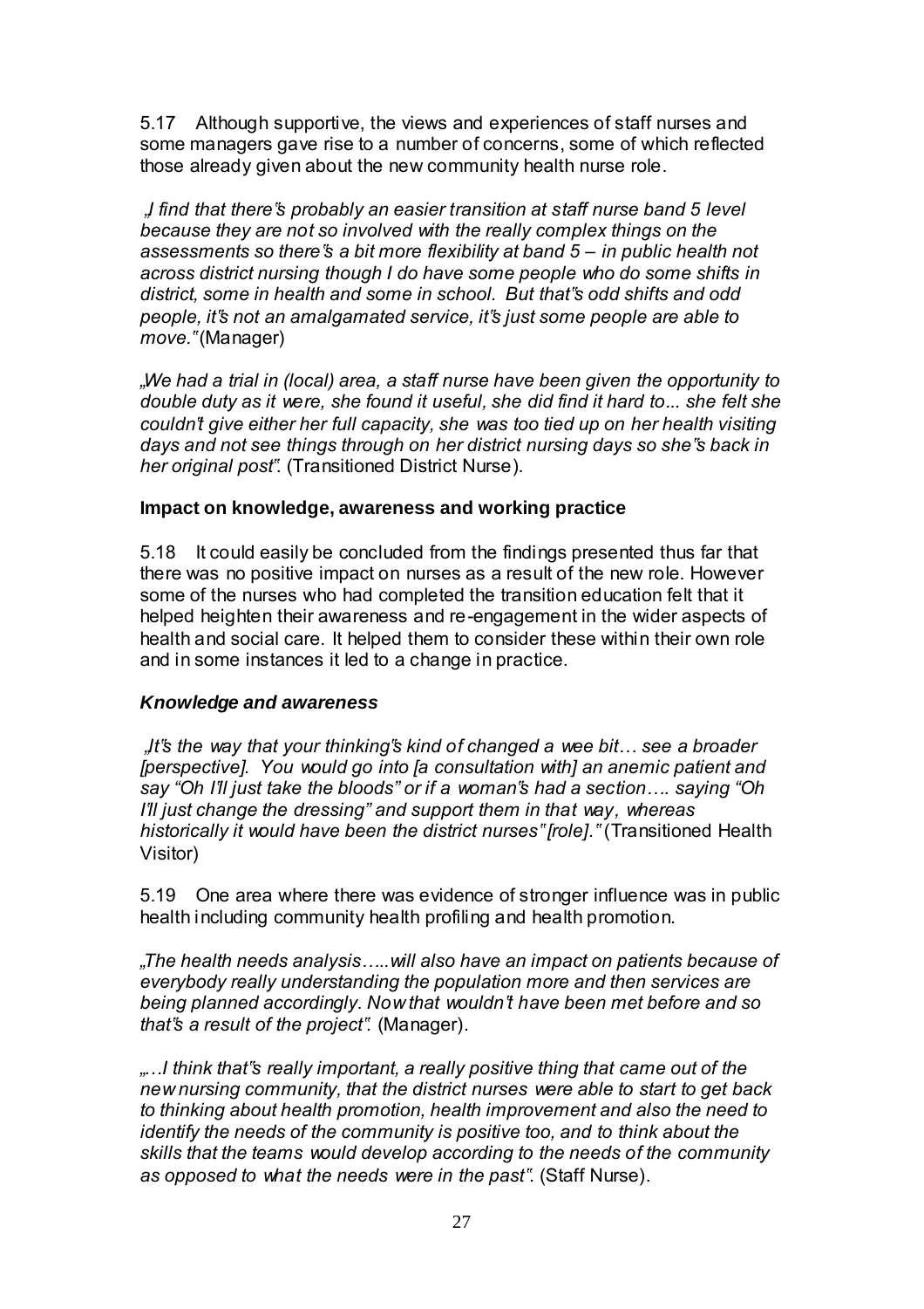5.17 Although supportive, the views and experiences of staff nurses and some managers gave rise to a number of concerns, some of which reflected those already given about the new community health nurse role.

*„I find that there"s probably an easier transition at staff nurse band 5 level because they are not so involved with the really complex things on the assessments so there"s a bit more flexibility at band 5 – in public health not across district nursing though I do have some people who do some shifts in district, some in health and some in school. But that"s odd shifts and odd people, it"s not an amalgamated service, it"s just some people are able to move."* (Manager)

*„We had a trial in (local) area, a staff nurse have been given the opportunity to double duty as it were, she found it useful, she did find it hard to... she felt she couldn"t give either her full capacity, she was too tied up on her health visiting days and not see things through on her district nursing days so she"s back in her original post".* (Transitioned District Nurse).

**Impact on knowledge, awareness and working practice**

5.18 It could easily be concluded from the findings presented thus far that there was no positive impact on nurses as a result of the new role. However some of the nurses who had completed the transition education felt that it helped heighten their awareness and re-engagement in the wider aspects of health and social care. It helped them to consider these within their own role and in some instances it led to a change in practice.

***Knowledge and awareness***

*„It"s the way that your thinking"s kind of changed a wee bit… see a broader [perspective]. You would go into [a consultation with] an anemic patient and say "Oh I"ll just take the bloods" or if a woman"s had a section…. saying "Oh I"ll just change the dressing" and support them in that way, whereas historically it would have been the district nurses" [role]."* (Transitioned Health Visitor)

5.19 One area where there was evidence of stronger influence was in public health including community health profiling and health promotion.

*„The health needs analysis…..will also have an impact on patients because of everybody really understanding the population more and then services are being planned accordingly. Now that wouldn"t have been met before and so that"s a result of the project".* (Manager).

*„…I think that"s really important, a really positive thing that came out of the new nursing community, that the district nurses were able to start to get back to thinking about health promotion, health improvement and also the need to identify the needs of the community is positive too, and to think about the skills that the teams would develop according to the needs of the community as opposed to what the needs were in the past".* (Staff Nurse).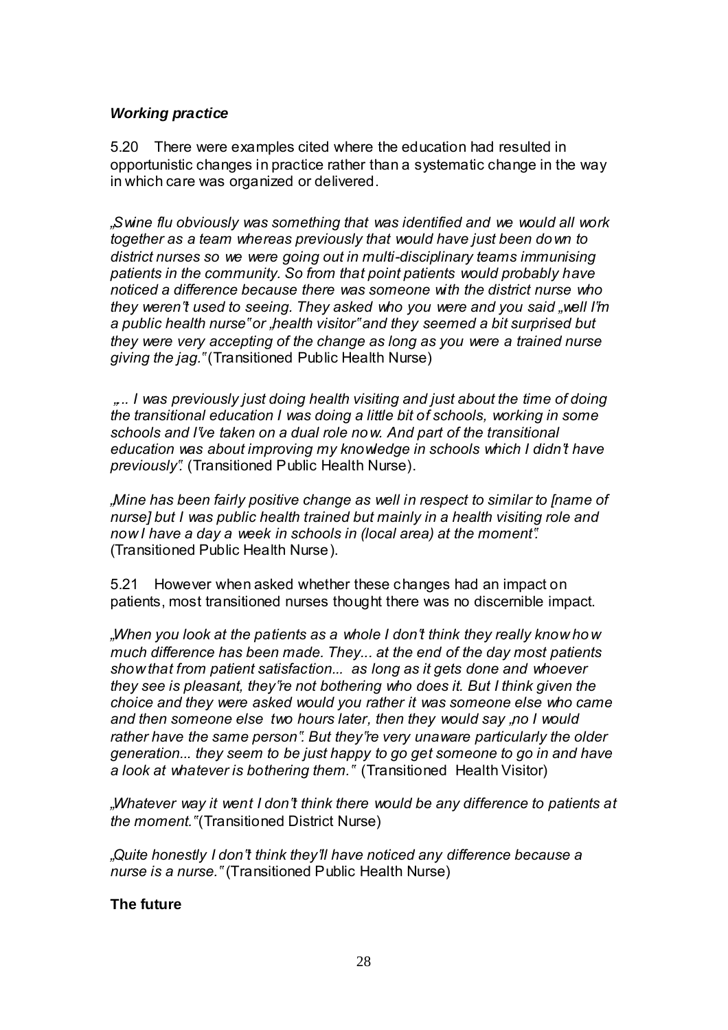### *Working practice*

5.20 There were examples cited where the education had resulted in opportunistic changes in practice rather than a systematic change in the way in which care was organized or delivered.

*„Swine flu obviously was something that was identified and we would all work together as a team whereas previously that would have just been down to district nurses so we were going out in multi-disciplinary teams immunising patients in the community. So from that point patients would probably have noticed a difference because there was someone with the district nurse who they weren't used to seeing. They asked who you were and you said „well I'm a public health nurse" or „health visitor" and they seemed a bit surprised but they were very accepting of the change as long as you were a trained nurse giving the jag."* (Transitioned Public Health Nurse)

*„... I was previously just doing health visiting and just about the time of doing the transitional education I was doing a little bit of schools, working in some schools and I've taken on a dual role now. And part of the transitional education was about improving my knowledge in schools which I didn't have previously".* (Transitioned Public Health Nurse).

*„Mine has been fairly positive change as well in respect to similar to [name of nurse] but I was public health trained but mainly in a health visiting role and now I have a day a week in schools in (local area) at the moment".* (Transitioned Public Health Nurse).

5.21 However when asked whether these changes had an impact on patients, most transitioned nurses thought there was no discernible impact.

*„When you look at the patients as a whole I don't think they really know how much difference has been made. They... at the end of the day most patients show that from patient satisfaction... as long as it gets done and whoever they see is pleasant, they're not bothering who does it. But I think given the choice and they were asked would you rather it was someone else who came and then someone else two hours later, then they would say „no I would rather have the same person". But they're very unaware particularly the older generation... they seem to be just happy to go get someone to go in and have a look at whatever is bothering them."* (Transitioned Health Visitor)

*„Whatever way it went I don't think there would be any difference to patients at the moment."* (Transitioned District Nurse)

*„Quite honestly I don't think they'll have noticed any difference because a nurse is a nurse."* (Transitioned Public Health Nurse)

### The future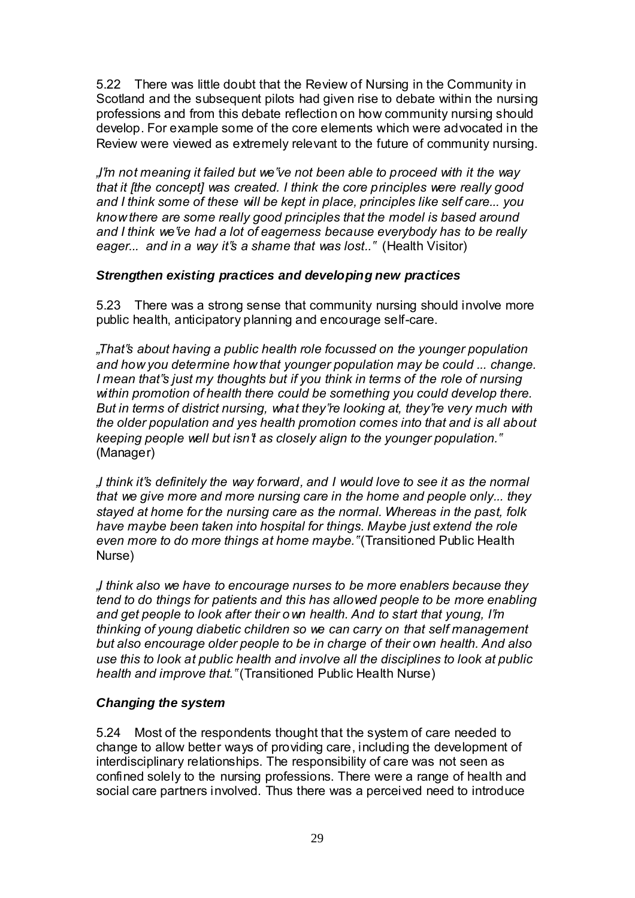5.22 There was little doubt that the Review of Nursing in the Community in Scotland and the subsequent pilots had given rise to debate within the nursing professions and from this debate reflection on how community nursing should develop. For example some of the core elements which were advocated in the Review were viewed as extremely relevant to the future of community nursing.

*„I'm not meaning it failed but we've not been able to proceed with it the way that it [the concept] was created. I think the core principles were really good and I think some of these will be kept in place, principles like self care... you know there are some really good principles that the model is based around and I think we've had a lot of eagerness because everybody has to be really eager... and in a way it's a shame that was lost.."* (Health Visitor)

### *Strengthen existing practices and developing new practices*

5.23 There was a strong sense that community nursing should involve more public health, anticipatory planning and encourage self-care.

*„That's about having a public health role focussed on the younger population and how you determine how that younger population may be could ... change. I mean that's just my thoughts but if you think in terms of the role of nursing within promotion of health there could be something you could develop there. But in terms of district nursing, what they're looking at, they're very much with the older population and yes health promotion comes into that and is all about keeping people well but isn't as closely align to the younger population."* (Manager)

*„I think it's definitely the way forward, and I would love to see it as the normal that we give more and more nursing care in the home and people only... they stayed at home for the nursing care as the normal. Whereas in the past, folk have maybe been taken into hospital for things. Maybe just extend the role even more to do more things at home maybe."* (Transitioned Public Health Nurse)

*„I think also we have to encourage nurses to be more enablers because they tend to do things for patients and this has allowed people to be more enabling and get people to look after their own health. And to start that young, I'm thinking of young diabetic children so we can carry on that self management but also encourage older people to be in charge of their own health. And also use this to look at public health and involve all the disciplines to look at public health and improve that."* (Transitioned Public Health Nurse)

### *Changing the system*

5.24 Most of the respondents thought that the system of care needed to change to allow better ways of providing care, including the development of interdisciplinary relationships. The responsibility of care was not seen as confined solely to the nursing professions. There were a range of health and social care partners involved. Thus there was a perceived need to introduce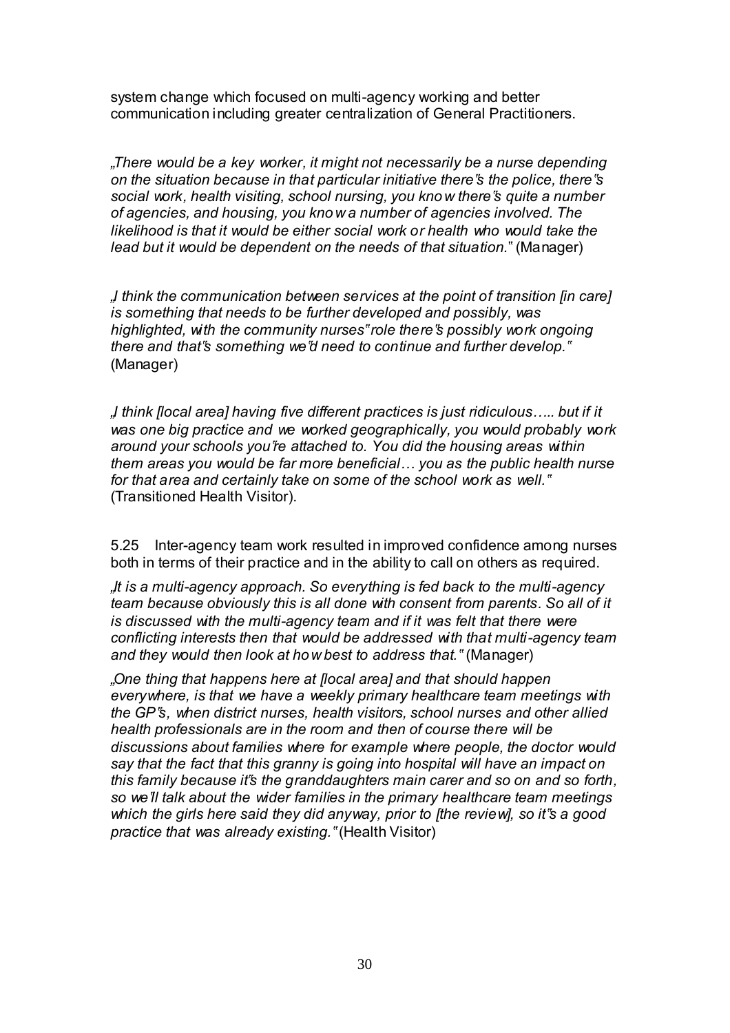system change which focused on multi-agency working and better communication including greater centralization of General Practitioners.

*„There would be a key worker, it might not necessarily be a nurse depending on the situation because in that particular initiative there"s the police, there"s social work, health visiting, school nursing, you know there"s quite a number of agencies, and housing, you know a number of agencies involved. The likelihood is that it would be either social work or health who would take the lead but it would be dependent on the needs of that situation."* (Manager)

*„I think the communication between services at the point of transition [in care] is something that needs to be further developed and possibly, was highlighted, with the community nurses" role there"s possibly work ongoing there and that"s something we"d need to continue and further develop."* (Manager)

*„I think [local area] having five different practices is just ridiculous….. but if it was one big practice and we worked geographically, you would probably work around your schools you"re attached to. You did the housing areas within them areas you would be far more beneficial… you as the public health nurse for that area and certainly take on some of the school work as well."* (Transitioned Health Visitor).

5.25 Inter-agency team work resulted in improved confidence among nurses both in terms of their practice and in the ability to call on others as required.

*„It is a multi-agency approach. So everything is fed back to the multi-agency team because obviously this is all done with consent from parents. So all of it is discussed with the multi-agency team and if it was felt that there were conflicting interests then that would be addressed with that multi-agency team and they would then look at how best to address that."* (Manager)

*„One thing that happens here at [local area] and that should happen everywhere, is that we have a weekly primary healthcare team meetings with the GP"s, when district nurses, health visitors, school nurses and other allied health professionals are in the room and then of course there will be discussions about families where for example where people, the doctor would say that the fact that this granny is going into hospital will have an impact on this family because it"s the granddaughters main carer and so on and so forth, so we"ll talk about the wider families in the primary healthcare team meetings which the girls here said they did anyway, prior to [the review], so it"s a good practice that was already existing."* (Health Visitor)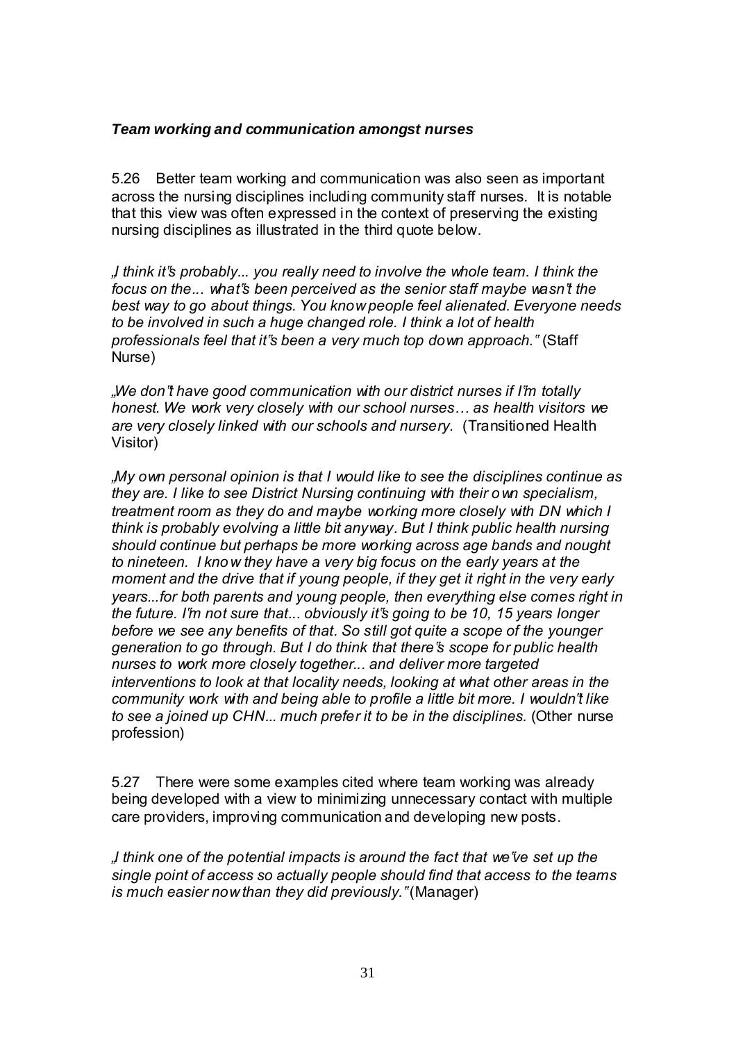### *Team working and communication amongst nurses*

5.26 Better team working and communication was also seen as important across the nursing disciplines including community staff nurses. It is notable that this view was often expressed in the context of preserving the existing nursing disciplines as illustrated in the third quote below.

*„I think it's probably... you really need to involve the whole team. I think the focus on the... what's been perceived as the senior staff maybe wasn't the best way to go about things. You know people feel alienated. Everyone needs to be involved in such a huge changed role. I think a lot of health professionals feel that it's been a very much top down approach."* (Staff Nurse)

*„We don't have good communication with our district nurses if I'm totally honest. We work very closely with our school nurses… as health visitors we are very closely linked with our schools and nursery.* (Transitioned Health Visitor)

*„My own personal opinion is that I would like to see the disciplines continue as they are. I like to see District Nursing continuing with their own specialism, treatment room as they do and maybe working more closely with DN which I think is probably evolving a little bit anyway. But I think public health nursing should continue but perhaps be more working across age bands and nought to nineteen. I know they have a very big focus on the early years at the moment and the drive that if young people, if they get it right in the very early years...for both parents and young people, then everything else comes right in the future. I'm not sure that... obviously it's going to be 10, 15 years longer before we see any benefits of that. So still got quite a scope of the younger generation to go through. But I do think that there's scope for public health nurses to work more closely together... and deliver more targeted interventions to look at that locality needs, looking at what other areas in the community work with and being able to profile a little bit more. I wouldn't like to see a joined up CHN... much prefer it to be in the disciplines.* (Other nurse profession)

5.27 There were some examples cited where team working was already being developed with a view to minimizing unnecessary contact with multiple care providers, improving communication and developing new posts.

*„I think one of the potential impacts is around the fact that we've set up the single point of access so actually people should find that access to the teams is much easier now than they did previously."* (Manager)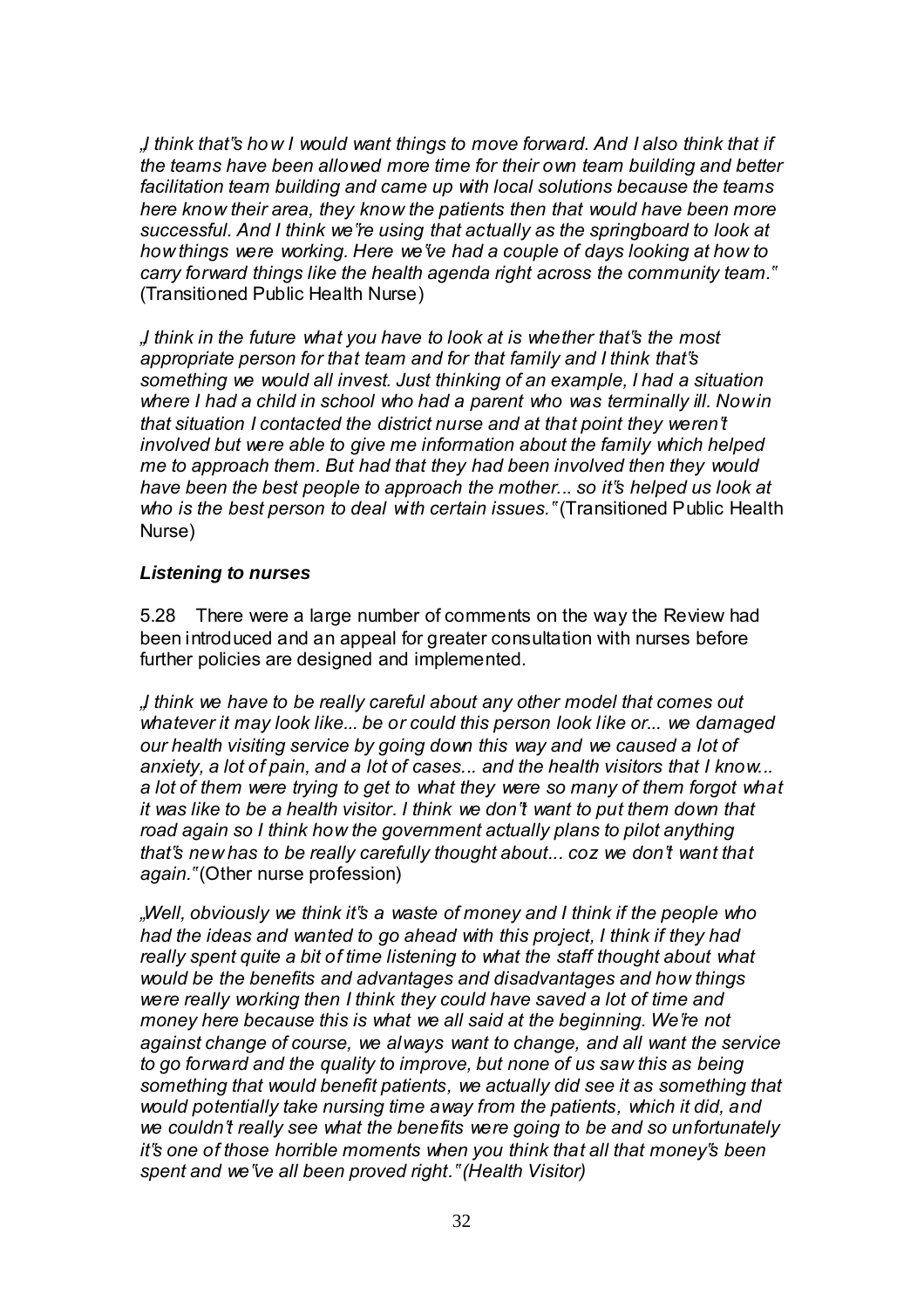*„I think that"s how I would want things to move forward. And I also think that if the teams have been allowed more time for their own team building and better facilitation team building and came up with local solutions because the teams here know their area, they know the patients then that would have been more successful. And I think we"re using that actually as the springboard to look at how things were working. Here we"ve had a couple of days looking at how to carry forward things like the health agenda right across the community team."* (Transitioned Public Health Nurse)

*„I think in the future what you have to look at is whether that"s the most appropriate person for that team and for that family and I think that"s something we would all invest. Just thinking of an example, I had a situation where I had a child in school who had a parent who was terminally ill. Now in that situation I contacted the district nurse and at that point they weren"t involved but were able to give me information about the family which helped me to approach them. But had that they had been involved then they would have been the best people to approach the mother... so it"s helped us look at who is the best person to deal with certain issues."* (Transitioned Public Health Nurse)

### *Listening to nurses*

5.28 There were a large number of comments on the way the Review had been introduced and an appeal for greater consultation with nurses before further policies are designed and implemented.

*„I think we have to be really careful about any other model that comes out whatever it may look like... be or could this person look like or... we damaged our health visiting service by going down this way and we caused a lot of anxiety, a lot of pain, and a lot of cases... and the health visitors that I know... a lot of them were trying to get to what they were so many of them forgot what it was like to be a health visitor. I think we don"t want to put them down that road again so I think how the government actually plans to pilot anything that"s new has to be really carefully thought about... coz we don"t want that again."* (Other nurse profession)

*„Well, obviously we think it"s a waste of money and I think if the people who had the ideas and wanted to go ahead with this project, I think if they had really spent quite a bit of time listening to what the staff thought about what would be the benefits and advantages and disadvantages and how things were really working then I think they could have saved a lot of time and money here because this is what we all said at the beginning. We"re not against change of course, we always want to change, and all want the service to go forward and the quality to improve, but none of us saw this as being something that would benefit patients, we actually did see it as something that would potentially take nursing time away from the patients, which it did, and we couldn"t really see what the benefits were going to be and so unfortunately it"s one of those horrible moments when you think that all that money"s been spent and we"ve all been proved right." (Health Visitor)*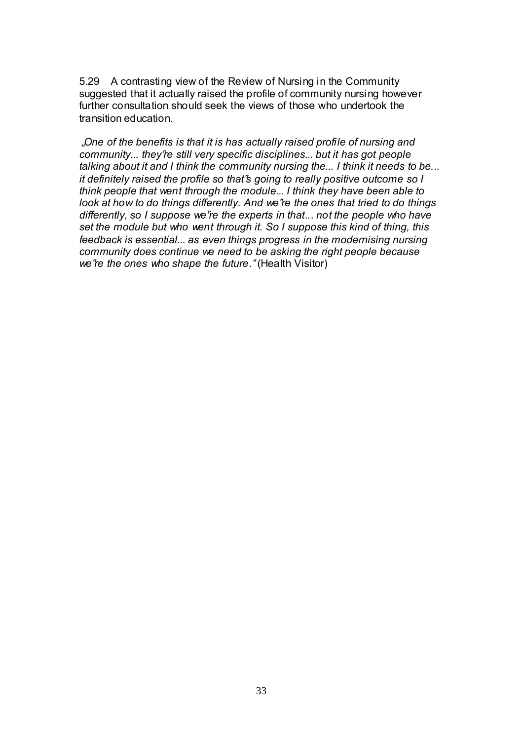5.29 A contrasting view of the Review of Nursing in the Community suggested that it actually raised the profile of community nursing however further consultation should seek the views of those who undertook the transition education.

*„One of the benefits is that it is has actually raised profile of nursing and community... they"re still very specific disciplines... but it has got people talking about it and I think the community nursing the... I think it needs to be... it definitely raised the profile so that"s going to really positive outcome so I think people that went through the module... I think they have been able to look at how to do things differently. And we"re the ones that tried to do things differently, so I suppose we"re the experts in that... not the people who have set the module but who went through it. So I suppose this kind of thing, this feedback is essential... as even things progress in the modernising nursing community does continue we need to be asking the right people because we"re the ones who shape the future."* (Health Visitor)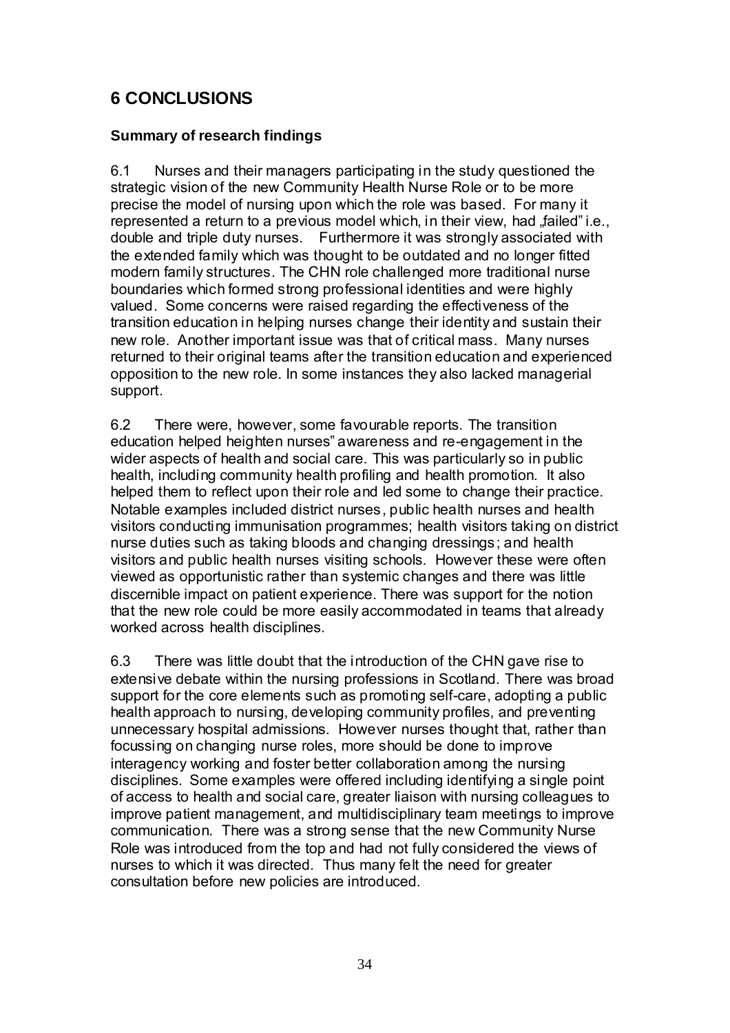# 6 CONCLUSIONS

### Summary of research findings

6.1 Nurses and their managers participating in the study questioned the strategic vision of the new Community Health Nurse Role or to be more precise the model of nursing upon which the role was based. For many it represented a return to a previous model which, in their view, had „failed" i.e., double and triple duty nurses. Furthermore it was strongly associated with the extended family which was thought to be outdated and no longer fitted modern family structures. The CHN role challenged more traditional nurse boundaries which formed strong professional identities and were highly valued. Some concerns were raised regarding the effectiveness of the transition education in helping nurses change their identity and sustain their new role. Another important issue was that of critical mass. Many nurses returned to their original teams after the transition education and experienced opposition to the new role. In some instances they also lacked managerial support.

6.2 There were, however, some favourable reports. The transition education helped heighten nurses" awareness and re-engagement in the wider aspects of health and social care. This was particularly so in public health, including community health profiling and health promotion. It also helped them to reflect upon their role and led some to change their practice. Notable examples included district nurses, public health nurses and health visitors conducting immunisation programmes; health visitors taking on district nurse duties such as taking bloods and changing dressings; and health visitors and public health nurses visiting schools. However these were often viewed as opportunistic rather than systemic changes and there was little discernible impact on patient experience. There was support for the notion that the new role could be more easily accommodated in teams that already worked across health disciplines.

6.3 There was little doubt that the introduction of the CHN gave rise to extensive debate within the nursing professions in Scotland. There was broad support for the core elements such as promoting self-care, adopting a public health approach to nursing, developing community profiles, and preventing unnecessary hospital admissions. However nurses thought that, rather than focussing on changing nurse roles, more should be done to improve interagency working and foster better collaboration among the nursing disciplines. Some examples were offered including identifying a single point of access to health and social care, greater liaison with nursing colleagues to improve patient management, and multidisciplinary team meetings to improve communication. There was a strong sense that the new Community Nurse Role was introduced from the top and had not fully considered the views of nurses to which it was directed. Thus many felt the need for greater consultation before new policies are introduced.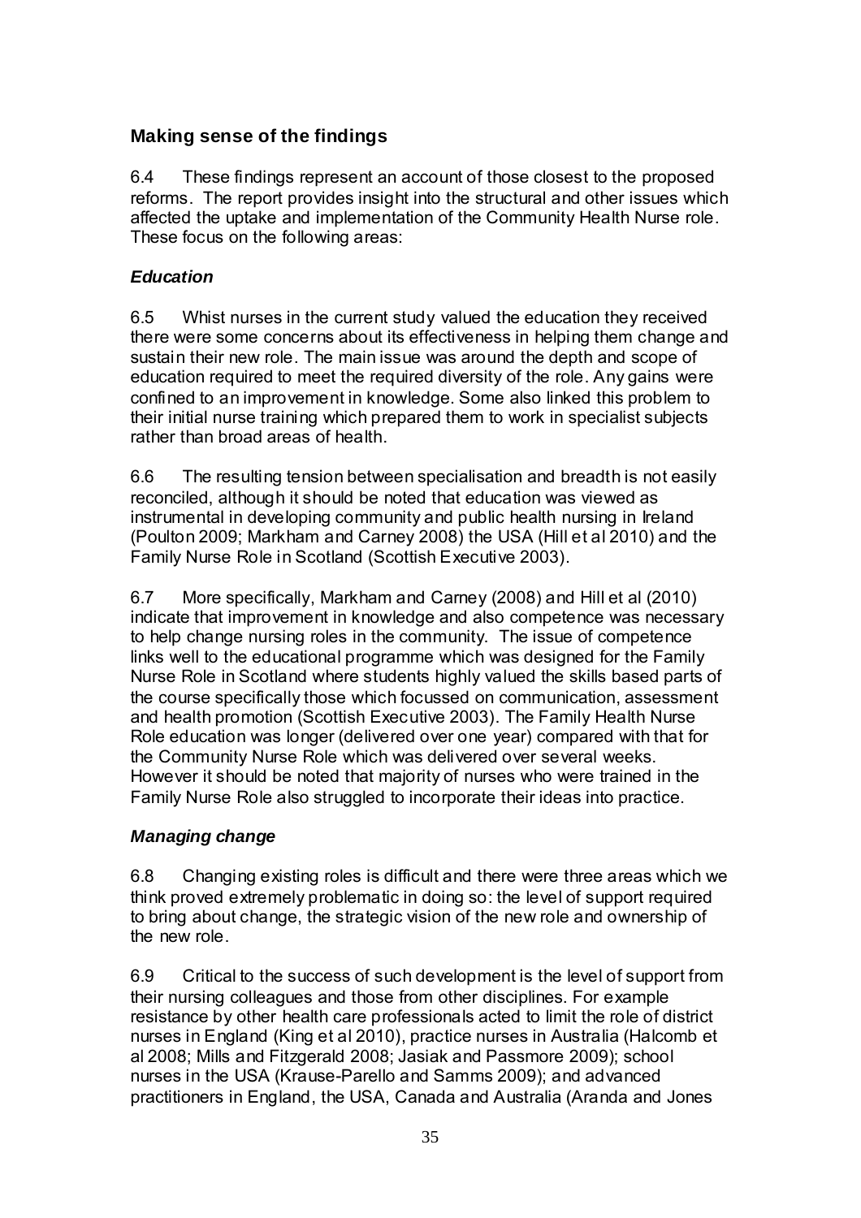## Making sense of the findings

6.4 These findings represent an account of those closest to the proposed reforms. The report provides insight into the structural and other issues which affected the uptake and implementation of the Community Health Nurse role. These focus on the following areas:

### *Education*

6.5 Whist nurses in the current study valued the education they received there were some concerns about its effectiveness in helping them change and sustain their new role. The main issue was around the depth and scope of education required to meet the required diversity of the role. Any gains were confined to an improvement in knowledge. Some also linked this problem to their initial nurse training which prepared them to work in specialist subjects rather than broad areas of health.

6.6 The resulting tension between specialisation and breadth is not easily reconciled, although it should be noted that education was viewed as instrumental in developing community and public health nursing in Ireland (Poulton 2009; Markham and Carney 2008) the USA (Hill et al 2010) and the Family Nurse Role in Scotland (Scottish Executive 2003).

6.7 More specifically, Markham and Carney (2008) and Hill et al (2010) indicate that improvement in knowledge and also competence was necessary to help change nursing roles in the community. The issue of competence links well to the educational programme which was designed for the Family Nurse Role in Scotland where students highly valued the skills based parts of the course specifically those which focussed on communication, assessment and health promotion (Scottish Executive 2003). The Family Health Nurse Role education was longer (delivered over one year) compared with that for the Community Nurse Role which was delivered over several weeks. However it should be noted that majority of nurses who were trained in the Family Nurse Role also struggled to incorporate their ideas into practice.

### *Managing change*

6.8 Changing existing roles is difficult and there were three areas which we think proved extremely problematic in doing so: the level of support required to bring about change, the strategic vision of the new role and ownership of the new role.

6.9 Critical to the success of such development is the level of support from their nursing colleagues and those from other disciplines. For example resistance by other health care professionals acted to limit the role of district nurses in England (King et al 2010), practice nurses in Australia (Halcomb et al 2008; Mills and Fitzgerald 2008; Jasiak and Passmore 2009); school nurses in the USA (Krause-Parello and Samms 2009); and advanced practitioners in England, the USA, Canada and Australia (Aranda and Jones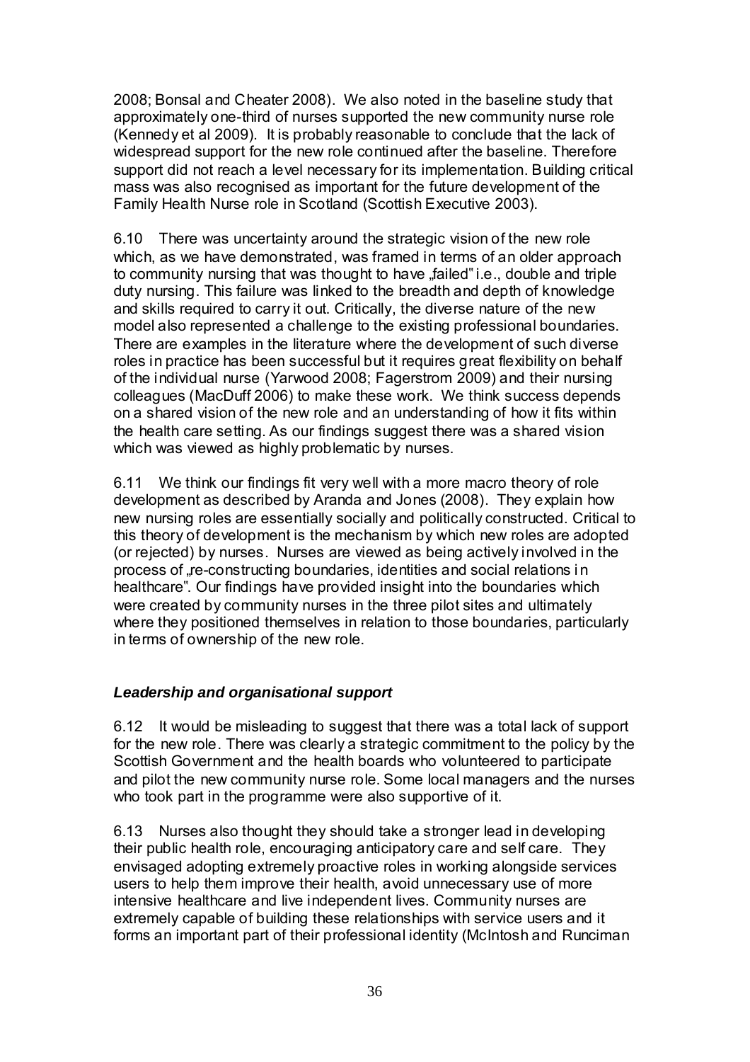2008; Bonsal and Cheater 2008). We also noted in the baseline study that approximately one-third of nurses supported the new community nurse role (Kennedy et al 2009). It is probably reasonable to conclude that the lack of widespread support for the new role continued after the baseline. Therefore support did not reach a level necessary for its implementation. Building critical mass was also recognised as important for the future development of the Family Health Nurse role in Scotland (Scottish Executive 2003).

6.10 There was uncertainty around the strategic vision of the new role which, as we have demonstrated, was framed in terms of an older approach to community nursing that was thought to have „failed" i.e., double and triple duty nursing. This failure was linked to the breadth and depth of knowledge and skills required to carry it out. Critically, the diverse nature of the new model also represented a challenge to the existing professional boundaries. There are examples in the literature where the development of such diverse roles in practice has been successful but it requires great flexibility on behalf of the individual nurse (Yarwood 2008; Fagerstrom 2009) and their nursing colleagues (MacDuff 2006) to make these work. We think success depends on a shared vision of the new role and an understanding of how it fits within the health care setting. As our findings suggest there was a shared vision which was viewed as highly problematic by nurses.

6.11 We think our findings fit very well with a more macro theory of role development as described by Aranda and Jones (2008). They explain how new nursing roles are essentially socially and politically constructed. Critical to this theory of development is the mechanism by which new roles are adopted (or rejected) by nurses. Nurses are viewed as being actively involved in the process of „re-constructing boundaries, identities and social relations in healthcare". Our findings have provided insight into the boundaries which were created by community nurses in the three pilot sites and ultimately where they positioned themselves in relation to those boundaries, particularly in terms of ownership of the new role.

### *Leadership and organisational support*

6.12 It would be misleading to suggest that there was a total lack of support for the new role. There was clearly a strategic commitment to the policy by the Scottish Government and the health boards who volunteered to participate and pilot the new community nurse role. Some local managers and the nurses who took part in the programme were also supportive of it.

6.13 Nurses also thought they should take a stronger lead in developing their public health role, encouraging anticipatory care and self care. They envisaged adopting extremely proactive roles in working alongside services users to help them improve their health, avoid unnecessary use of more intensive healthcare and live independent lives. Community nurses are extremely capable of building these relationships with service users and it forms an important part of their professional identity (McIntosh and Runciman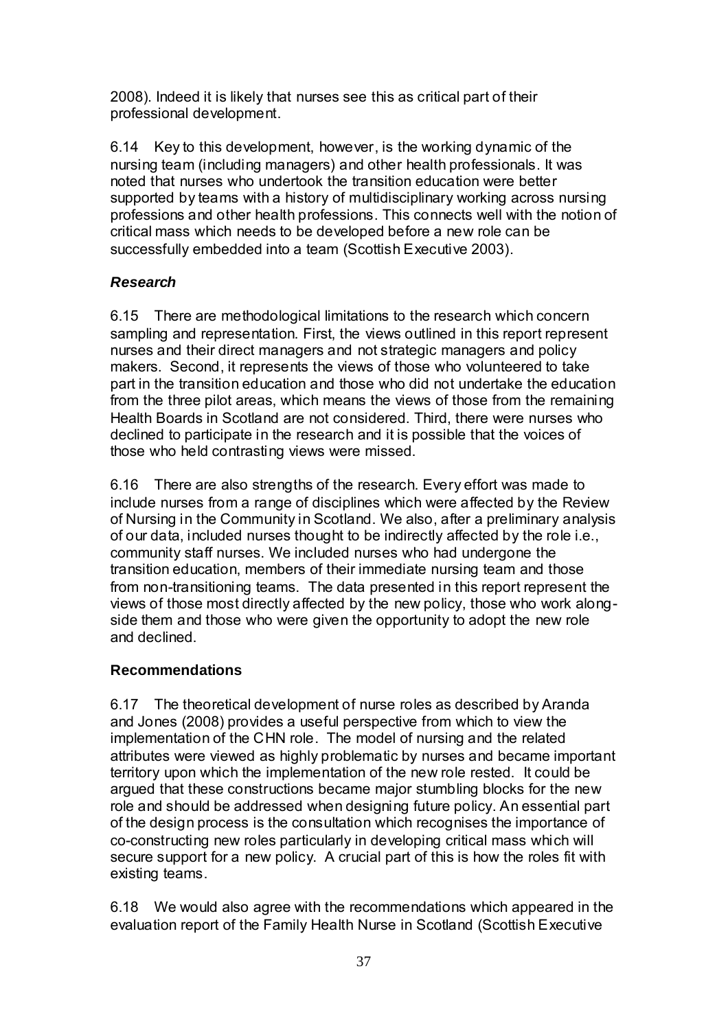2008). Indeed it is likely that nurses see this as critical part of their professional development.

6.14 Key to this development, however, is the working dynamic of the nursing team (including managers) and other health professionals. It was noted that nurses who undertook the transition education were better supported by teams with a history of multidisciplinary working across nursing professions and other health professions. This connects well with the notion of critical mass which needs to be developed before a new role can be successfully embedded into a team (Scottish Executive 2003).

### *Research*

6.15 There are methodological limitations to the research which concern sampling and representation. First, the views outlined in this report represent nurses and their direct managers and not strategic managers and policy makers. Second, it represents the views of those who volunteered to take part in the transition education and those who did not undertake the education from the three pilot areas, which means the views of those from the remaining Health Boards in Scotland are not considered. Third, there were nurses who declined to participate in the research and it is possible that the voices of those who held contrasting views were missed.

6.16 There are also strengths of the research. Every effort was made to include nurses from a range of disciplines which were affected by the Review of Nursing in the Community in Scotland. We also, after a preliminary analysis of our data, included nurses thought to be indirectly affected by the role i.e., community staff nurses. We included nurses who had undergone the transition education, members of their immediate nursing team and those from non-transitioning teams. The data presented in this report represent the views of those most directly affected by the new policy, those who work along-side them and those who were given the opportunity to adopt the new role and declined.

### **Recommendations**

6.17 The theoretical development of nurse roles as described by Aranda and Jones (2008) provides a useful perspective from which to view the implementation of the CHN role. The model of nursing and the related attributes were viewed as highly problematic by nurses and became important territory upon which the implementation of the new role rested. It could be argued that these constructions became major stumbling blocks for the new role and should be addressed when designing future policy. An essential part of the design process is the consultation which recognises the importance of co-constructing new roles particularly in developing critical mass which will secure support for a new policy. A crucial part of this is how the roles fit with existing teams.

6.18 We would also agree with the recommendations which appeared in the evaluation report of the Family Health Nurse in Scotland (Scottish Executive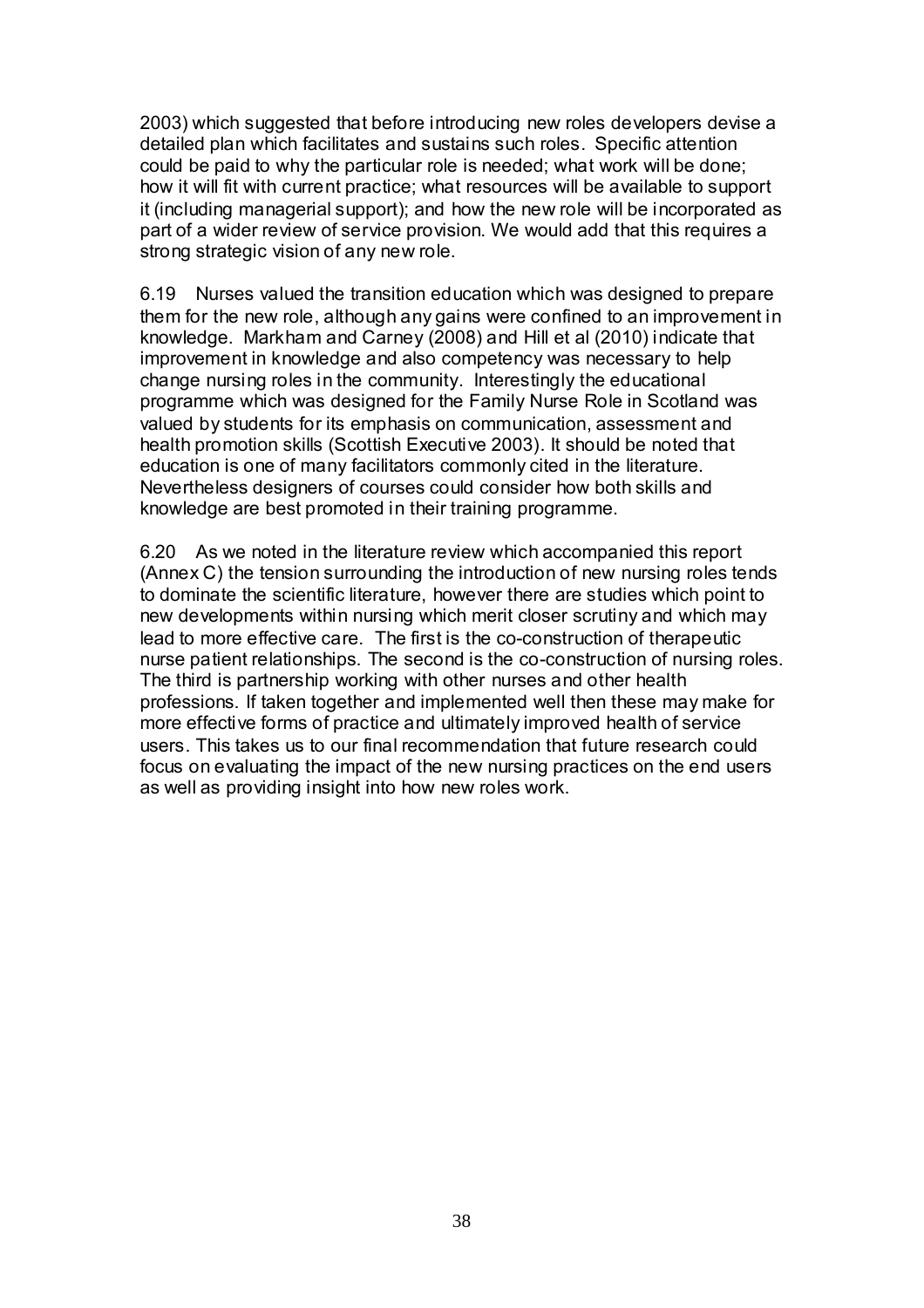2003) which suggested that before introducing new roles developers devise a detailed plan which facilitates and sustains such roles. Specific attention could be paid to why the particular role is needed; what work will be done; how it will fit with current practice; what resources will be available to support it (including managerial support); and how the new role will be incorporated as part of a wider review of service provision. We would add that this requires a strong strategic vision of any new role.

6.19 Nurses valued the transition education which was designed to prepare them for the new role, although any gains were confined to an improvement in knowledge. Markham and Carney (2008) and Hill et al (2010) indicate that improvement in knowledge and also competency was necessary to help change nursing roles in the community. Interestingly the educational programme which was designed for the Family Nurse Role in Scotland was valued by students for its emphasis on communication, assessment and health promotion skills (Scottish Executive 2003). It should be noted that education is one of many facilitators commonly cited in the literature. Nevertheless designers of courses could consider how both skills and knowledge are best promoted in their training programme.

6.20 As we noted in the literature review which accompanied this report (Annex C) the tension surrounding the introduction of new nursing roles tends to dominate the scientific literature, however there are studies which point to new developments within nursing which merit closer scrutiny and which may lead to more effective care. The first is the co-construction of therapeutic nurse patient relationships. The second is the co-construction of nursing roles. The third is partnership working with other nurses and other health professions. If taken together and implemented well then these may make for more effective forms of practice and ultimately improved health of service users. This takes us to our final recommendation that future research could focus on evaluating the impact of the new nursing practices on the end users as well as providing insight into how new roles work.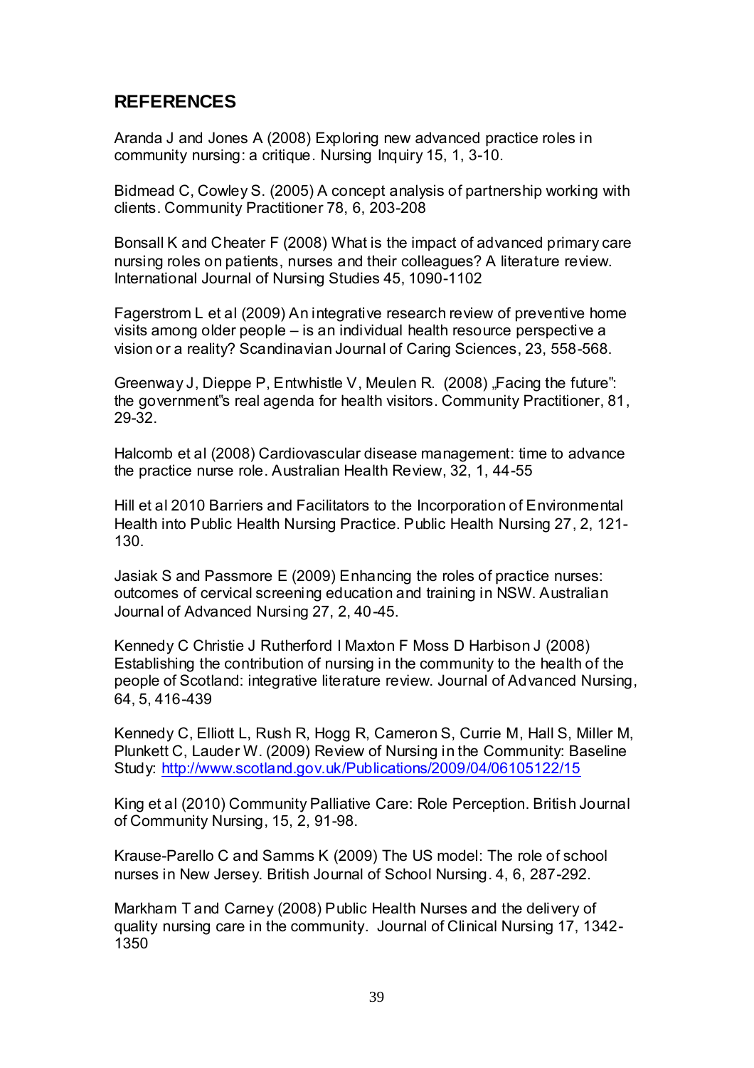## REFERENCES

Aranda J and Jones A (2008) Exploring new advanced practice roles in community nursing: a critique. Nursing Inquiry 15, 1, 3-10.

Bidmead C, Cowley S. (2005) A concept analysis of partnership working with clients. Community Practitioner 78, 6, 203-208

Bonsall K and Cheater F (2008) What is the impact of advanced primary care nursing roles on patients, nurses and their colleagues? A literature review. International Journal of Nursing Studies 45, 1090-1102

Fagerstrom L et al (2009) An integrative research review of preventive home visits among older people – is an individual health resource perspective a vision or a reality? Scandinavian Journal of Caring Sciences, 23, 558-568.

Greenway J, Dieppe P, Entwhistle V, Meulen R. (2008) „Facing the future": the government"s real agenda for health visitors. Community Practitioner, 81, 29-32.

Halcomb et al (2008) Cardiovascular disease management: time to advance the practice nurse role. Australian Health Review, 32, 1, 44-55

Hill et al 2010 Barriers and Facilitators to the Incorporation of Environmental Health into Public Health Nursing Practice. Public Health Nursing 27, 2, 121-130.

Jasiak S and Passmore E (2009) Enhancing the roles of practice nurses: outcomes of cervical screening education and training in NSW. Australian Journal of Advanced Nursing 27, 2, 40-45.

Kennedy C Christie J Rutherford I Maxton F Moss D Harbison J (2008) Establishing the contribution of nursing in the community to the health of the people of Scotland: integrative literature review. Journal of Advanced Nursing, 64, 5, 416-439

Kennedy C, Elliott L, Rush R, Hogg R, Cameron S, Currie M, Hall S, Miller M, Plunkett C, Lauder W. (2009) Review of Nursing in the Community: Baseline Study: http://www.scotland.gov.uk/Publications/2009/04/06105122/15

King et al (2010) Community Palliative Care: Role Perception. British Journal of Community Nursing, 15, 2, 91-98.

Krause-Parello C and Samms K (2009) The US model: The role of school nurses in New Jersey. British Journal of School Nursing. 4, 6, 287-292.

Markham T and Carney (2008) Public Health Nurses and the delivery of quality nursing care in the community. Journal of Clinical Nursing 17, 1342-1350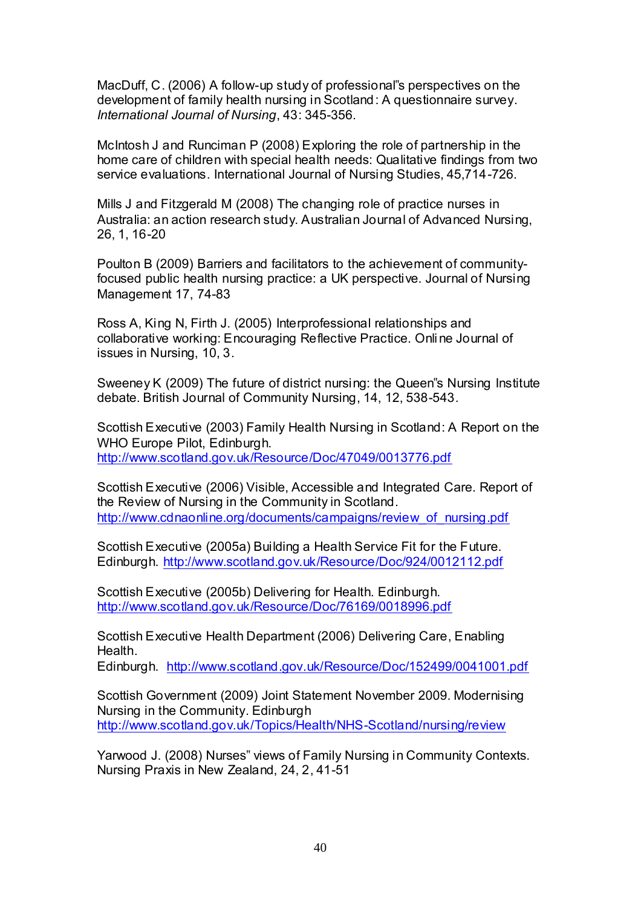MacDuff, C. (2006) A follow-up study of professional"s perspectives on the development of family health nursing in Scotland: A questionnaire survey. *International Journal of Nursing*, 43: 345-356.

McIntosh J and Runciman P (2008) Exploring the role of partnership in the home care of children with special health needs: Qualitative findings from two service evaluations. International Journal of Nursing Studies, 45,714-726.

Mills J and Fitzgerald M (2008) The changing role of practice nurses in Australia: an action research study. Australian Journal of Advanced Nursing, 26, 1, 16-20

Poulton B (2009) Barriers and facilitators to the achievement of community-focused public health nursing practice: a UK perspective. Journal of Nursing Management 17, 74-83

Ross A, King N, Firth J. (2005) Interprofessional relationships and collaborative working: Encouraging Reflective Practice. Online Journal of issues in Nursing, 10, 3.

Sweeney K (2009) The future of district nursing: the Queen"s Nursing Institute debate. British Journal of Community Nursing, 14, 12, 538-543.

Scottish Executive (2003) Family Health Nursing in Scotland: A Report on the WHO Europe Pilot, Edinburgh.
http://www.scotland.gov.uk/Resource/Doc/47049/0013776.pdf

Scottish Executive (2006) Visible, Accessible and Integrated Care. Report of the Review of Nursing in the Community in Scotland.
http://www.cdnaonline.org/documents/campaigns/review_of_nursing.pdf

Scottish Executive (2005a) Building a Health Service Fit for the Future. Edinburgh. http://www.scotland.gov.uk/Resource/Doc/924/0012112.pdf

Scottish Executive (2005b) Delivering for Health. Edinburgh.
http://www.scotland.gov.uk/Resource/Doc/76169/0018996.pdf

Scottish Executive Health Department (2006) Delivering Care, Enabling Health.
Edinburgh. http://www.scotland.gov.uk/Resource/Doc/152499/0041001.pdf

Scottish Government (2009) Joint Statement November 2009. Modernising Nursing in the Community. Edinburgh
http://www.scotland.gov.uk/Topics/Health/NHS-Scotland/nursing/review

Yarwood J. (2008) Nurses" views of Family Nursing in Community Contexts. Nursing Praxis in New Zealand, 24, 2, 41-51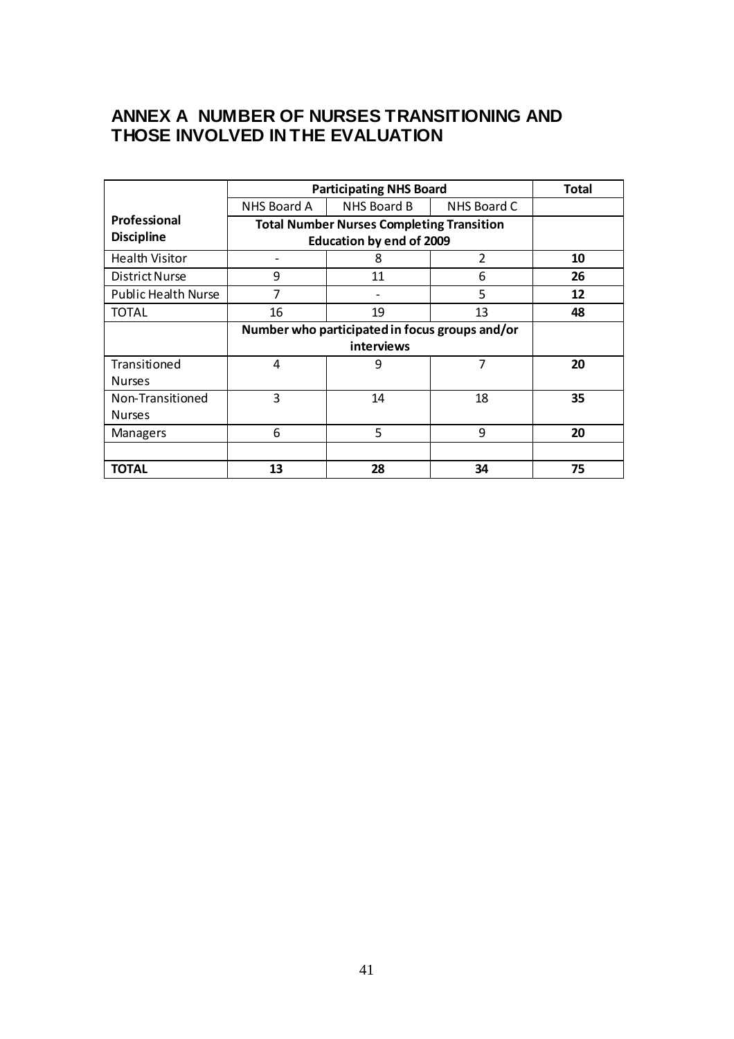# ANNEX A NUMBER OF NURSES TRANSITIONING AND THOSE INVOLVED IN THE EVALUATION

| | Participating NHS Board | | | Total |
|---|---|---|---|---|
| | NHS Board A | NHS Board B | NHS Board C | |
| **Professional Discipline** | **Total Number Nurses Completing Transition Education by end of 2009** | | | |
| Health Visitor | - | 8 | 2 | **10** |
| District Nurse | 9 | 11 | 6 | **26** |
| Public Health Nurse | 7 | - | 5 | **12** |
| TOTAL | 16 | 19 | 13 | **48** |
| | **Number who participated in focus groups and/or interviews** | | | |
| Transitioned Nurses | 4 | 9 | 7 | **20** |
| Non-Transitioned Nurses | 3 | 14 | 18 | **35** |
| Managers | 6 | 5 | 9 | **20** |
| | | | | |
| **TOTAL** | **13** | **28** | **34** | **75** |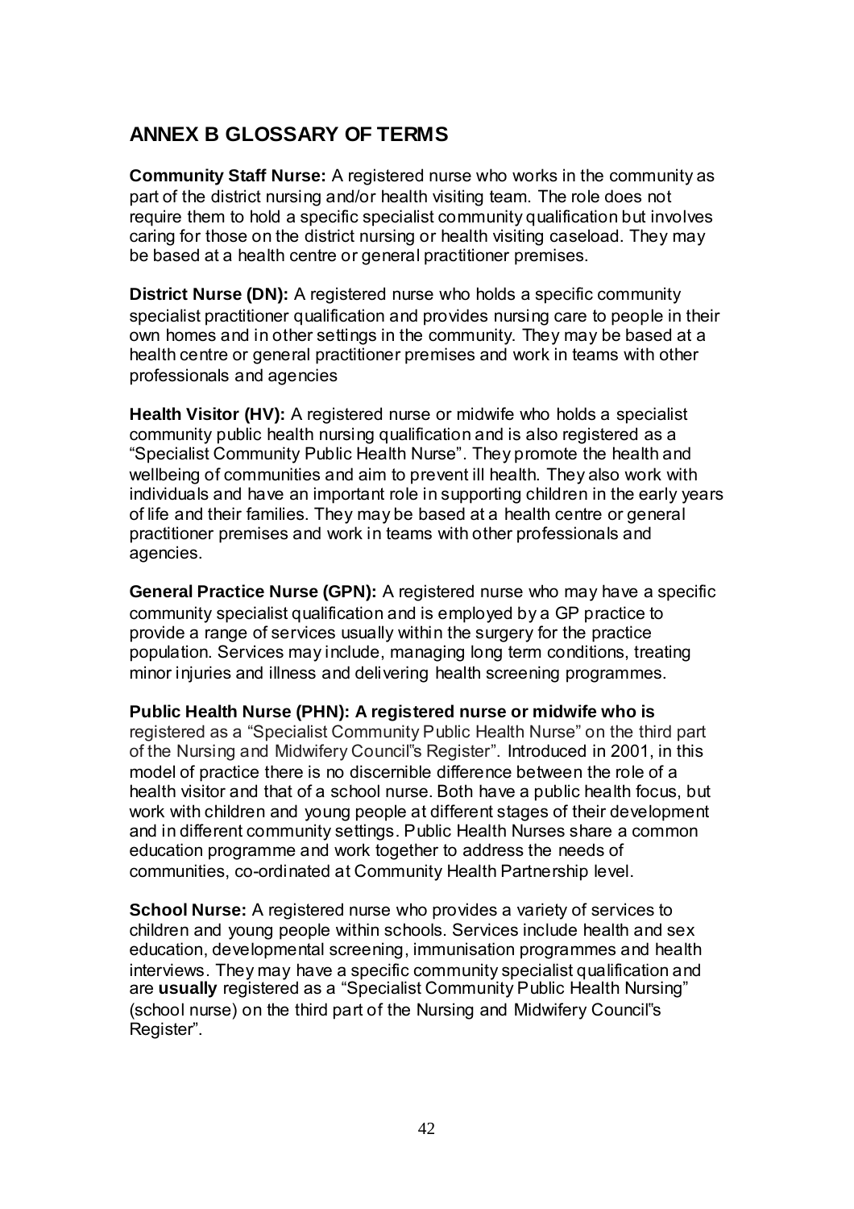## ANNEX B GLOSSARY OF TERMS

**Community Staff Nurse:** A registered nurse who works in the community as part of the district nursing and/or health visiting team. The role does not require them to hold a specific specialist community qualification but involves caring for those on the district nursing or health visiting caseload. They may be based at a health centre or general practitioner premises.

**District Nurse (DN):** A registered nurse who holds a specific community specialist practitioner qualification and provides nursing care to people in their own homes and in other settings in the community. They may be based at a health centre or general practitioner premises and work in teams with other professionals and agencies

**Health Visitor (HV):** A registered nurse or midwife who holds a specialist community public health nursing qualification and is also registered as a "Specialist Community Public Health Nurse". They promote the health and wellbeing of communities and aim to prevent ill health. They also work with individuals and have an important role in supporting children in the early years of life and their families. They may be based at a health centre or general practitioner premises and work in teams with other professionals and agencies.

**General Practice Nurse (GPN):** A registered nurse who may have a specific community specialist qualification and is employed by a GP practice to provide a range of services usually within the surgery for the practice population. Services may include, managing long term conditions, treating minor injuries and illness and delivering health screening programmes.

**Public Health Nurse (PHN): A registered nurse or midwife who is** registered as a "Specialist Community Public Health Nurse" on the third part of the Nursing and Midwifery Council"s Register". Introduced in 2001, in this model of practice there is no discernible difference between the role of a health visitor and that of a school nurse. Both have a public health focus, but work with children and young people at different stages of their development and in different community settings. Public Health Nurses share a common education programme and work together to address the needs of communities, co-ordinated at Community Health Partnership level.

**School Nurse:** A registered nurse who provides a variety of services to children and young people within schools. Services include health and sex education, developmental screening, immunisation programmes and health interviews. They may have a specific community specialist qualification and are **usually** registered as a "Specialist Community Public Health Nursing" (school nurse) on the third part of the Nursing and Midwifery Council"s Register".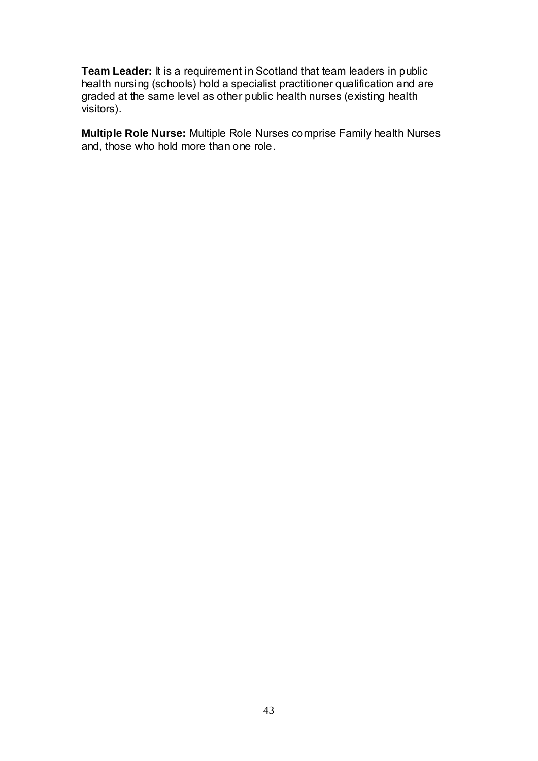**Team Leader:** It is a requirement in Scotland that team leaders in public health nursing (schools) hold a specialist practitioner qualification and are graded at the same level as other public health nurses (existing health visitors).

**Multiple Role Nurse:** Multiple Role Nurses comprise Family health Nurses and, those who hold more than one role.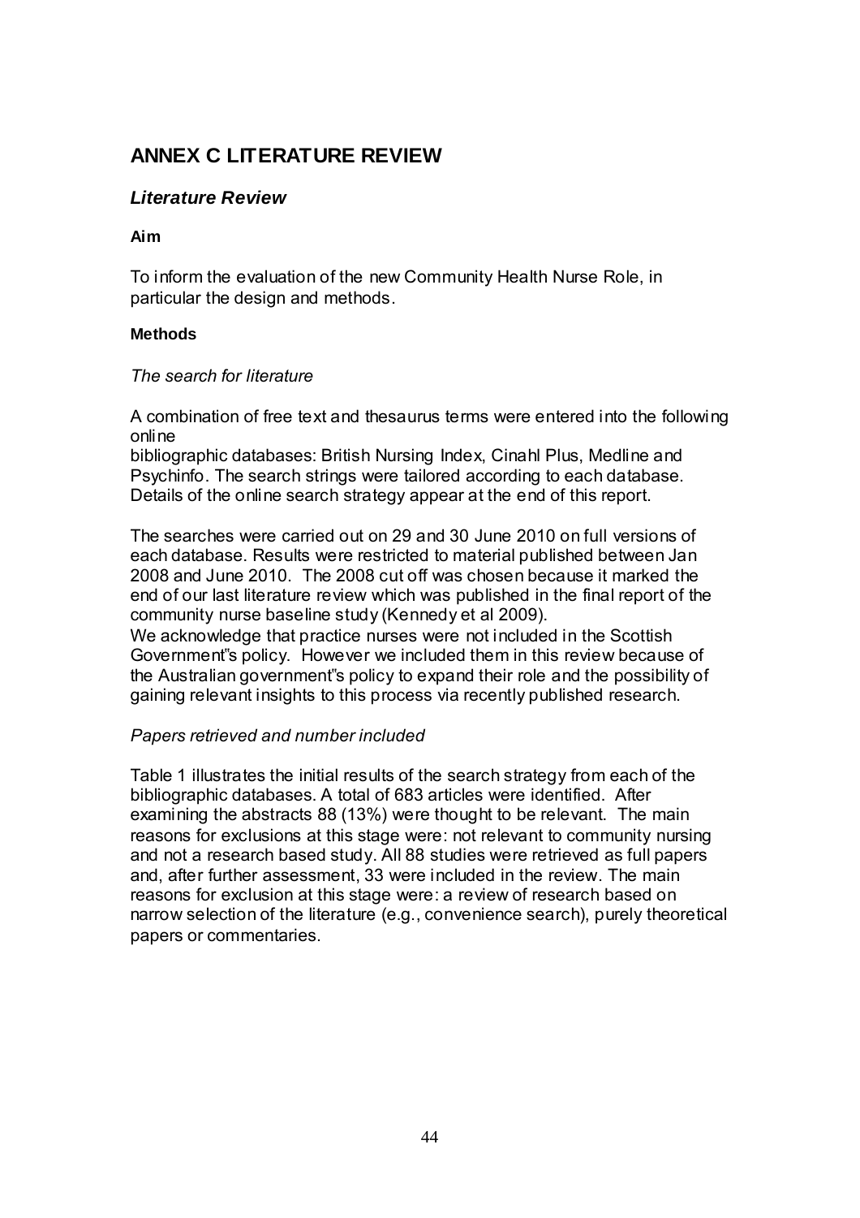# ANNEX C LITERATURE REVIEW

## *Literature Review*

### Aim

To inform the evaluation of the new Community Health Nurse Role, in particular the design and methods.

### Methods

*The search for literature*

A combination of free text and thesaurus terms were entered into the following online bibliographic databases: British Nursing Index, Cinahl Plus, Medline and Psychinfo. The search strings were tailored according to each database. Details of the online search strategy appear at the end of this report.

The searches were carried out on 29 and 30 June 2010 on full versions of each database. Results were restricted to material published between Jan 2008 and June 2010. The 2008 cut off was chosen because it marked the end of our last literature review which was published in the final report of the community nurse baseline study (Kennedy et al 2009).
We acknowledge that practice nurses were not included in the Scottish Government"s policy. However we included them in this review because of the Australian government"s policy to expand their role and the possibility of gaining relevant insights to this process via recently published research.

*Papers retrieved and number included*

Table 1 illustrates the initial results of the search strategy from each of the bibliographic databases. A total of 683 articles were identified. After examining the abstracts 88 (13%) were thought to be relevant. The main reasons for exclusions at this stage were: not relevant to community nursing and not a research based study. All 88 studies were retrieved as full papers and, after further assessment, 33 were included in the review. The main reasons for exclusion at this stage were: a review of research based on narrow selection of the literature (e.g., convenience search), purely theoretical papers or commentaries.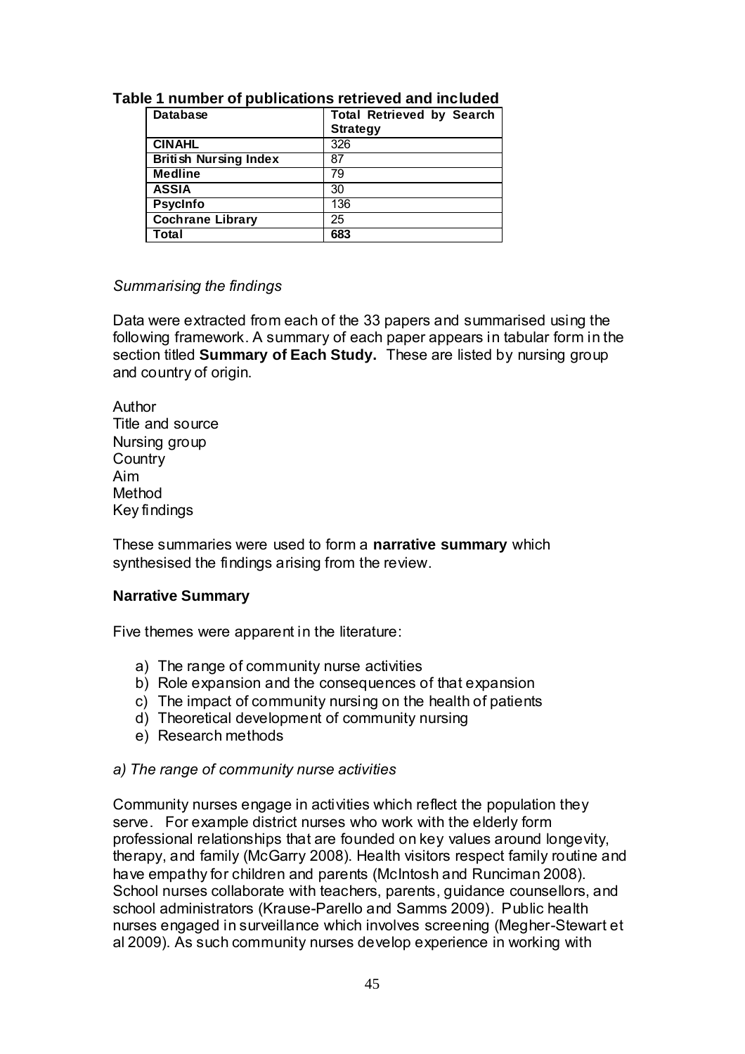**Table 1 number of publications retrieved and included**

| Database | Total Retrieved by Search Strategy |
|---|---|
| **CINAHL** | 326 |
| **British Nursing Index** | 87 |
| **Medline** | 79 |
| **ASSIA** | 30 |
| **PsycInfo** | 136 |
| **Cochrane Library** | 25 |
| **Total** | **683** |

*Summarising the findings*

Data were extracted from each of the 33 papers and summarised using the following framework. A summary of each paper appears in tabular form in the section titled **Summary of Each Study.** These are listed by nursing group and country of origin.

Author
Title and source
Nursing group
Country
Aim
Method
Key findings

These summaries were used to form a **narrative summary** which synthesised the findings arising from the review.

**Narrative Summary**

Five themes were apparent in the literature:

a) The range of community nurse activities
b) Role expansion and the consequences of that expansion
c) The impact of community nursing on the health of patients
d) Theoretical development of community nursing
e) Research methods

*a) The range of community nurse activities*

Community nurses engage in activities which reflect the population they serve. For example district nurses who work with the elderly form professional relationships that are founded on key values around longevity, therapy, and family (McGarry 2008). Health visitors respect family routine and have empathy for children and parents (McIntosh and Runciman 2008). School nurses collaborate with teachers, parents, guidance counsellors, and school administrators (Krause-Parello and Samms 2009). Public health nurses engaged in surveillance which involves screening (Megher-Stewart et al 2009). As such community nurses develop experience in working with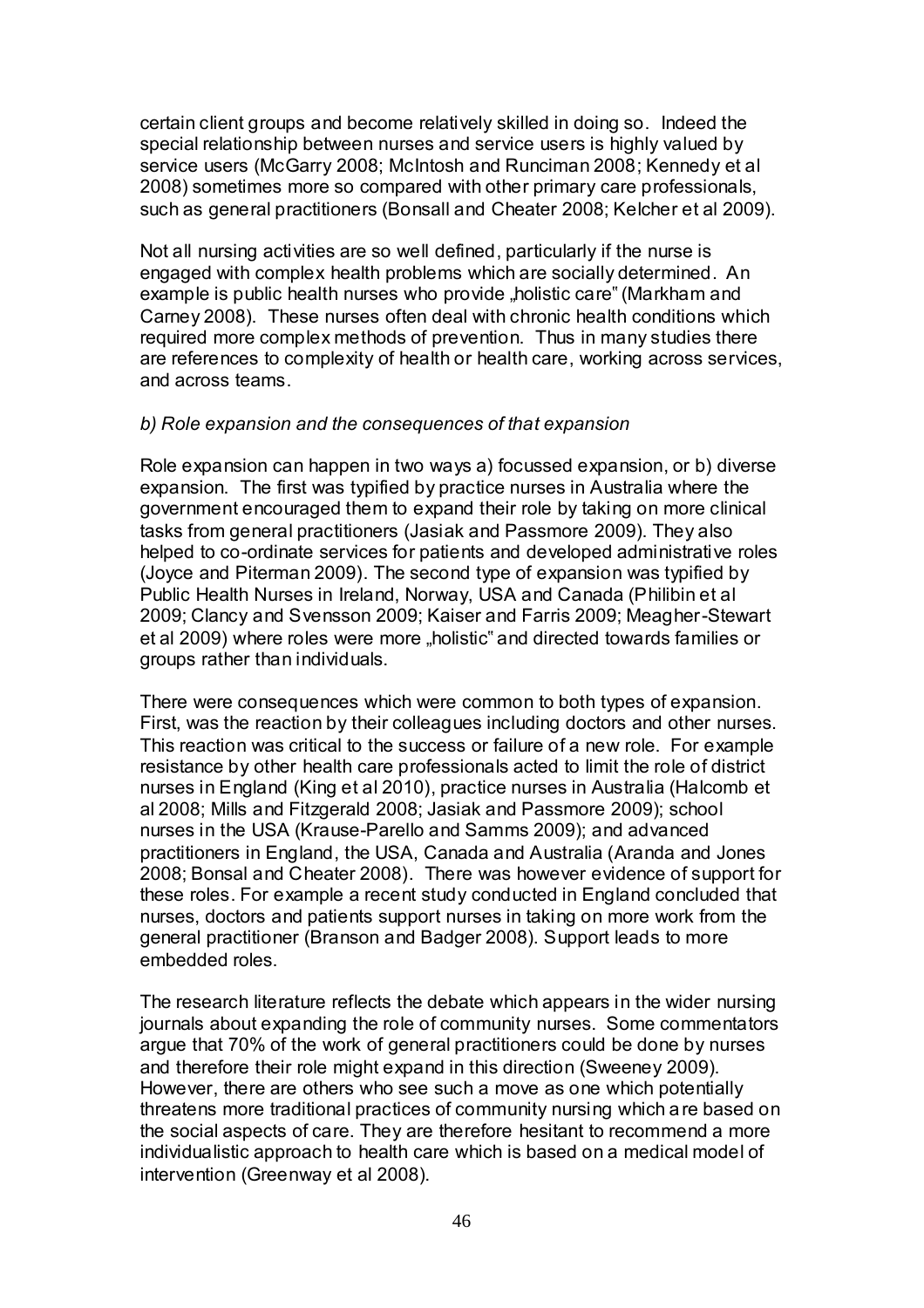certain client groups and become relatively skilled in doing so. Indeed the special relationship between nurses and service users is highly valued by service users (McGarry 2008; McIntosh and Runciman 2008; Kennedy et al 2008) sometimes more so compared with other primary care professionals, such as general practitioners (Bonsall and Cheater 2008; Kelcher et al 2009).

Not all nursing activities are so well defined, particularly if the nurse is engaged with complex health problems which are socially determined. An example is public health nurses who provide „holistic care" (Markham and Carney 2008). These nurses often deal with chronic health conditions which required more complex methods of prevention. Thus in many studies there are references to complexity of health or health care, working across services, and across teams.

*b) Role expansion and the consequences of that expansion*

Role expansion can happen in two ways a) focussed expansion, or b) diverse expansion. The first was typified by practice nurses in Australia where the government encouraged them to expand their role by taking on more clinical tasks from general practitioners (Jasiak and Passmore 2009). They also helped to co-ordinate services for patients and developed administrative roles (Joyce and Piterman 2009). The second type of expansion was typified by Public Health Nurses in Ireland, Norway, USA and Canada (Philibin et al 2009; Clancy and Svensson 2009; Kaiser and Farris 2009; Meagher-Stewart et al 2009) where roles were more „holistic" and directed towards families or groups rather than individuals.

There were consequences which were common to both types of expansion. First, was the reaction by their colleagues including doctors and other nurses. This reaction was critical to the success or failure of a new role. For example resistance by other health care professionals acted to limit the role of district nurses in England (King et al 2010), practice nurses in Australia (Halcomb et al 2008; Mills and Fitzgerald 2008; Jasiak and Passmore 2009); school nurses in the USA (Krause-Parello and Samms 2009); and advanced practitioners in England, the USA, Canada and Australia (Aranda and Jones 2008; Bonsal and Cheater 2008). There was however evidence of support for these roles. For example a recent study conducted in England concluded that nurses, doctors and patients support nurses in taking on more work from the general practitioner (Branson and Badger 2008). Support leads to more embedded roles.

The research literature reflects the debate which appears in the wider nursing journals about expanding the role of community nurses. Some commentators argue that 70% of the work of general practitioners could be done by nurses and therefore their role might expand in this direction (Sweeney 2009). However, there are others who see such a move as one which potentially threatens more traditional practices of community nursing which are based on the social aspects of care. They are therefore hesitant to recommend a more individualistic approach to health care which is based on a medical model of intervention (Greenway et al 2008).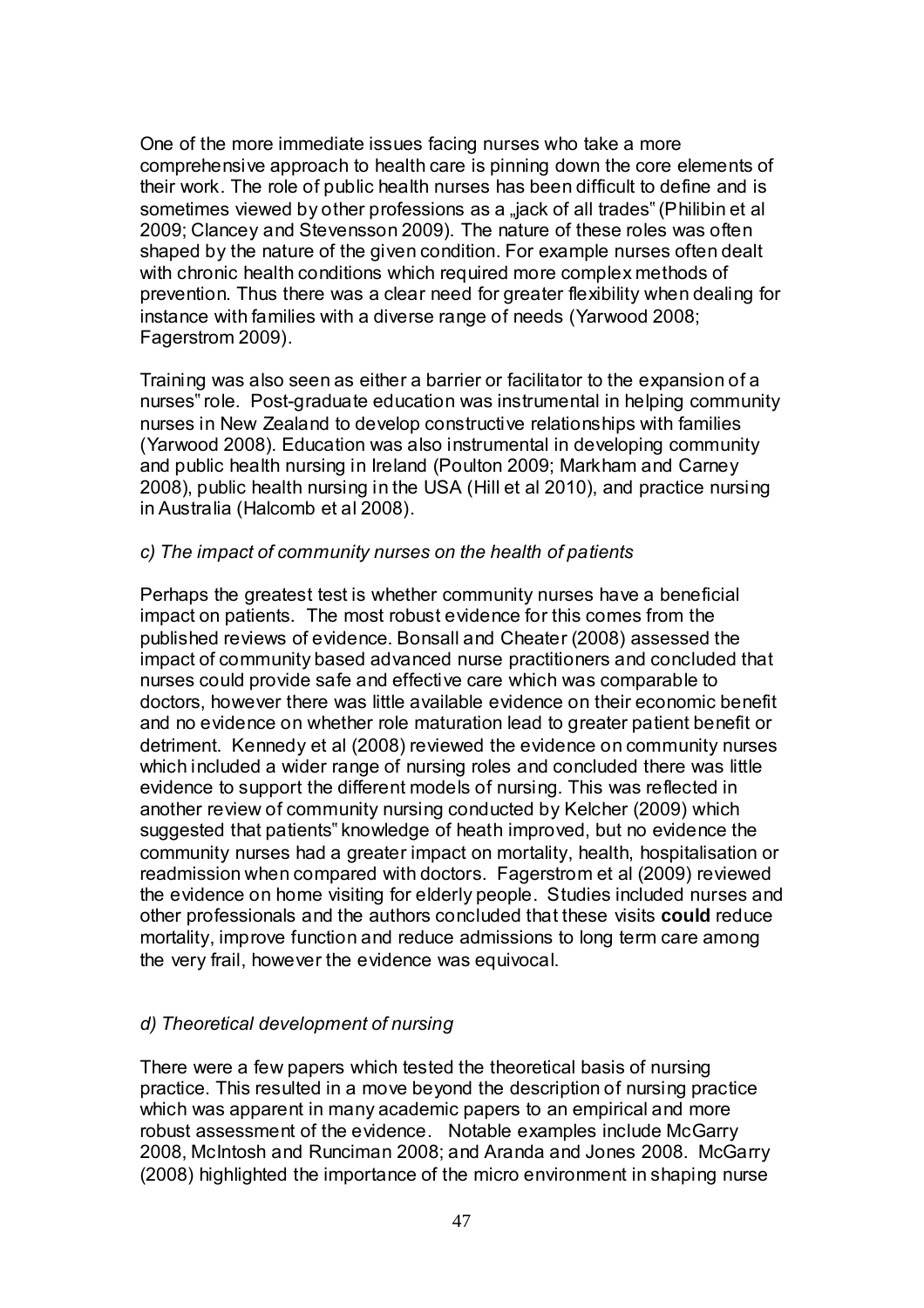One of the more immediate issues facing nurses who take a more comprehensive approach to health care is pinning down the core elements of their work. The role of public health nurses has been difficult to define and is sometimes viewed by other professions as a „jack of all trades" (Philibin et al 2009; Clancey and Stevensson 2009). The nature of these roles was often shaped by the nature of the given condition. For example nurses often dealt with chronic health conditions which required more complex methods of prevention. Thus there was a clear need for greater flexibility when dealing for instance with families with a diverse range of needs (Yarwood 2008; Fagerstrom 2009).

Training was also seen as either a barrier or facilitator to the expansion of a nurses" role. Post-graduate education was instrumental in helping community nurses in New Zealand to develop constructive relationships with families (Yarwood 2008). Education was also instrumental in developing community and public health nursing in Ireland (Poulton 2009; Markham and Carney 2008), public health nursing in the USA (Hill et al 2010), and practice nursing in Australia (Halcomb et al 2008).

*c) The impact of community nurses on the health of patients*

Perhaps the greatest test is whether community nurses have a beneficial impact on patients. The most robust evidence for this comes from the published reviews of evidence. Bonsall and Cheater (2008) assessed the impact of community based advanced nurse practitioners and concluded that nurses could provide safe and effective care which was comparable to doctors, however there was little available evidence on their economic benefit and no evidence on whether role maturation lead to greater patient benefit or detriment. Kennedy et al (2008) reviewed the evidence on community nurses which included a wider range of nursing roles and concluded there was little evidence to support the different models of nursing. This was reflected in another review of community nursing conducted by Kelcher (2009) which suggested that patients" knowledge of heath improved, but no evidence the community nurses had a greater impact on mortality, health, hospitalisation or readmission when compared with doctors. Fagerstrom et al (2009) reviewed the evidence on home visiting for elderly people. Studies included nurses and other professionals and the authors concluded that these visits **could** reduce mortality, improve function and reduce admissions to long term care among the very frail, however the evidence was equivocal.

*d) Theoretical development of nursing*

There were a few papers which tested the theoretical basis of nursing practice. This resulted in a move beyond the description of nursing practice which was apparent in many academic papers to an empirical and more robust assessment of the evidence. Notable examples include McGarry 2008, McIntosh and Runciman 2008; and Aranda and Jones 2008. McGarry (2008) highlighted the importance of the micro environment in shaping nurse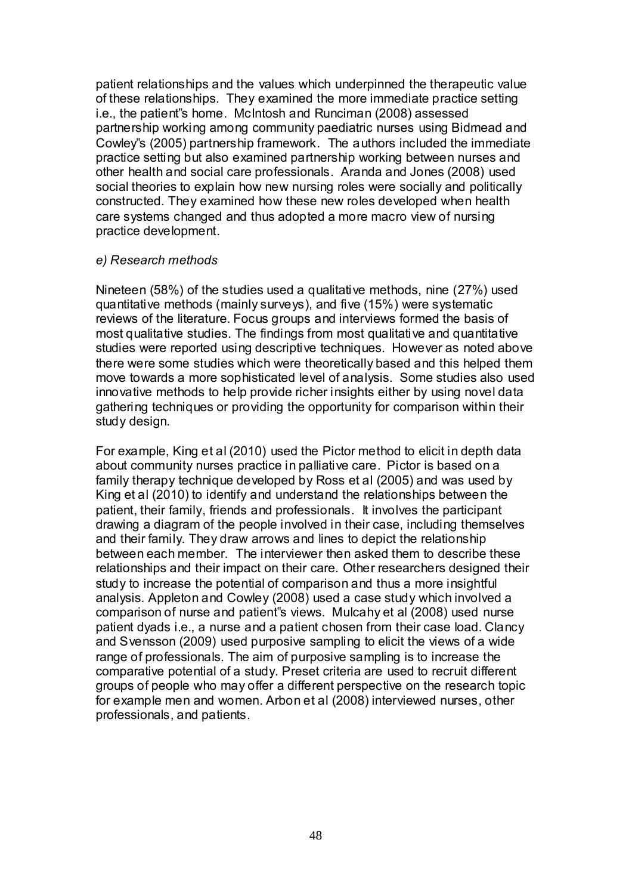patient relationships and the values which underpinned the therapeutic value of these relationships. They examined the more immediate practice setting i.e., the patient"s home. McIntosh and Runciman (2008) assessed partnership working among community paediatric nurses using Bidmead and Cowley"s (2005) partnership framework. The authors included the immediate practice setting but also examined partnership working between nurses and other health and social care professionals. Aranda and Jones (2008) used social theories to explain how new nursing roles were socially and politically constructed. They examined how these new roles developed when health care systems changed and thus adopted a more macro view of nursing practice development.

*e) Research methods*

Nineteen (58%) of the studies used a qualitative methods, nine (27%) used quantitative methods (mainly surveys), and five (15%) were systematic reviews of the literature. Focus groups and interviews formed the basis of most qualitative studies. The findings from most qualitative and quantitative studies were reported using descriptive techniques. However as noted above there were some studies which were theoretically based and this helped them move towards a more sophisticated level of analysis. Some studies also used innovative methods to help provide richer insights either by using novel data gathering techniques or providing the opportunity for comparison within their study design.

For example, King et al (2010) used the Pictor method to elicit in depth data about community nurses practice in palliative care. Pictor is based on a family therapy technique developed by Ross et al (2005) and was used by King et al (2010) to identify and understand the relationships between the patient, their family, friends and professionals. It involves the participant drawing a diagram of the people involved in their case, including themselves and their family. They draw arrows and lines to depict the relationship between each member. The interviewer then asked them to describe these relationships and their impact on their care. Other researchers designed their study to increase the potential of comparison and thus a more insightful analysis. Appleton and Cowley (2008) used a case study which involved a comparison of nurse and patient"s views. Mulcahy et al (2008) used nurse patient dyads i.e., a nurse and a patient chosen from their case load. Clancy and Svensson (2009) used purposive sampling to elicit the views of a wide range of professionals. The aim of purposive sampling is to increase the comparative potential of a study. Preset criteria are used to recruit different groups of people who may offer a different perspective on the research topic for example men and women. Arbon et al (2008) interviewed nurses, other professionals, and patients.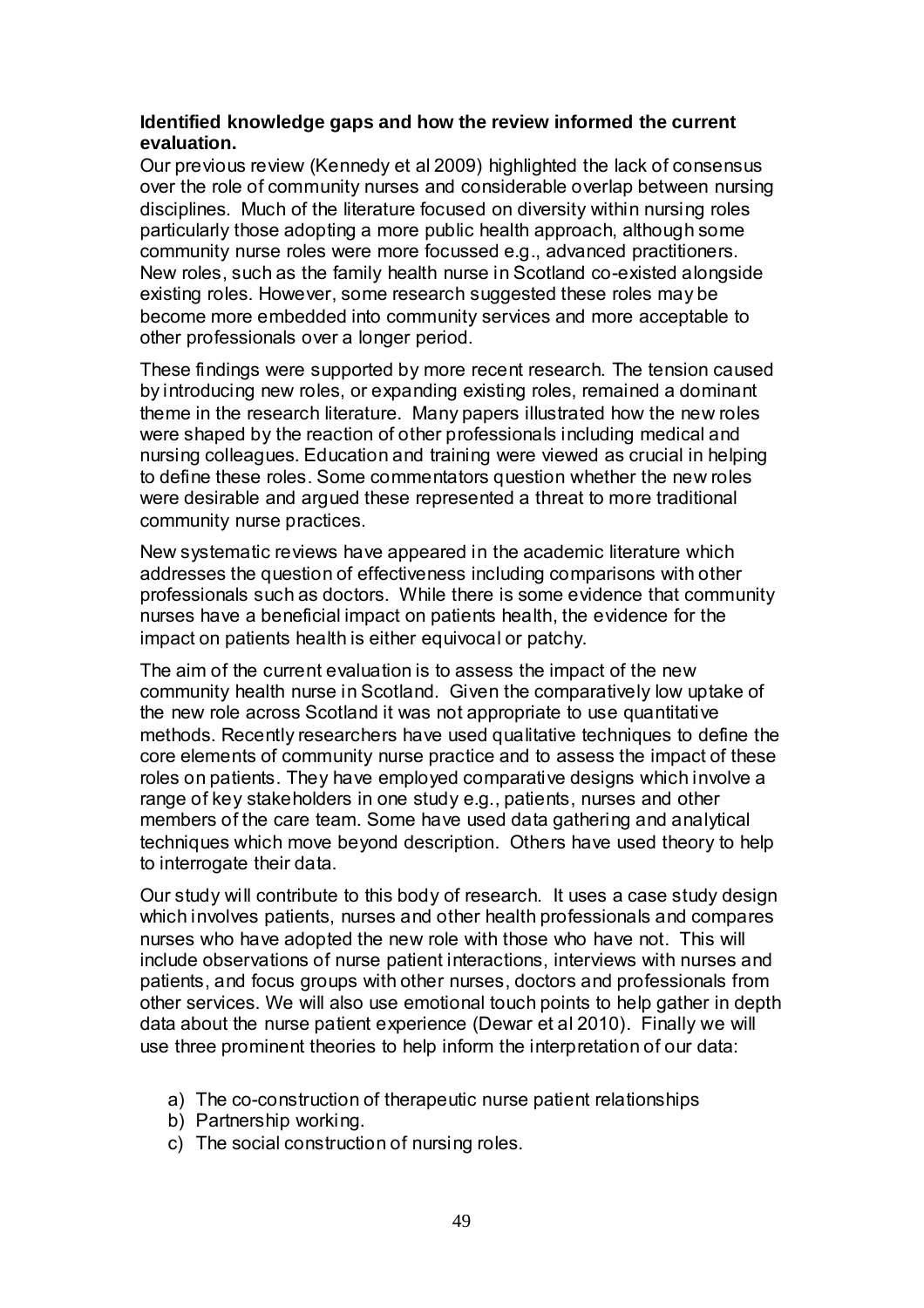**Identified knowledge gaps and how the review informed the current evaluation.**

Our previous review (Kennedy et al 2009) highlighted the lack of consensus over the role of community nurses and considerable overlap between nursing disciplines. Much of the literature focused on diversity within nursing roles particularly those adopting a more public health approach, although some community nurse roles were more focussed e.g., advanced practitioners. New roles, such as the family health nurse in Scotland co-existed alongside existing roles. However, some research suggested these roles may be become more embedded into community services and more acceptable to other professionals over a longer period.

These findings were supported by more recent research. The tension caused by introducing new roles, or expanding existing roles, remained a dominant theme in the research literature. Many papers illustrated how the new roles were shaped by the reaction of other professionals including medical and nursing colleagues. Education and training were viewed as crucial in helping to define these roles. Some commentators question whether the new roles were desirable and argued these represented a threat to more traditional community nurse practices.

New systematic reviews have appeared in the academic literature which addresses the question of effectiveness including comparisons with other professionals such as doctors. While there is some evidence that community nurses have a beneficial impact on patients health, the evidence for the impact on patients health is either equivocal or patchy.

The aim of the current evaluation is to assess the impact of the new community health nurse in Scotland. Given the comparatively low uptake of the new role across Scotland it was not appropriate to use quantitative methods. Recently researchers have used qualitative techniques to define the core elements of community nurse practice and to assess the impact of these roles on patients. They have employed comparative designs which involve a range of key stakeholders in one study e.g., patients, nurses and other members of the care team. Some have used data gathering and analytical techniques which move beyond description. Others have used theory to help to interrogate their data.

Our study will contribute to this body of research. It uses a case study design which involves patients, nurses and other health professionals and compares nurses who have adopted the new role with those who have not. This will include observations of nurse patient interactions, interviews with nurses and patients, and focus groups with other nurses, doctors and professionals from other services. We will also use emotional touch points to help gather in depth data about the nurse patient experience (Dewar et al 2010). Finally we will use three prominent theories to help inform the interpretation of our data:

a) The co-construction of therapeutic nurse patient relationships
b) Partnership working.
c) The social construction of nursing roles.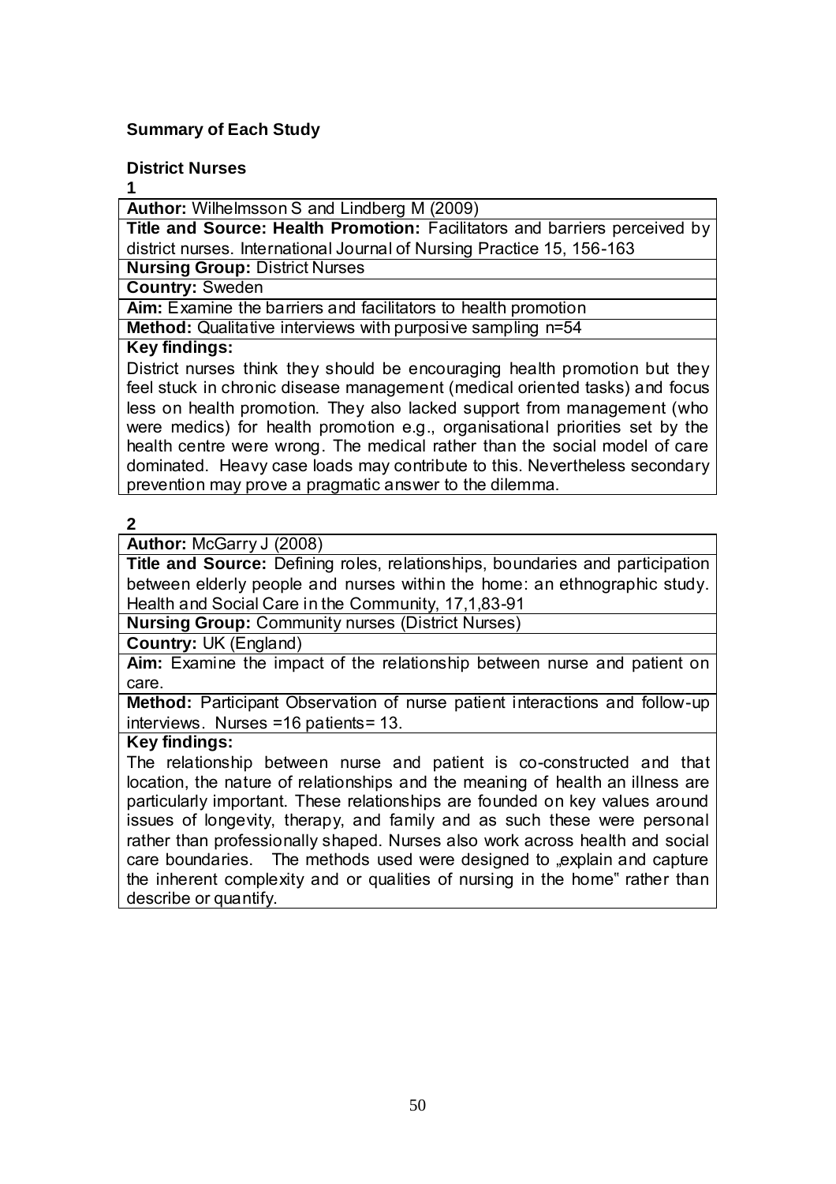**Summary of Each Study**

**District Nurses**

**1**

| **Author:** Wilhelmsson S and Lindberg M (2009) |
|---|
| **Title and Source: Health Promotion:** Facilitators and barriers perceived by district nurses. International Journal of Nursing Practice 15, 156-163 |
| **Nursing Group:** District Nurses |
| **Country:** Sweden |
| **Aim:** Examine the barriers and facilitators to health promotion |
| **Method:** Qualitative interviews with purposive sampling n=54 |
| **Key findings:** |
| District nurses think they should be encouraging health promotion but they feel stuck in chronic disease management (medical oriented tasks) and focus less on health promotion. They also lacked support from management (who were medics) for health promotion e.g., organisational priorities set by the health centre were wrong. The medical rather than the social model of care dominated. Heavy case loads may contribute to this. Nevertheless secondary prevention may prove a pragmatic answer to the dilemma. |

**2**

| **Author:** McGarry J (2008) |
|---|
| **Title and Source:** Defining roles, relationships, boundaries and participation between elderly people and nurses within the home: an ethnographic study. Health and Social Care in the Community, 17,1,83-91 |
| **Nursing Group:** Community nurses (District Nurses) |
| **Country:** UK (England) |
| **Aim:** Examine the impact of the relationship between nurse and patient on care. |
| **Method:** Participant Observation of nurse patient interactions and follow-up interviews. Nurses =16 patients= 13. |
| **Key findings:** |
| The relationship between nurse and patient is co-constructed and that location, the nature of relationships and the meaning of health an illness are particularly important. These relationships are founded on key values around issues of longevity, therapy, and family and as such these were personal rather than professionally shaped. Nurses also work across health and social care boundaries. The methods used were designed to „explain and capture the inherent complexity and or qualities of nursing in the home" rather than describe or quantify. |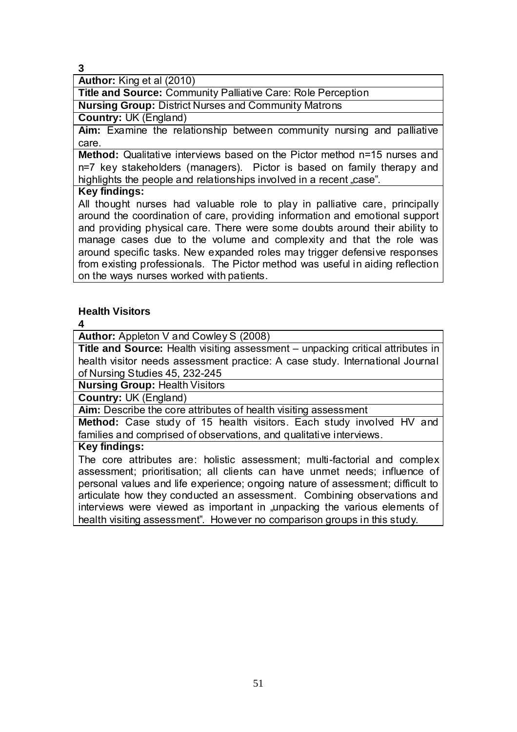**3**

| **Author:** King et al (2010) |
|---|
| **Title and Source:** Community Palliative Care: Role Perception |
| **Nursing Group:** District Nurses and Community Matrons |
| **Country:** UK (England) |
| **Aim:** Examine the relationship between community nursing and palliative care. |
| **Method:** Qualitative interviews based on the Pictor method n=15 nurses and n=7 key stakeholders (managers). Pictor is based on family therapy and highlights the people and relationships involved in a recent „case". |
| **Key findings:** |
| All thought nurses had valuable role to play in palliative care, principally around the coordination of care, providing information and emotional support and providing physical care. There were some doubts around their ability to manage cases due to the volume and complexity and that the role was around specific tasks. New expanded roles may trigger defensive responses from existing professionals. The Pictor method was useful in aiding reflection on the ways nurses worked with patients. |

### Health Visitors

**4**

| **Author:** Appleton V and Cowley S (2008) |
|---|
| **Title and Source:** Health visiting assessment – unpacking critical attributes in health visitor needs assessment practice: A case study. International Journal of Nursing Studies 45, 232-245 |
| **Nursing Group:** Health Visitors |
| **Country:** UK (England) |
| **Aim:** Describe the core attributes of health visiting assessment |
| **Method:** Case study of 15 health visitors. Each study involved HV and families and comprised of observations, and qualitative interviews. |
| **Key findings:** |
| The core attributes are: holistic assessment; multi-factorial and complex assessment; prioritisation; all clients can have unmet needs; influence of personal values and life experience; ongoing nature of assessment; difficult to articulate how they conducted an assessment. Combining observations and interviews were viewed as important in „unpacking the various elements of health visiting assessment". However no comparison groups in this study. |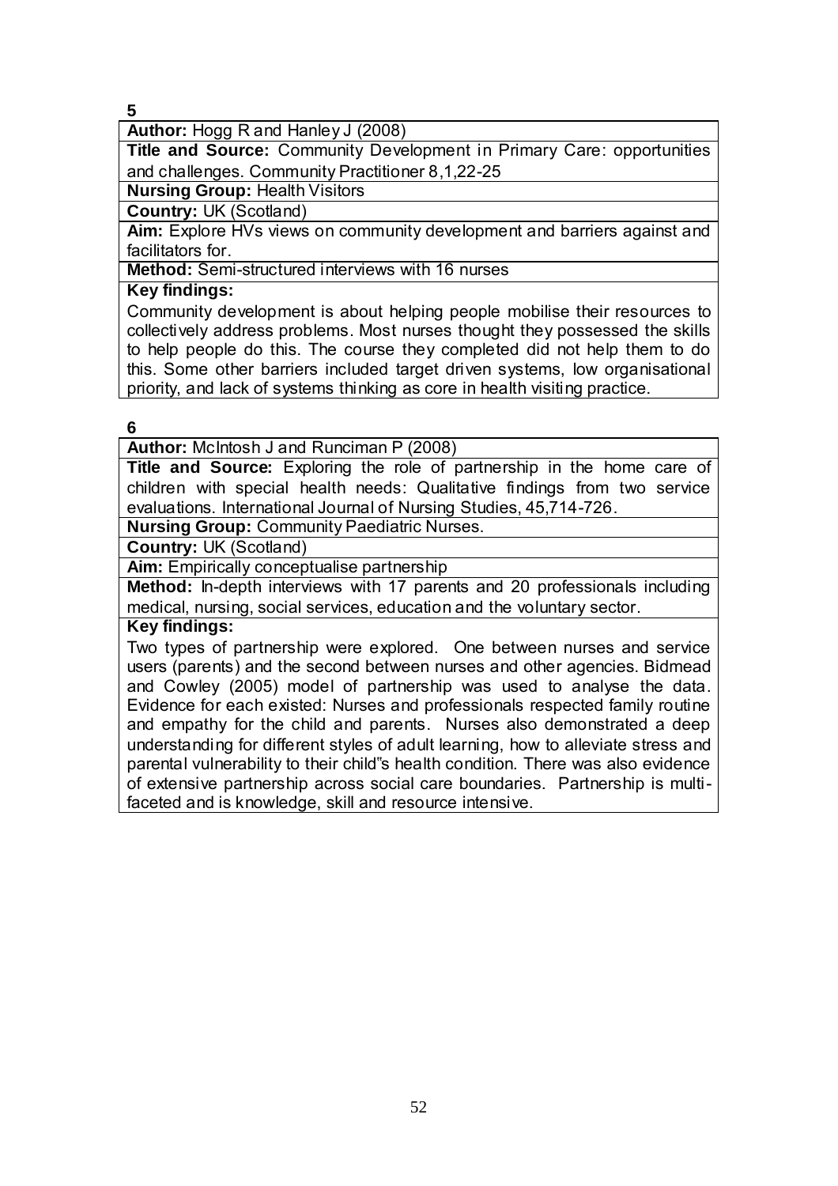**5**

**Author:** Hogg R and Hanley J (2008)

**Title and Source:** Community Development in Primary Care: opportunities and challenges. Community Practitioner 8,1,22-25

**Nursing Group:** Health Visitors

**Country:** UK (Scotland)

**Aim:** Explore HVs views on community development and barriers against and facilitators for.

**Method:** Semi-structured interviews with 16 nurses

**Key findings:**

Community development is about helping people mobilise their resources to collectively address problems. Most nurses thought they possessed the skills to help people do this. The course they completed did not help them to do this. Some other barriers included target driven systems, low organisational priority, and lack of systems thinking as core in health visiting practice.

**6**

**Author:** McIntosh J and Runciman P (2008)

**Title and Source:** Exploring the role of partnership in the home care of children with special health needs: Qualitative findings from two service evaluations. International Journal of Nursing Studies, 45,714-726.

**Nursing Group:** Community Paediatric Nurses.

**Country:** UK (Scotland)

**Aim:** Empirically conceptualise partnership

**Method:** In-depth interviews with 17 parents and 20 professionals including medical, nursing, social services, education and the voluntary sector.

**Key findings:**

Two types of partnership were explored. One between nurses and service users (parents) and the second between nurses and other agencies. Bidmead and Cowley (2005) model of partnership was used to analyse the data. Evidence for each existed: Nurses and professionals respected family routine and empathy for the child and parents. Nurses also demonstrated a deep understanding for different styles of adult learning, how to alleviate stress and parental vulnerability to their child"s health condition. There was also evidence of extensive partnership across social care boundaries. Partnership is multi-faceted and is knowledge, skill and resource intensive.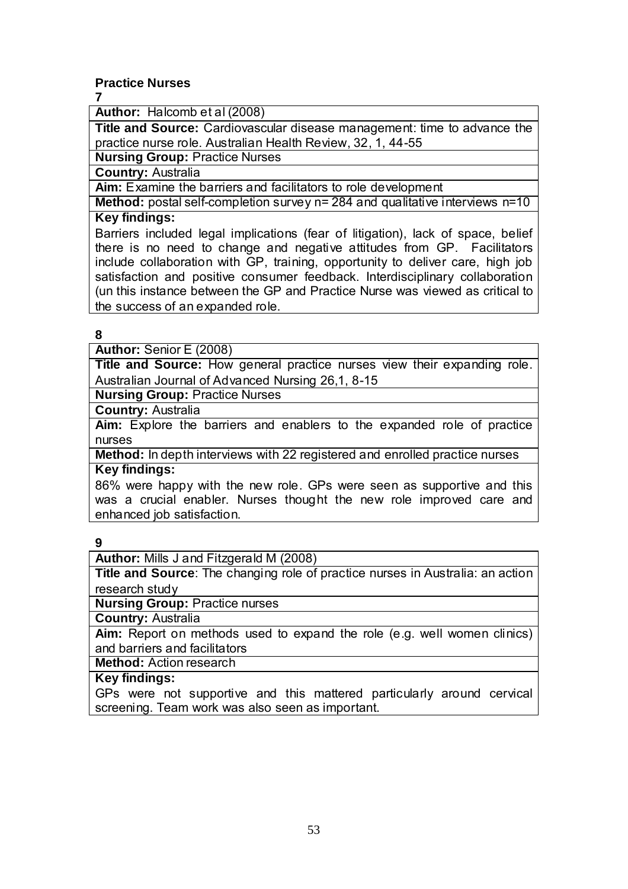**Practice Nurses**

**7**

| **Author:** Halcomb et al (2008) |
|---|
| **Title and Source:** Cardiovascular disease management: time to advance the practice nurse role. Australian Health Review, 32, 1, 44-55 |
| **Nursing Group:** Practice Nurses |
| **Country:** Australia |
| **Aim:** Examine the barriers and facilitators to role development |
| **Method:** postal self-completion survey n= 284 and qualitative interviews n=10 |
| **Key findings:** |
| Barriers included legal implications (fear of litigation), lack of space, belief there is no need to change and negative attitudes from GP. Facilitators include collaboration with GP, training, opportunity to deliver care, high job satisfaction and positive consumer feedback. Interdisciplinary collaboration (un this instance between the GP and Practice Nurse was viewed as critical to the success of an expanded role. |

**8**

| **Author:** Senior E (2008) |
|---|
| **Title and Source:** How general practice nurses view their expanding role. Australian Journal of Advanced Nursing 26,1, 8-15 |
| **Nursing Group:** Practice Nurses |
| **Country:** Australia |
| **Aim:** Explore the barriers and enablers to the expanded role of practice nurses |
| **Method:** In depth interviews with 22 registered and enrolled practice nurses |
| **Key findings:** |
| 86% were happy with the new role. GPs were seen as supportive and this was a crucial enabler. Nurses thought the new role improved care and enhanced job satisfaction. |

**9**

| **Author:** Mills J and Fitzgerald M (2008) |
|---|
| **Title and Source**: The changing role of practice nurses in Australia: an action research study |
| **Nursing Group:** Practice nurses |
| **Country:** Australia |
| **Aim:** Report on methods used to expand the role (e.g. well women clinics) and barriers and facilitators |
| **Method:** Action research |
| **Key findings:** |
| GPs were not supportive and this mattered particularly around cervical screening. Team work was also seen as important. |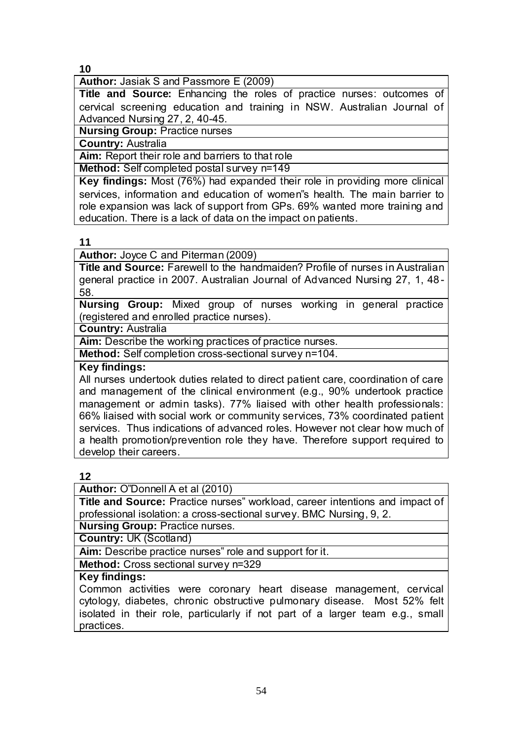**10**

**Author:** Jasiak S and Passmore E (2009)

**Title and Source:** Enhancing the roles of practice nurses: outcomes of cervical screening education and training in NSW. Australian Journal of Advanced Nursing 27, 2, 40-45.

**Nursing Group:** Practice nurses

**Country:** Australia

**Aim:** Report their role and barriers to that role

**Method:** Self completed postal survey n=149

**Key findings:** Most (76%) had expanded their role in providing more clinical services, information and education of women"s health. The main barrier to role expansion was lack of support from GPs. 69% wanted more training and education. There is a lack of data on the impact on patients.

**11**

**Author:** Joyce C and Piterman (2009)

**Title and Source:** Farewell to the handmaiden? Profile of nurses in Australian general practice in 2007. Australian Journal of Advanced Nursing 27, 1, 48-58.

**Nursing Group:** Mixed group of nurses working in general practice (registered and enrolled practice nurses).

**Country:** Australia

**Aim:** Describe the working practices of practice nurses.

**Method:** Self completion cross-sectional survey n=104.

**Key findings:**

All nurses undertook duties related to direct patient care, coordination of care and management of the clinical environment (e.g., 90% undertook practice management or admin tasks). 77% liaised with other health professionals: 66% liaised with social work or community services, 73% coordinated patient services. Thus indications of advanced roles. However not clear how much of a health promotion/prevention role they have. Therefore support required to develop their careers.

**12**

**Author:** O"Donnell A et al (2010)

**Title and Source:** Practice nurses" workload, career intentions and impact of professional isolation: a cross-sectional survey. BMC Nursing, 9, 2.

**Nursing Group:** Practice nurses.

**Country:** UK (Scotland)

**Aim:** Describe practice nurses" role and support for it.

**Method:** Cross sectional survey n=329

**Key findings:**

Common activities were coronary heart disease management, cervical cytology, diabetes, chronic obstructive pulmonary disease. Most 52% felt isolated in their role, particularly if not part of a larger team e.g., small practices.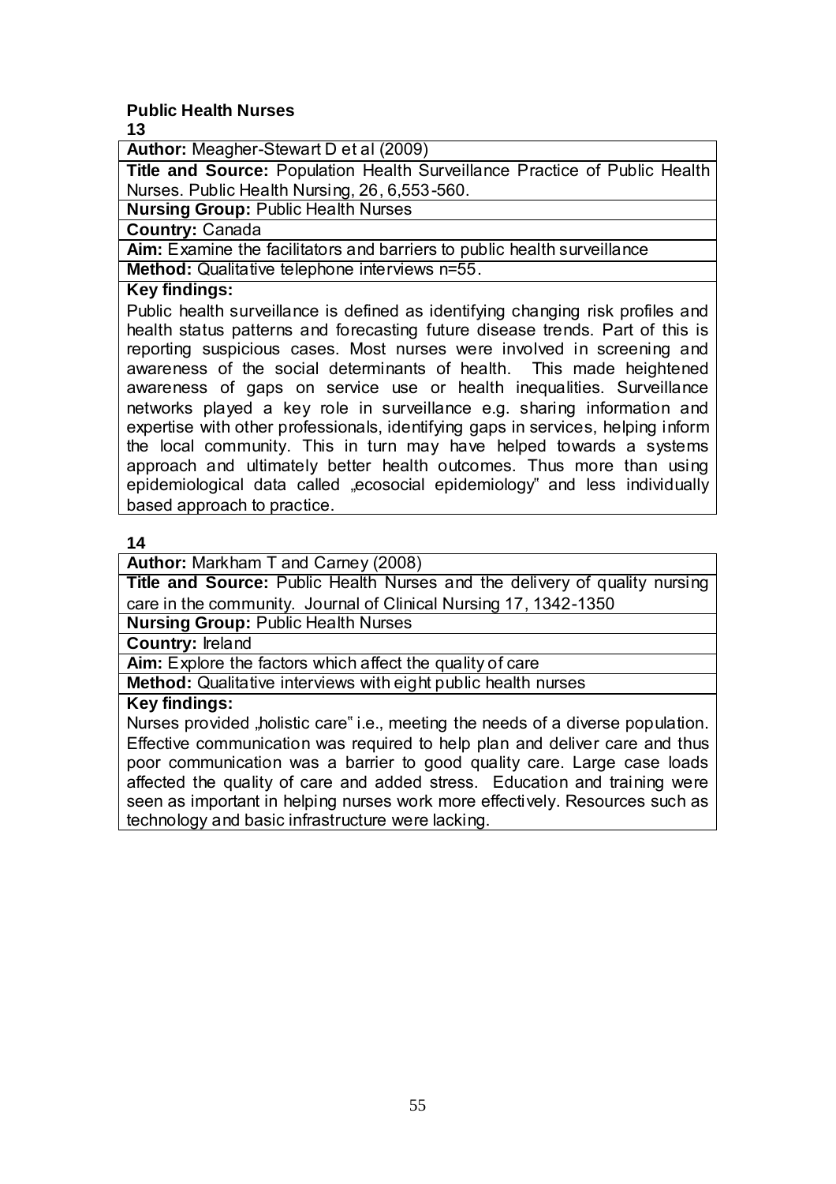**Public Health Nurses**

**13**

**Author:** Meagher-Stewart D et al (2009)

**Title and Source:** Population Health Surveillance Practice of Public Health Nurses. Public Health Nursing, 26, 6,553-560.

**Nursing Group:** Public Health Nurses

**Country:** Canada

**Aim:** Examine the facilitators and barriers to public health surveillance

**Method:** Qualitative telephone interviews n=55.

**Key findings:**

Public health surveillance is defined as identifying changing risk profiles and health status patterns and forecasting future disease trends. Part of this is reporting suspicious cases. Most nurses were involved in screening and awareness of the social determinants of health. This made heightened awareness of gaps on service use or health inequalities. Surveillance networks played a key role in surveillance e.g. sharing information and expertise with other professionals, identifying gaps in services, helping inform the local community. This in turn may have helped towards a systems approach and ultimately better health outcomes. Thus more than using epidemiological data called „ecosocial epidemiology" and less individually based approach to practice.

**14**

**Author:** Markham T and Carney (2008)

**Title and Source:** Public Health Nurses and the delivery of quality nursing care in the community. Journal of Clinical Nursing 17, 1342-1350

**Nursing Group:** Public Health Nurses

**Country:** Ireland

**Aim:** Explore the factors which affect the quality of care

**Method:** Qualitative interviews with eight public health nurses

**Key findings:**

Nurses provided „holistic care" i.e., meeting the needs of a diverse population. Effective communication was required to help plan and deliver care and thus poor communication was a barrier to good quality care. Large case loads affected the quality of care and added stress. Education and training were seen as important in helping nurses work more effectively. Resources such as technology and basic infrastructure were lacking.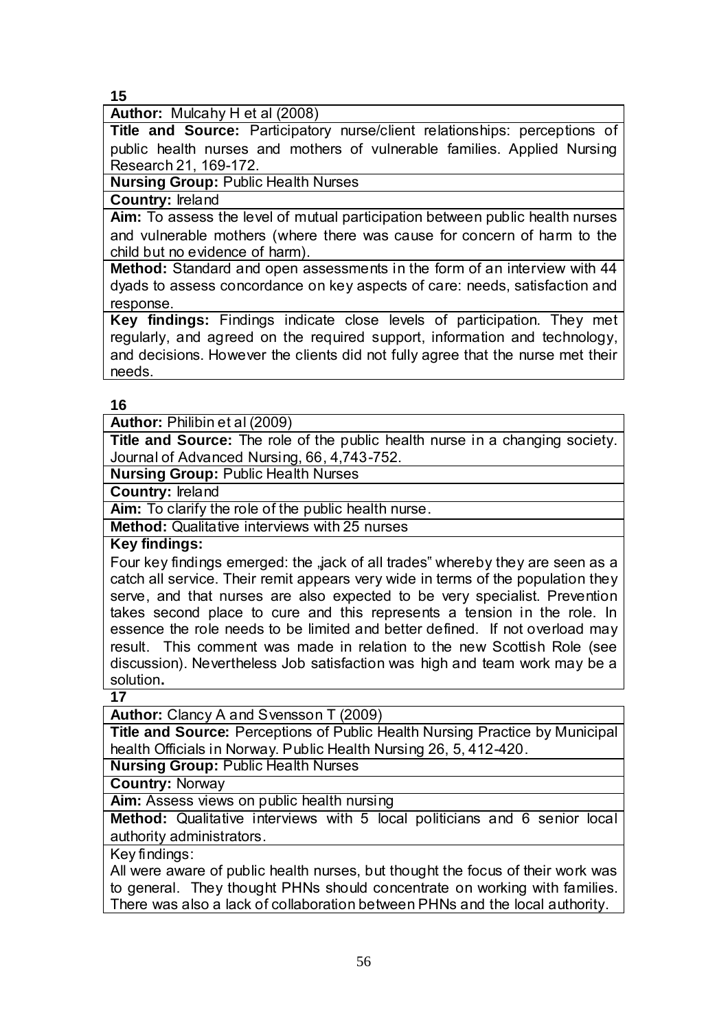**15**

**Author:** Mulcahy H et al (2008)

**Title and Source:** Participatory nurse/client relationships: perceptions of public health nurses and mothers of vulnerable families. Applied Nursing Research 21, 169-172.

**Nursing Group:** Public Health Nurses

**Country:** Ireland

**Aim:** To assess the level of mutual participation between public health nurses and vulnerable mothers (where there was cause for concern of harm to the child but no evidence of harm).

**Method:** Standard and open assessments in the form of an interview with 44 dyads to assess concordance on key aspects of care: needs, satisfaction and response.

**Key findings:** Findings indicate close levels of participation. They met regularly, and agreed on the required support, information and technology, and decisions. However the clients did not fully agree that the nurse met their needs.

**16**

**Author:** Philibin et al (2009)

**Title and Source:** The role of the public health nurse in a changing society. Journal of Advanced Nursing, 66, 4,743-752.

**Nursing Group:** Public Health Nurses

**Country:** Ireland

**Aim:** To clarify the role of the public health nurse.

**Method:** Qualitative interviews with 25 nurses

**Key findings:**

Four key findings emerged: the „jack of all trades" whereby they are seen as a catch all service. Their remit appears very wide in terms of the population they serve, and that nurses are also expected to be very specialist. Prevention takes second place to cure and this represents a tension in the role. In essence the role needs to be limited and better defined. If not overload may result. This comment was made in relation to the new Scottish Role (see discussion). Nevertheless Job satisfaction was high and team work may be a solution**.**

**17**

**Author:** Clancy A and Svensson T (2009)

**Title and Source:** Perceptions of Public Health Nursing Practice by Municipal health Officials in Norway. Public Health Nursing 26, 5, 412-420.

**Nursing Group:** Public Health Nurses

**Country:** Norway

**Aim:** Assess views on public health nursing

**Method:** Qualitative interviews with 5 local politicians and 6 senior local authority administrators.

Key findings:

All were aware of public health nurses, but thought the focus of their work was to general. They thought PHNs should concentrate on working with families. There was also a lack of collaboration between PHNs and the local authority.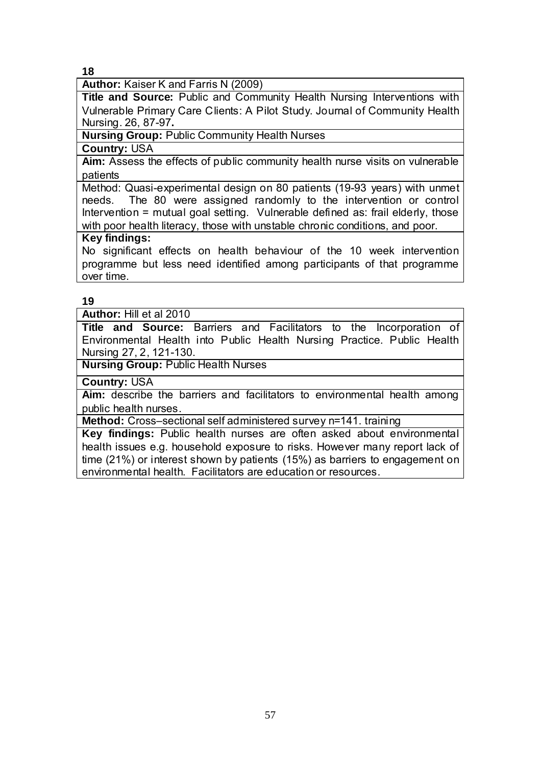**18**

**Author:** Kaiser K and Farris N (2009)

**Title and Source:** Public and Community Health Nursing Interventions with Vulnerable Primary Care Clients: A Pilot Study. Journal of Community Health Nursing. 26, 87-97**.**

**Nursing Group:** Public Community Health Nurses

**Country:** USA

**Aim:** Assess the effects of public community health nurse visits on vulnerable patients

Method: Quasi-experimental design on 80 patients (19-93 years) with unmet needs. The 80 were assigned randomly to the intervention or control Intervention = mutual goal setting. Vulnerable defined as: frail elderly, those with poor health literacy, those with unstable chronic conditions, and poor.

**Key findings:**

No significant effects on health behaviour of the 10 week intervention programme but less need identified among participants of that programme over time.

**19**

**Author:** Hill et al 2010

**Title and Source:** Barriers and Facilitators to the Incorporation of Environmental Health into Public Health Nursing Practice. Public Health Nursing 27, 2, 121-130.

**Nursing Group:** Public Health Nurses

**Country:** USA

**Aim:** describe the barriers and facilitators to environmental health among public health nurses.

**Method:** Cross–sectional self administered survey n=141. training

**Key findings:** Public health nurses are often asked about environmental health issues e.g. household exposure to risks. However many report lack of time (21%) or interest shown by patients (15%) as barriers to engagement on environmental health. Facilitators are education or resources.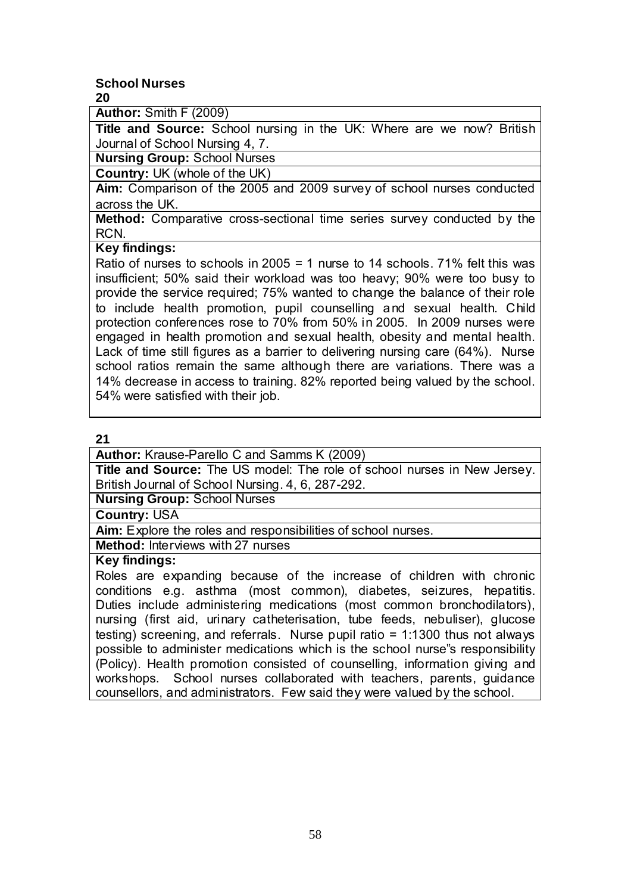## School Nurses

**20**

**Author:** Smith F (2009)

**Title and Source:** School nursing in the UK: Where are we now? British Journal of School Nursing 4, 7.

**Nursing Group:** School Nurses

**Country:** UK (whole of the UK)

**Aim:** Comparison of the 2005 and 2009 survey of school nurses conducted across the UK.

**Method:** Comparative cross-sectional time series survey conducted by the RCN.

**Key findings:**

Ratio of nurses to schools in 2005 = 1 nurse to 14 schools. 71% felt this was insufficient; 50% said their workload was too heavy; 90% were too busy to provide the service required; 75% wanted to change the balance of their role to include health promotion, pupil counselling and sexual health. Child protection conferences rose to 70% from 50% in 2005. In 2009 nurses were engaged in health promotion and sexual health, obesity and mental health. Lack of time still figures as a barrier to delivering nursing care (64%). Nurse school ratios remain the same although there are variations. There was a 14% decrease in access to training. 82% reported being valued by the school. 54% were satisfied with their job.

**21**

**Author:** Krause-Parello C and Samms K (2009)

**Title and Source:** The US model: The role of school nurses in New Jersey. British Journal of School Nursing. 4, 6, 287-292.

**Nursing Group:** School Nurses

**Country:** USA

**Aim:** Explore the roles and responsibilities of school nurses.

**Method:** Interviews with 27 nurses

**Key findings:**

Roles are expanding because of the increase of children with chronic conditions e.g. asthma (most common), diabetes, seizures, hepatitis. Duties include administering medications (most common bronchodilators), nursing (first aid, urinary catheterisation, tube feeds, nebuliser), glucose testing) screening, and referrals. Nurse pupil ratio = 1:1300 thus not always possible to administer medications which is the school nurse‟s responsibility (Policy). Health promotion consisted of counselling, information giving and workshops. School nurses collaborated with teachers, parents, guidance counsellors, and administrators. Few said they were valued by the school.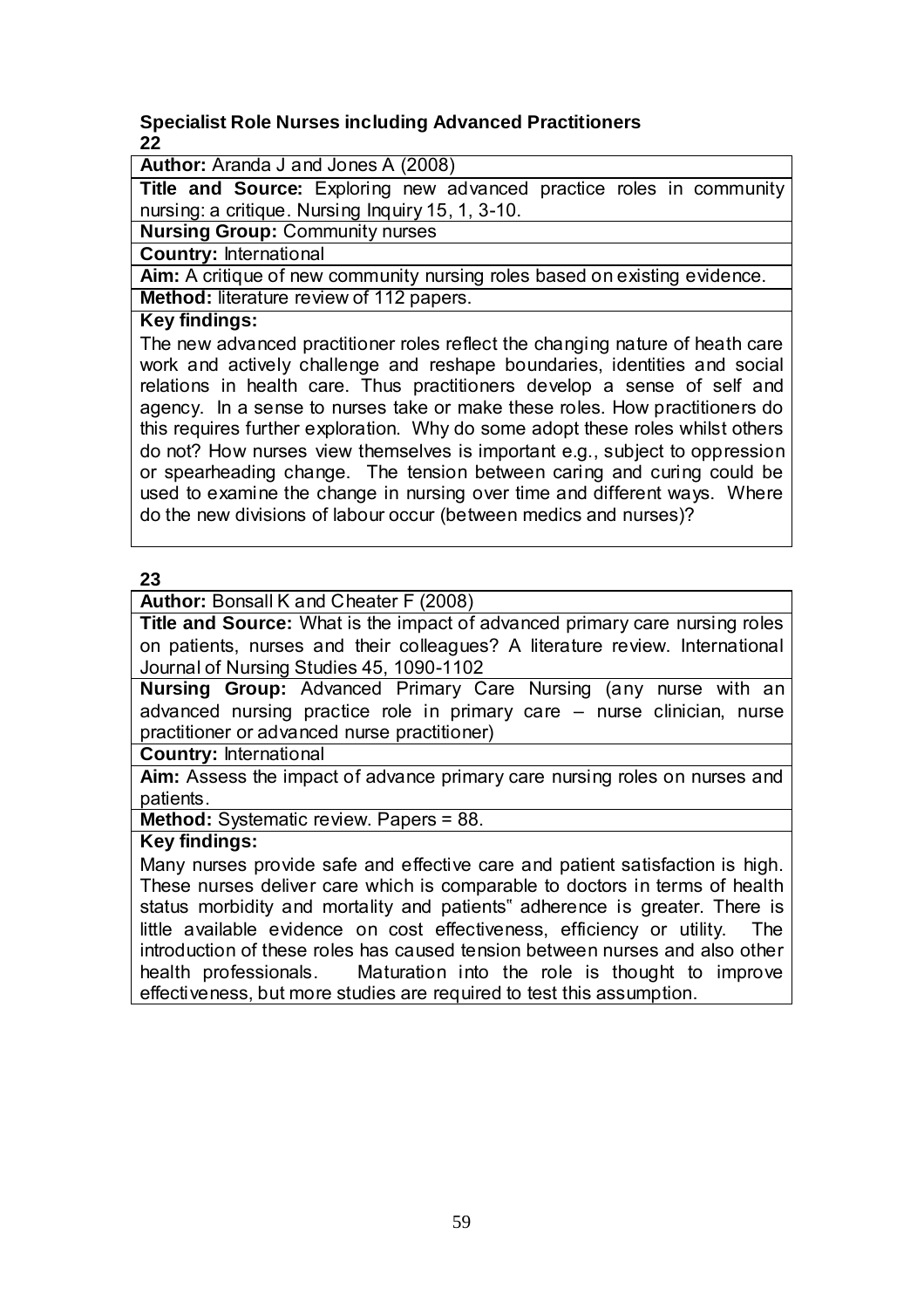### Specialist Role Nurses including Advanced Practitioners

**22**

**Author:** Aranda J and Jones A (2008)

**Title and Source:** Exploring new advanced practice roles in community nursing: a critique. Nursing Inquiry 15, 1, 3-10.

**Nursing Group:** Community nurses

**Country:** International

**Aim:** A critique of new community nursing roles based on existing evidence.

**Method:** literature review of 112 papers.

**Key findings:**

The new advanced practitioner roles reflect the changing nature of heath care work and actively challenge and reshape boundaries, identities and social relations in health care. Thus practitioners develop a sense of self and agency. In a sense to nurses take or make these roles. How practitioners do this requires further exploration. Why do some adopt these roles whilst others do not? How nurses view themselves is important e.g., subject to oppression or spearheading change. The tension between caring and curing could be used to examine the change in nursing over time and different ways. Where do the new divisions of labour occur (between medics and nurses)?

**23**

**Author:** Bonsall K and Cheater F (2008)

**Title and Source:** What is the impact of advanced primary care nursing roles on patients, nurses and their colleagues? A literature review. International Journal of Nursing Studies 45, 1090-1102

**Nursing Group:** Advanced Primary Care Nursing (any nurse with an advanced nursing practice role in primary care – nurse clinician, nurse practitioner or advanced nurse practitioner)

**Country:** International

**Aim:** Assess the impact of advance primary care nursing roles on nurses and patients.

**Method:** Systematic review. Papers = 88.

**Key findings:**

Many nurses provide safe and effective care and patient satisfaction is high. These nurses deliver care which is comparable to doctors in terms of health status morbidity and mortality and patients" adherence is greater. There is little available evidence on cost effectiveness, efficiency or utility. The introduction of these roles has caused tension between nurses and also other health professionals. Maturation into the role is thought to improve effectiveness, but more studies are required to test this assumption.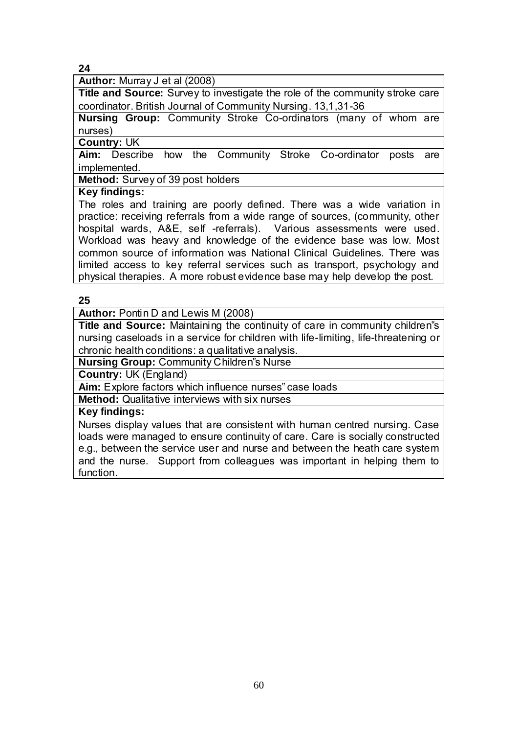**24**

**Author:** Murray J et al (2008)

**Title and Source:** Survey to investigate the role of the community stroke care coordinator. British Journal of Community Nursing. 13,1,31-36

**Nursing Group:** Community Stroke Co-ordinators (many of whom are nurses)

**Country:** UK

**Aim:** Describe how the Community Stroke Co-ordinator posts are implemented.

**Method:** Survey of 39 post holders

**Key findings:**

The roles and training are poorly defined. There was a wide variation in practice: receiving referrals from a wide range of sources, (community, other hospital wards, A&E, self -referrals). Various assessments were used. Workload was heavy and knowledge of the evidence base was low. Most common source of information was National Clinical Guidelines. There was limited access to key referral services such as transport, psychology and physical therapies. A more robust evidence base may help develop the post.

**25**

**Author:** Pontin D and Lewis M (2008)

**Title and Source:** Maintaining the continuity of care in community children"s nursing caseloads in a service for children with life-limiting, life-threatening or chronic health conditions: a qualitative analysis.

**Nursing Group:** Community Children"s Nurse

**Country:** UK (England)

**Aim:** Explore factors which influence nurses" case loads

**Method:** Qualitative interviews with six nurses

**Key findings:**

Nurses display values that are consistent with human centred nursing. Case loads were managed to ensure continuity of care. Care is socially constructed e.g., between the service user and nurse and between the heath care system and the nurse. Support from colleagues was important in helping them to function.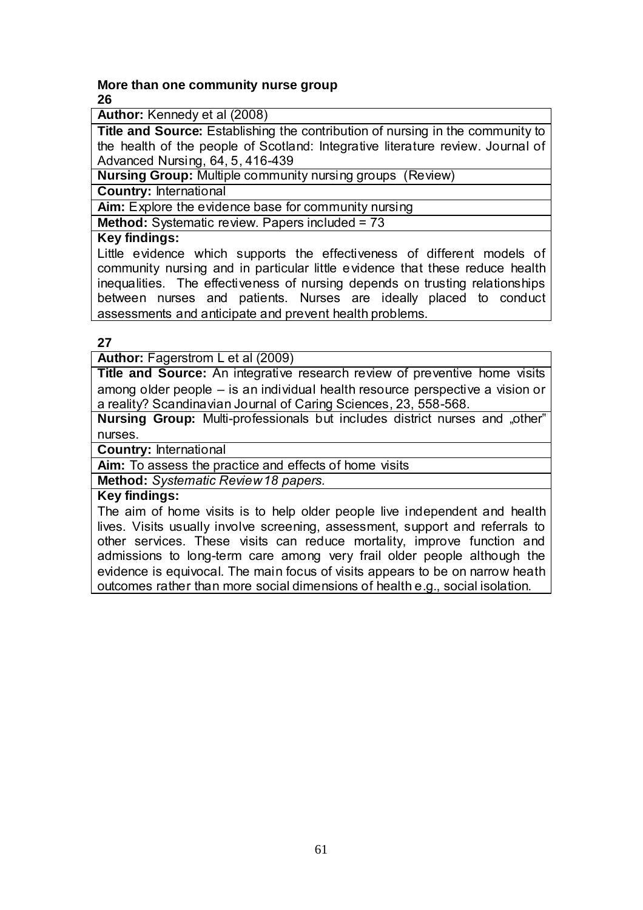**More than one community nurse group**

**26**

**Author:** Kennedy et al (2008)

**Title and Source:** Establishing the contribution of nursing in the community to the health of the people of Scotland: Integrative literature review. Journal of Advanced Nursing, 64, 5, 416-439

**Nursing Group:** Multiple community nursing groups (Review)

**Country:** International

**Aim:** Explore the evidence base for community nursing

**Method:** Systematic review. Papers included = 73

**Key findings:**

Little evidence which supports the effectiveness of different models of community nursing and in particular little evidence that these reduce health inequalities. The effectiveness of nursing depends on trusting relationships between nurses and patients. Nurses are ideally placed to conduct assessments and anticipate and prevent health problems.

**27**

**Author:** Fagerstrom L et al (2009)

**Title and Source:** An integrative research review of preventive home visits among older people – is an individual health resource perspective a vision or a reality? Scandinavian Journal of Caring Sciences, 23, 558-568.

**Nursing Group:** Multi-professionals but includes district nurses and „other" nurses.

**Country:** International

**Aim:** To assess the practice and effects of home visits

**Method:** *Systematic Review 18 papers.*

**Key findings:**

The aim of home visits is to help older people live independent and health lives. Visits usually involve screening, assessment, support and referrals to other services. These visits can reduce mortality, improve function and admissions to long-term care among very frail older people although the evidence is equivocal. The main focus of visits appears to be on narrow heath outcomes rather than more social dimensions of health e.g., social isolation.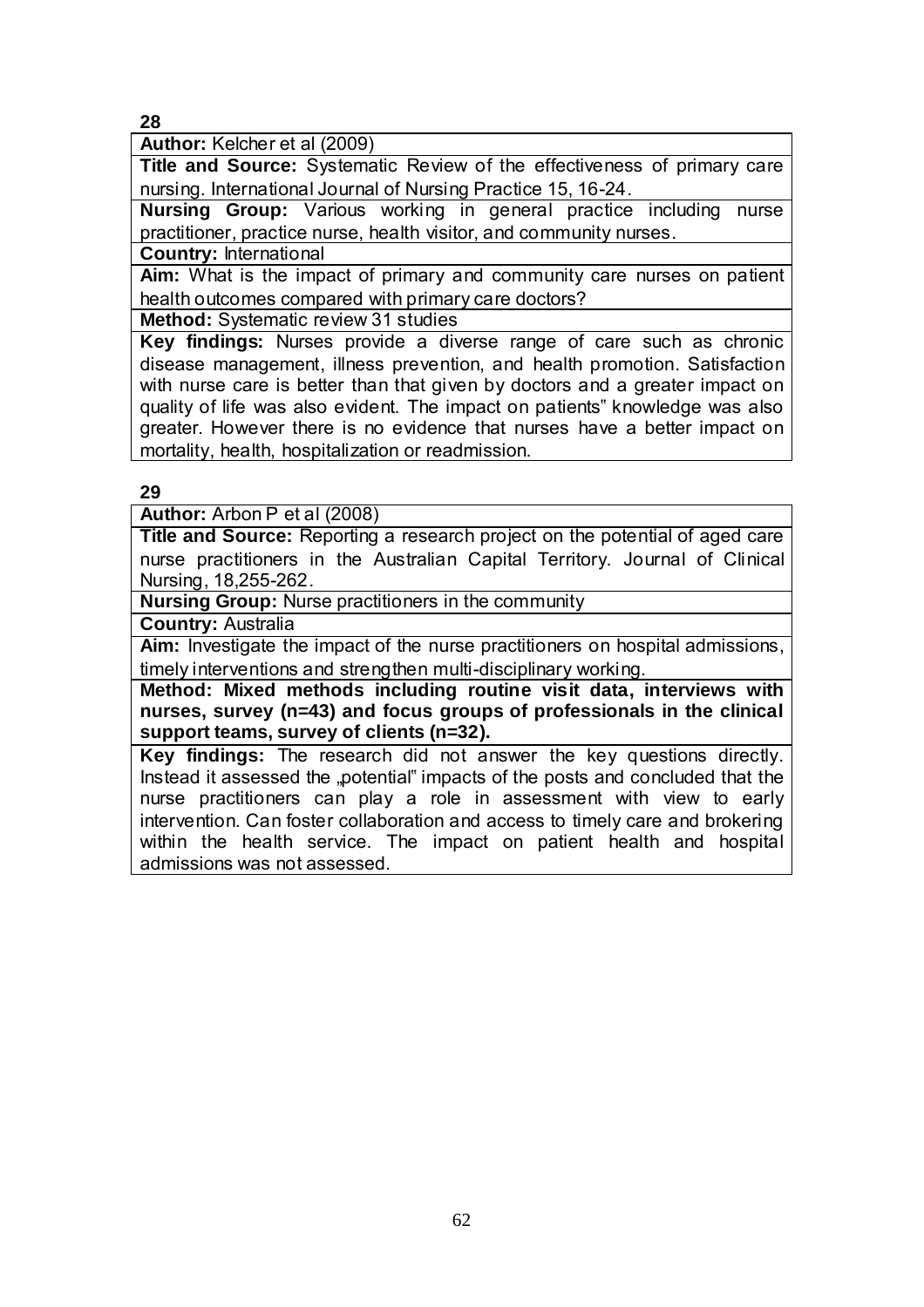**28**

**Author:** Kelcher et al (2009)

**Title and Source:** Systematic Review of the effectiveness of primary care nursing. International Journal of Nursing Practice 15, 16-24.

**Nursing Group:** Various working in general practice including nurse practitioner, practice nurse, health visitor, and community nurses.

**Country:** International

**Aim:** What is the impact of primary and community care nurses on patient health outcomes compared with primary care doctors?

**Method:** Systematic review 31 studies

**Key findings:** Nurses provide a diverse range of care such as chronic disease management, illness prevention, and health promotion. Satisfaction with nurse care is better than that given by doctors and a greater impact on quality of life was also evident. The impact on patients" knowledge was also greater. However there is no evidence that nurses have a better impact on mortality, health, hospitalization or readmission.

**29**

**Author:** Arbon P et al (2008)

**Title and Source:** Reporting a research project on the potential of aged care nurse practitioners in the Australian Capital Territory. Journal of Clinical Nursing, 18,255-262.

**Nursing Group:** Nurse practitioners in the community

**Country:** Australia

**Aim:** Investigate the impact of the nurse practitioners on hospital admissions, timely interventions and strengthen multi-disciplinary working.

**Method: Mixed methods including routine visit data, interviews with nurses, survey (n=43) and focus groups of professionals in the clinical support teams, survey of clients (n=32).**

**Key findings:** The research did not answer the key questions directly. Instead it assessed the „potential" impacts of the posts and concluded that the nurse practitioners can play a role in assessment with view to early intervention. Can foster collaboration and access to timely care and brokering within the health service. The impact on patient health and hospital admissions was not assessed.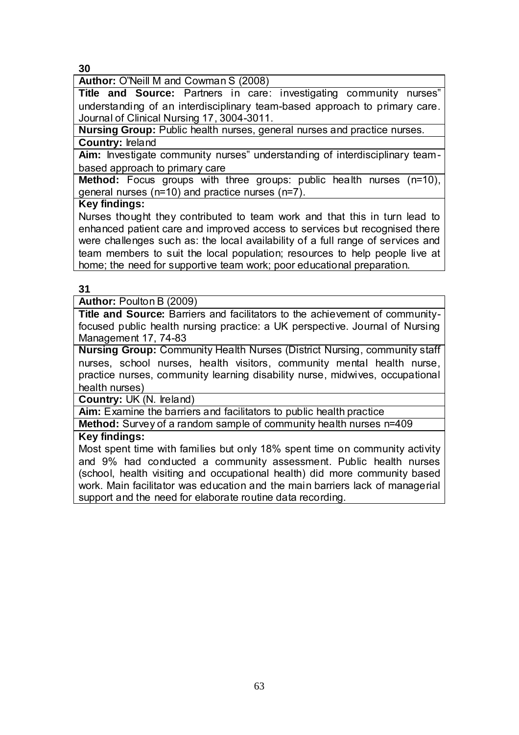**30**

**Author:** O"Neill M and Cowman S (2008)

**Title and Source:** Partners in care: investigating community nurses" understanding of an interdisciplinary team-based approach to primary care. Journal of Clinical Nursing 17, 3004-3011.

**Nursing Group:** Public health nurses, general nurses and practice nurses.

**Country:** Ireland

**Aim:** Investigate community nurses" understanding of interdisciplinary team-based approach to primary care

**Method:** Focus groups with three groups: public health nurses (n=10), general nurses (n=10) and practice nurses (n=7).

**Key findings:**

Nurses thought they contributed to team work and that this in turn lead to enhanced patient care and improved access to services but recognised there were challenges such as: the local availability of a full range of services and team members to suit the local population; resources to help people live at home; the need for supportive team work; poor educational preparation.

**31**

**Author:** Poulton B (2009)

**Title and Source:** Barriers and facilitators to the achievement of community-focused public health nursing practice: a UK perspective. Journal of Nursing Management 17, 74-83

**Nursing Group:** Community Health Nurses (District Nursing, community staff nurses, school nurses, health visitors, community mental health nurse, practice nurses, community learning disability nurse, midwives, occupational health nurses)

**Country:** UK (N. Ireland)

**Aim:** Examine the barriers and facilitators to public health practice

**Method:** Survey of a random sample of community health nurses n=409

**Key findings:**

Most spent time with families but only 18% spent time on community activity and 9% had conducted a community assessment. Public health nurses (school, health visiting and occupational health) did more community based work. Main facilitator was education and the main barriers lack of managerial support and the need for elaborate routine data recording.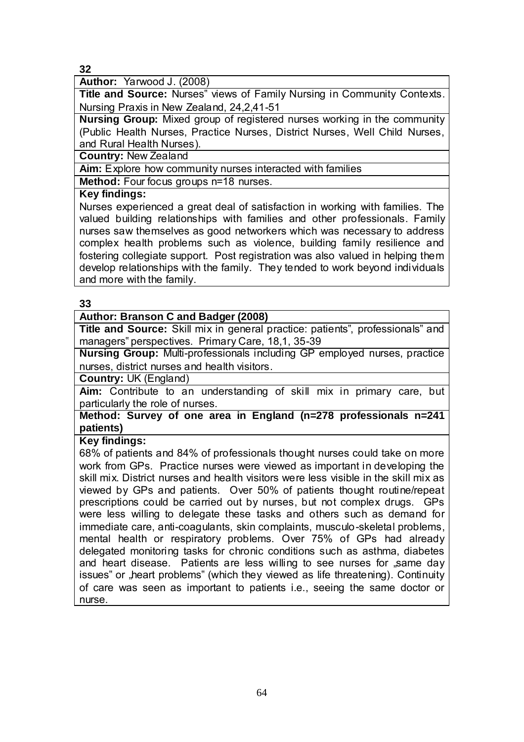**32**

**Author:** Yarwood J. (2008)

**Title and Source:** Nurses" views of Family Nursing in Community Contexts. Nursing Praxis in New Zealand, 24,2,41-51

**Nursing Group:** Mixed group of registered nurses working in the community (Public Health Nurses, Practice Nurses, District Nurses, Well Child Nurses, and Rural Health Nurses).

**Country:** New Zealand

**Aim:** Explore how community nurses interacted with families

**Method:** Four focus groups n=18 nurses.

**Key findings:**

Nurses experienced a great deal of satisfaction in working with families. The valued building relationships with families and other professionals. Family nurses saw themselves as good networkers which was necessary to address complex health problems such as violence, building family resilience and fostering collegiate support. Post registration was also valued in helping them develop relationships with the family. They tended to work beyond individuals and more with the family.

**33**

**Author: Branson C and Badger (2008)**

**Title and Source:** Skill mix in general practice: patients", professionals" and managers" perspectives. Primary Care, 18,1, 35-39

**Nursing Group:** Multi-professionals including GP employed nurses, practice nurses, district nurses and health visitors.

**Country:** UK (England)

**Aim:** Contribute to an understanding of skill mix in primary care, but particularly the role of nurses.

**Method: Survey of one area in England (n=278 professionals n=241 patients)**

**Key findings:**

68% of patients and 84% of professionals thought nurses could take on more work from GPs. Practice nurses were viewed as important in developing the skill mix. District nurses and health visitors were less visible in the skill mix as viewed by GPs and patients. Over 50% of patients thought routine/repeat prescriptions could be carried out by nurses, but not complex drugs. GPs were less willing to delegate these tasks and others such as demand for immediate care, anti-coagulants, skin complaints, musculo-skeletal problems, mental health or respiratory problems. Over 75% of GPs had already delegated monitoring tasks for chronic conditions such as asthma, diabetes and heart disease. Patients are less willing to see nurses for „same day issues" or „heart problems" (which they viewed as life threatening). Continuity of care was seen as important to patients i.e., seeing the same doctor or nurse.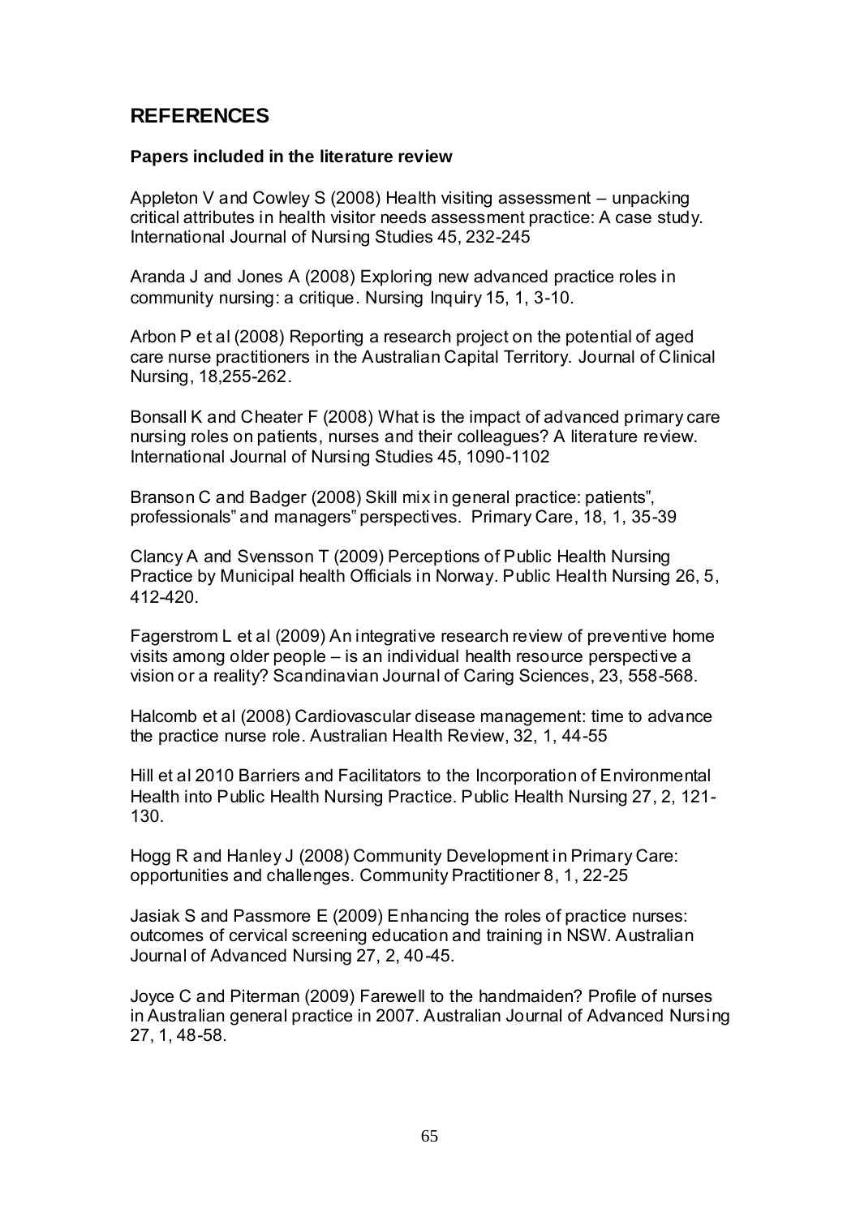## REFERENCES

### Papers included in the literature review

Appleton V and Cowley S (2008) Health visiting assessment – unpacking critical attributes in health visitor needs assessment practice: A case study. International Journal of Nursing Studies 45, 232-245

Aranda J and Jones A (2008) Exploring new advanced practice roles in community nursing: a critique. Nursing Inquiry 15, 1, 3-10.

Arbon P et al (2008) Reporting a research project on the potential of aged care nurse practitioners in the Australian Capital Territory. Journal of Clinical Nursing, 18,255-262.

Bonsall K and Cheater F (2008) What is the impact of advanced primary care nursing roles on patients, nurses and their colleagues? A literature review. International Journal of Nursing Studies 45, 1090-1102

Branson C and Badger (2008) Skill mix in general practice: patients", professionals" and managers" perspectives. Primary Care, 18, 1, 35-39

Clancy A and Svensson T (2009) Perceptions of Public Health Nursing Practice by Municipal health Officials in Norway. Public Health Nursing 26, 5, 412-420.

Fagerstrom L et al (2009) An integrative research review of preventive home visits among older people – is an individual health resource perspective a vision or a reality? Scandinavian Journal of Caring Sciences, 23, 558-568.

Halcomb et al (2008) Cardiovascular disease management: time to advance the practice nurse role. Australian Health Review, 32, 1, 44-55

Hill et al 2010 Barriers and Facilitators to the Incorporation of Environmental Health into Public Health Nursing Practice. Public Health Nursing 27, 2, 121-130.

Hogg R and Hanley J (2008) Community Development in Primary Care: opportunities and challenges. Community Practitioner 8, 1, 22-25

Jasiak S and Passmore E (2009) Enhancing the roles of practice nurses: outcomes of cervical screening education and training in NSW. Australian Journal of Advanced Nursing 27, 2, 40-45.

Joyce C and Piterman (2009) Farewell to the handmaiden? Profile of nurses in Australian general practice in 2007. Australian Journal of Advanced Nursing 27, 1, 48-58.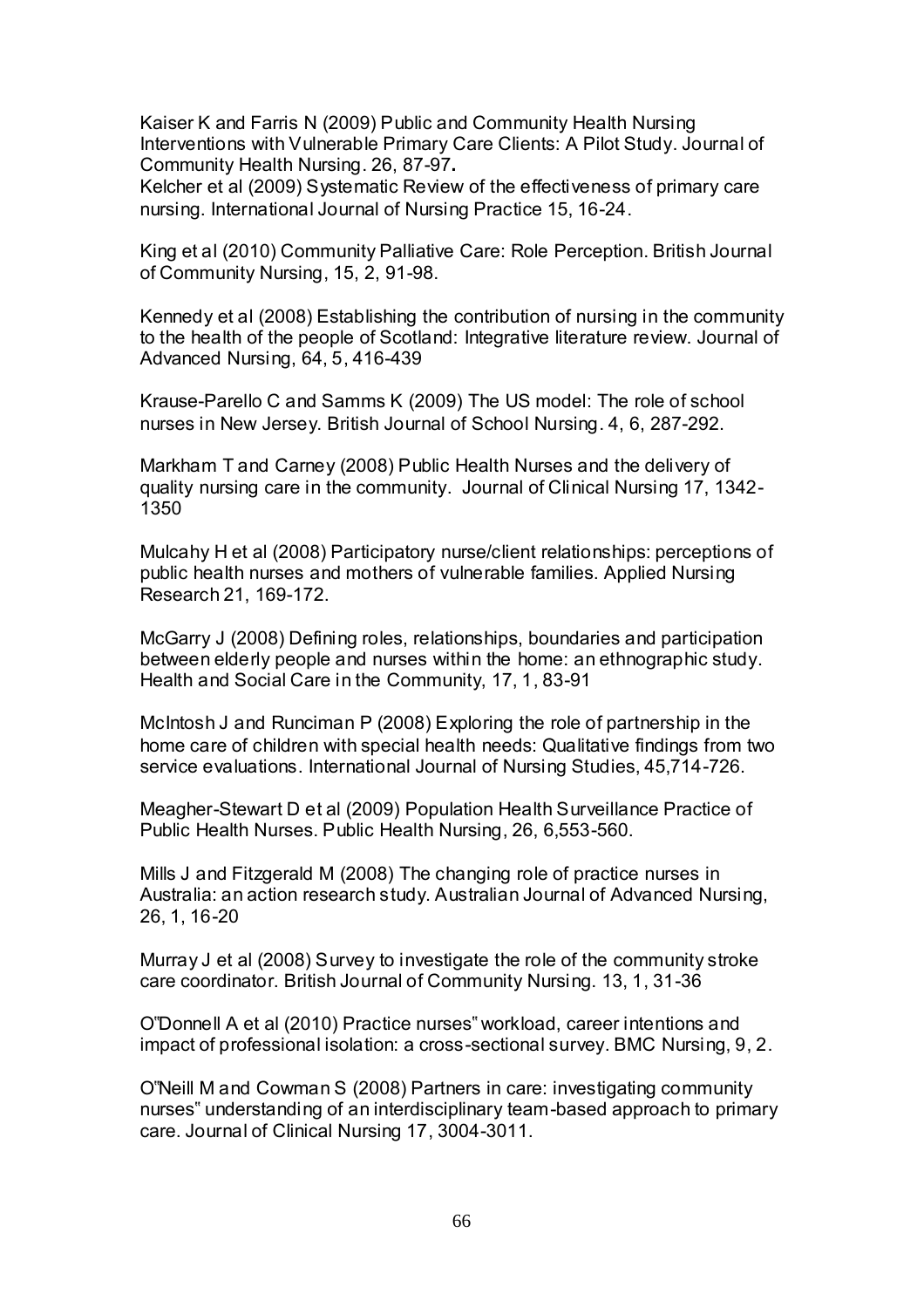Kaiser K and Farris N (2009) Public and Community Health Nursing Interventions with Vulnerable Primary Care Clients: A Pilot Study. Journal of Community Health Nursing. 26, 87-97.
Kelcher et al (2009) Systematic Review of the effectiveness of primary care nursing. International Journal of Nursing Practice 15, 16-24.

King et al (2010) Community Palliative Care: Role Perception. British Journal of Community Nursing, 15, 2, 91-98.

Kennedy et al (2008) Establishing the contribution of nursing in the community to the health of the people of Scotland: Integrative literature review. Journal of Advanced Nursing, 64, 5, 416-439

Krause-Parello C and Samms K (2009) The US model: The role of school nurses in New Jersey. British Journal of School Nursing. 4, 6, 287-292.

Markham T and Carney (2008) Public Health Nurses and the delivery of quality nursing care in the community. Journal of Clinical Nursing 17, 1342-1350

Mulcahy H et al (2008) Participatory nurse/client relationships: perceptions of public health nurses and mothers of vulnerable families. Applied Nursing Research 21, 169-172.

McGarry J (2008) Defining roles, relationships, boundaries and participation between elderly people and nurses within the home: an ethnographic study. Health and Social Care in the Community, 17, 1, 83-91

McIntosh J and Runciman P (2008) Exploring the role of partnership in the home care of children with special health needs: Qualitative findings from two service evaluations. International Journal of Nursing Studies, 45,714-726.

Meagher-Stewart D et al (2009) Population Health Surveillance Practice of Public Health Nurses. Public Health Nursing, 26, 6,553-560.

Mills J and Fitzgerald M (2008) The changing role of practice nurses in Australia: an action research study. Australian Journal of Advanced Nursing, 26, 1, 16-20

Murray J et al (2008) Survey to investigate the role of the community stroke care coordinator. British Journal of Community Nursing. 13, 1, 31-36

O"Donnell A et al (2010) Practice nurses" workload, career intentions and impact of professional isolation: a cross-sectional survey. BMC Nursing, 9, 2.

O"Neill M and Cowman S (2008) Partners in care: investigating community nurses" understanding of an interdisciplinary team-based approach to primary care. Journal of Clinical Nursing 17, 3004-3011.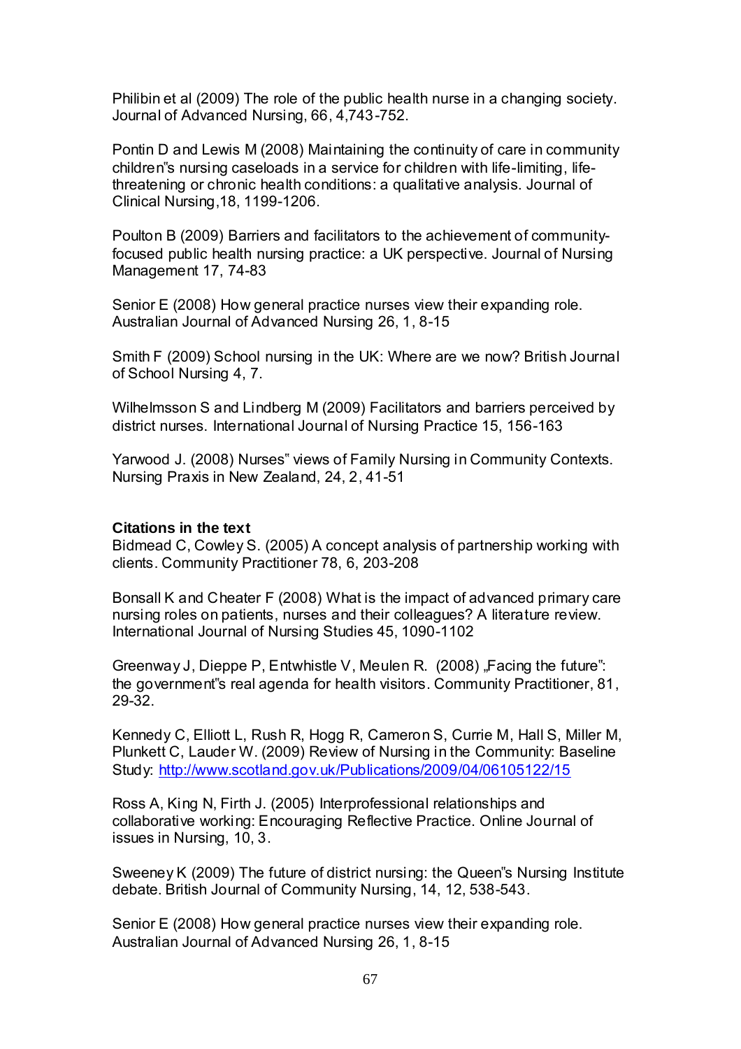Philibin et al (2009) The role of the public health nurse in a changing society. Journal of Advanced Nursing, 66, 4,743-752.

Pontin D and Lewis M (2008) Maintaining the continuity of care in community children"s nursing caseloads in a service for children with life-limiting, life-threatening or chronic health conditions: a qualitative analysis. Journal of Clinical Nursing,18, 1199-1206.

Poulton B (2009) Barriers and facilitators to the achievement of community-focused public health nursing practice: a UK perspective. Journal of Nursing Management 17, 74-83

Senior E (2008) How general practice nurses view their expanding role. Australian Journal of Advanced Nursing 26, 1, 8-15

Smith F (2009) School nursing in the UK: Where are we now? British Journal of School Nursing 4, 7.

Wilhelmsson S and Lindberg M (2009) Facilitators and barriers perceived by district nurses. International Journal of Nursing Practice 15, 156-163

Yarwood J. (2008) Nurses" views of Family Nursing in Community Contexts. Nursing Praxis in New Zealand, 24, 2, 41-51

**Citations in the text**

Bidmead C, Cowley S. (2005) A concept analysis of partnership working with clients. Community Practitioner 78, 6, 203-208

Bonsall K and Cheater F (2008) What is the impact of advanced primary care nursing roles on patients, nurses and their colleagues? A literature review. International Journal of Nursing Studies 45, 1090-1102

Greenway J, Dieppe P, Entwhistle V, Meulen R. (2008) „Facing the future": the government"s real agenda for health visitors. Community Practitioner, 81, 29-32.

Kennedy C, Elliott L, Rush R, Hogg R, Cameron S, Currie M, Hall S, Miller M, Plunkett C, Lauder W. (2009) Review of Nursing in the Community: Baseline Study: http://www.scotland.gov.uk/Publications/2009/04/06105122/15

Ross A, King N, Firth J. (2005) Interprofessional relationships and collaborative working: Encouraging Reflective Practice. Online Journal of issues in Nursing, 10, 3.

Sweeney K (2009) The future of district nursing: the Queen"s Nursing Institute debate. British Journal of Community Nursing, 14, 12, 538-543.

Senior E (2008) How general practice nurses view their expanding role. Australian Journal of Advanced Nursing 26, 1, 8-15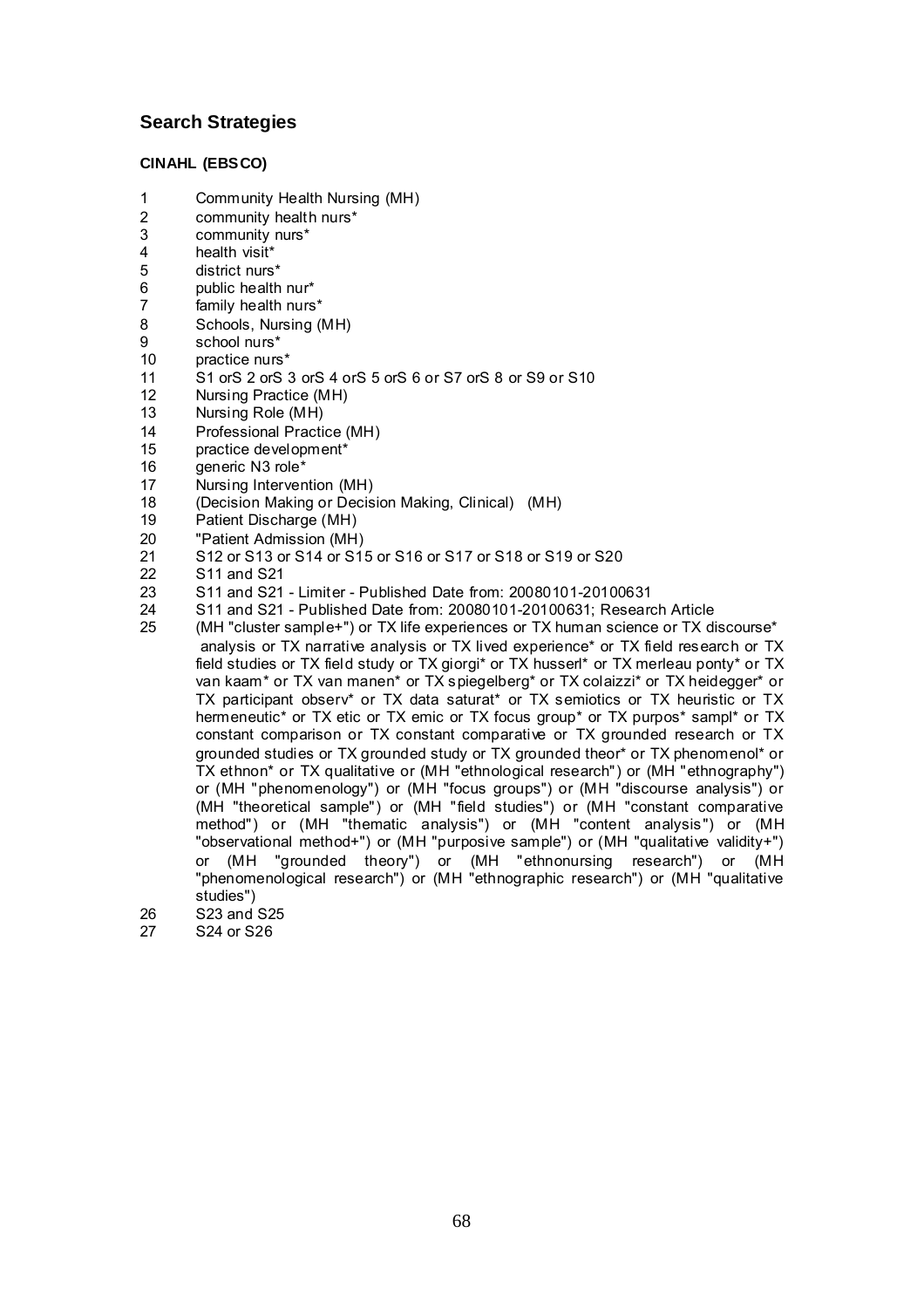## Search Strategies

### CINAHL (EBSCO)

1 Community Health Nursing (MH)
2 community health nurs*
3 community nurs*
4 health visit*
5 district nurs*
6 public health nur*
7 family health nurs*
8 Schools, Nursing (MH)
9 school nurs*
10 practice nurs*
11 S1 orS 2 orS 3 orS 4 orS 5 orS 6 or S7 orS 8 or S9 or S10
12 Nursing Practice (MH)
13 Nursing Role (MH)
14 Professional Practice (MH)
15 practice development*
16 generic N3 role*
17 Nursing Intervention (MH)
18 (Decision Making or Decision Making, Clinical) (MH)
19 Patient Discharge (MH)
20 "Patient Admission (MH)
21 S12 or S13 or S14 or S15 or S16 or S17 or S18 or S19 or S20
22 S11 and S21
23 S11 and S21 - Limiter - Published Date from: 20080101-20100631
24 S11 and S21 - Published Date from: 20080101-20100631; Research Article
25 (MH "cluster sample+") or TX life experiences or TX human science or TX discourse* analysis or TX narrative analysis or TX lived experience* or TX field research or TX field studies or TX field study or TX giorgi* or TX husserl* or TX merleau ponty* or TX van kaam* or TX van manen* or TX spiegelberg* or TX colaizzi* or TX heidegger* or TX participant observ* or TX data saturat* or TX semiotics or TX heuristic or TX hermeneutic* or TX etic or TX emic or TX focus group* or TX purpos* sampl* or TX constant comparison or TX constant comparative or TX grounded research or TX grounded studies or TX grounded study or TX grounded theor* or TX phenomenol* or TX ethnon* or TX qualitative or (MH "ethnological research") or (MH "ethnography") or (MH "phenomenology") or (MH "focus groups") or (MH "discourse analysis") or (MH "theoretical sample") or (MH "field studies") or (MH "constant comparative method") or (MH "thematic analysis") or (MH "content analysis") or (MH "observational method+") or (MH "purposive sample") or (MH "qualitative validity+") or (MH "grounded theory") or (MH "ethnonursing research") or (MH "phenomenological research") or (MH "ethnographic research") or (MH "qualitative studies")
26 S23 and S25
27 S24 or S26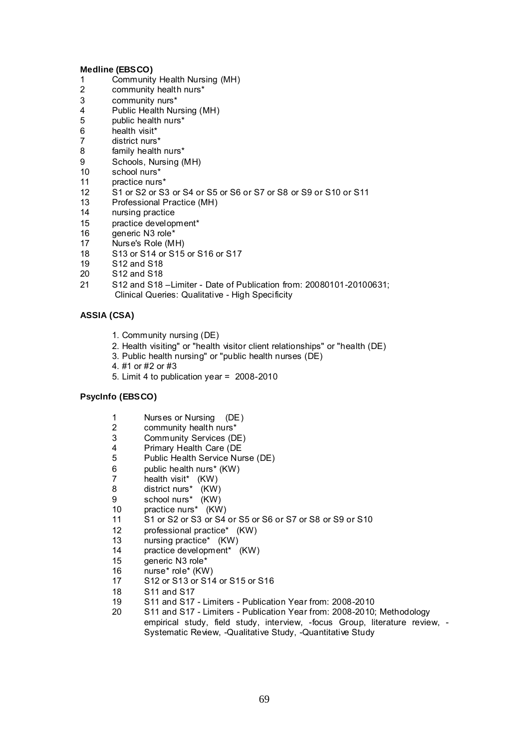**Medline (EBSCO)**

1 Community Health Nursing (MH)
2 community health nurs*
3 community nurs*
4 Public Health Nursing (MH)
5 public health nurs*
6 health visit*
7 district nurs*
8 family health nurs*
9 Schools, Nursing (MH)
10 school nurs*
11 practice nurs*
12 S1 or S2 or S3 or S4 or S5 or S6 or S7 or S8 or S9 or S10 or S11
13 Professional Practice (MH)
14 nursing practice
15 practice development*
16 generic N3 role*
17 Nurse's Role (MH)
18 S13 or S14 or S15 or S16 or S17
19 S12 and S18
20 S12 and S18
21 S12 and S18 –Limiter - Date of Publication from: 20080101-20100631; Clinical Queries: Qualitative - High Specificity

**ASSIA (CSA)**

1. Community nursing (DE)
2. Health visiting" or "health visitor client relationships" or "health (DE)
3. Public health nursing" or "public health nurses (DE)
4. #1 or #2 or #3
5. Limit 4 to publication year = 2008-2010

**PsycInfo (EBSCO)**

1 Nurses or Nursing (DE)
2 community health nurs*
3 Community Services (DE)
4 Primary Health Care (DE
5 Public Health Service Nurse (DE)
6 public health nurs* (KW)
7 health visit* (KW)
8 district nurs* (KW)
9 school nurs* (KW)
10 practice nurs* (KW)
11 S1 or S2 or S3 or S4 or S5 or S6 or S7 or S8 or S9 or S10
12 professional practice* (KW)
13 nursing practice* (KW)
14 practice development* (KW)
15 generic N3 role*
16 nurse* role* (KW)
17 S12 or S13 or S14 or S15 or S16
18 S11 and S17
19 S11 and S17 - Limiters - Publication Year from: 2008-2010
20 S11 and S17 - Limiters - Publication Year from: 2008-2010; Methodology empirical study, field study, interview, -focus Group, literature review, -Systematic Review, -Qualitative Study, -Quantitative Study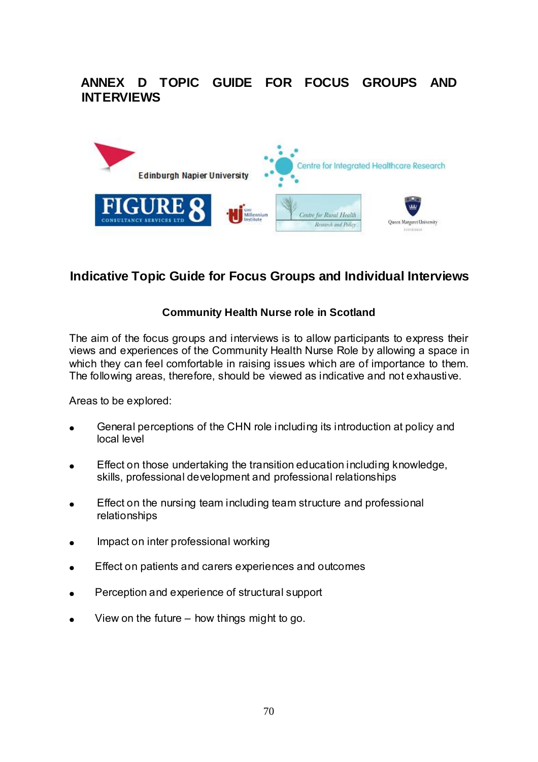# ANNEX D TOPIC GUIDE FOR FOCUS GROUPS AND INTERVIEWS

## Indicative Topic Guide for Focus Groups and Individual Interviews

### Community Health Nurse role in Scotland

The aim of the focus groups and interviews is to allow participants to express their views and experiences of the Community Health Nurse Role by allowing a space in which they can feel comfortable in raising issues which are of importance to them. The following areas, therefore, should be viewed as indicative and not exhaustive.

Areas to be explored:

- General perceptions of the CHN role including its introduction at policy and local level
- Effect on those undertaking the transition education including knowledge, skills, professional development and professional relationships
- Effect on the nursing team including team structure and professional relationships
- Impact on inter professional working
- Effect on patients and carers experiences and outcomes
- Perception and experience of structural support
- View on the future – how things might to go.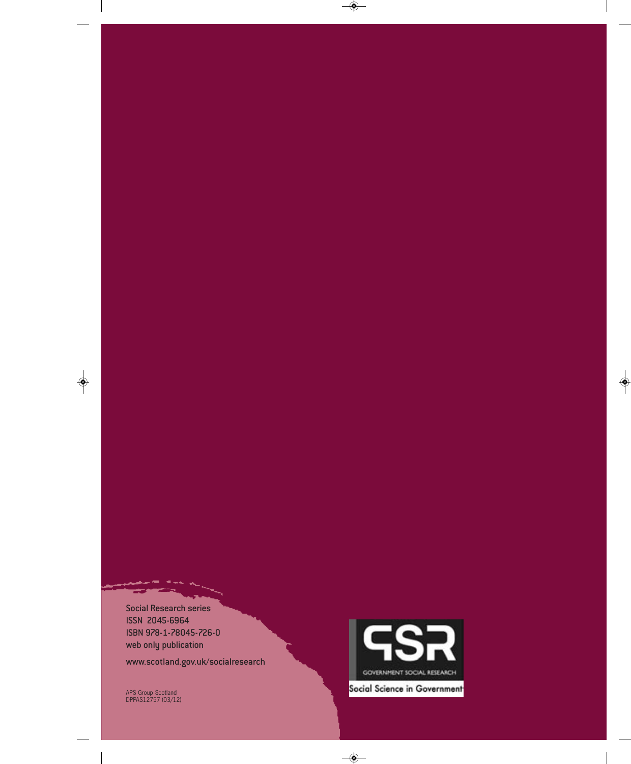Social Research series
ISSN 2045-6964
ISBN 978-1-78045-726-0
web only publication

www.scotland.gov.uk/socialresearch

APS Group Scotland
DPPAS12757 (03/12)

GOVERNMENT SOCIAL RESEARCH

Social Science in Government